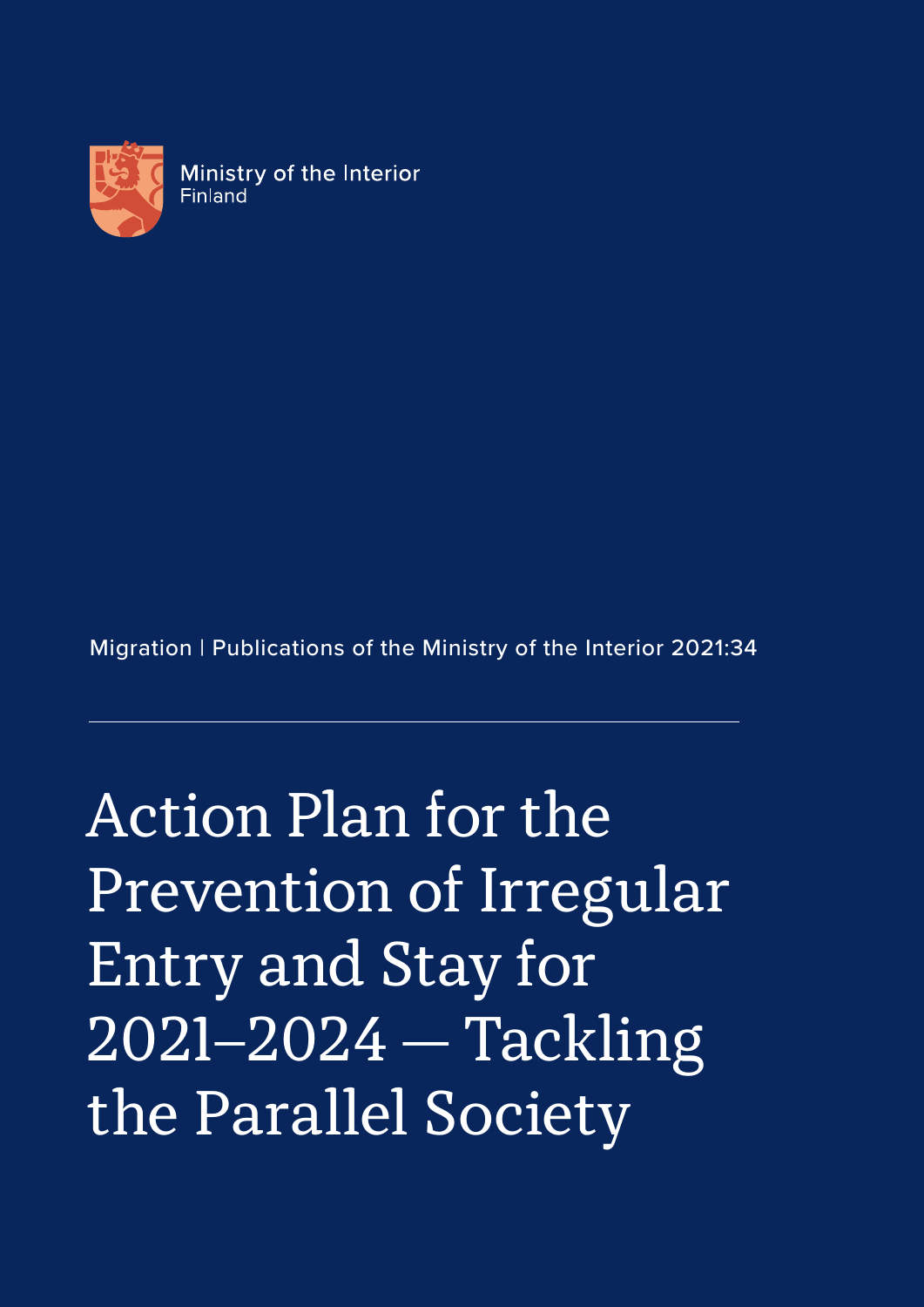Ministry of the Interior
Finland

Migration | Publications of the Ministry of the Interior 2021:34

# Action Plan for the Prevention of Irregular Entry and Stay for 2021–2024 — Tackling the Parallel Society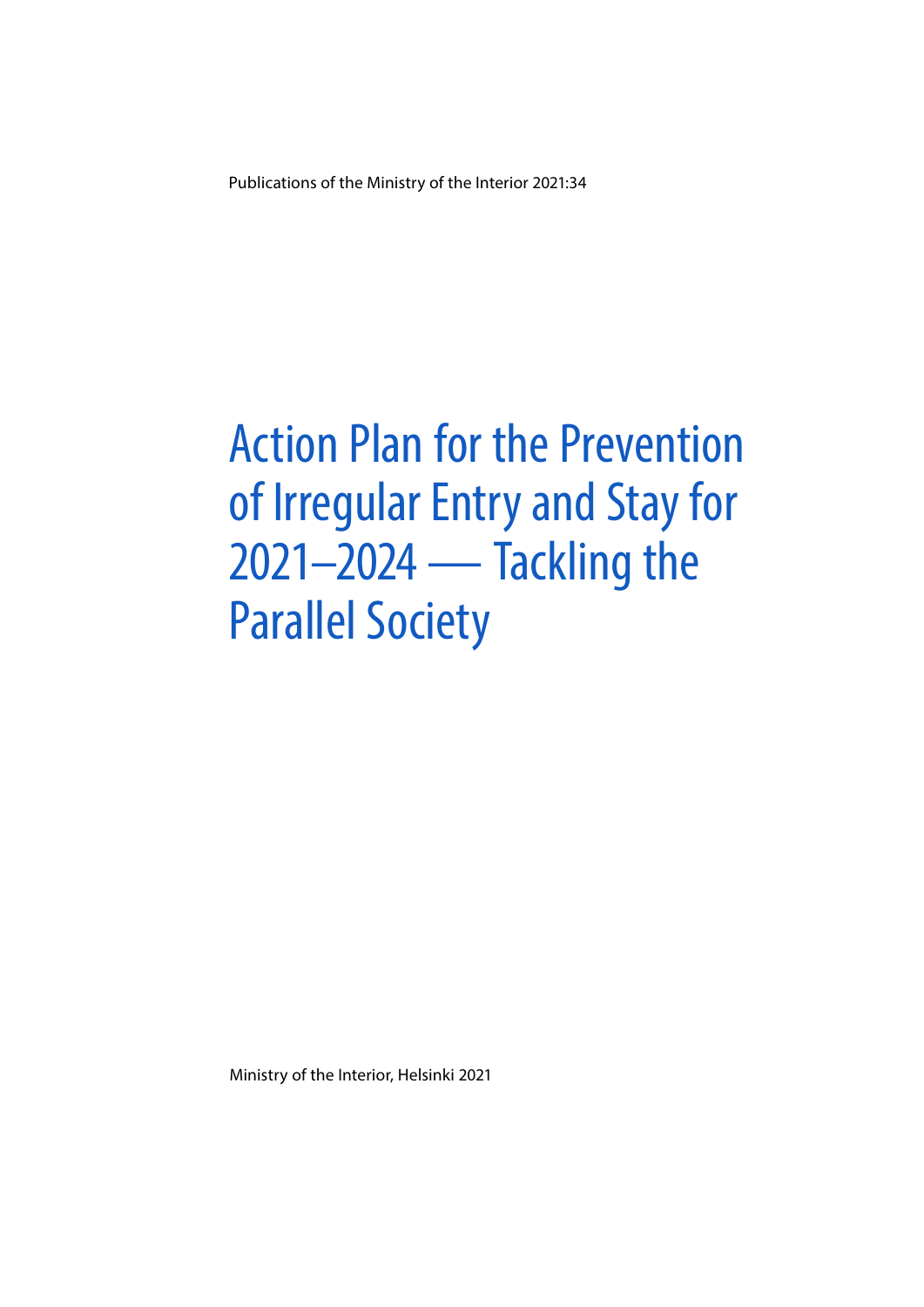Publications of the Ministry of the Interior 2021:34

# Action Plan for the Prevention of Irregular Entry and Stay for 2021–2024 — Tackling the Parallel Society

Ministry of the Interior, Helsinki 2021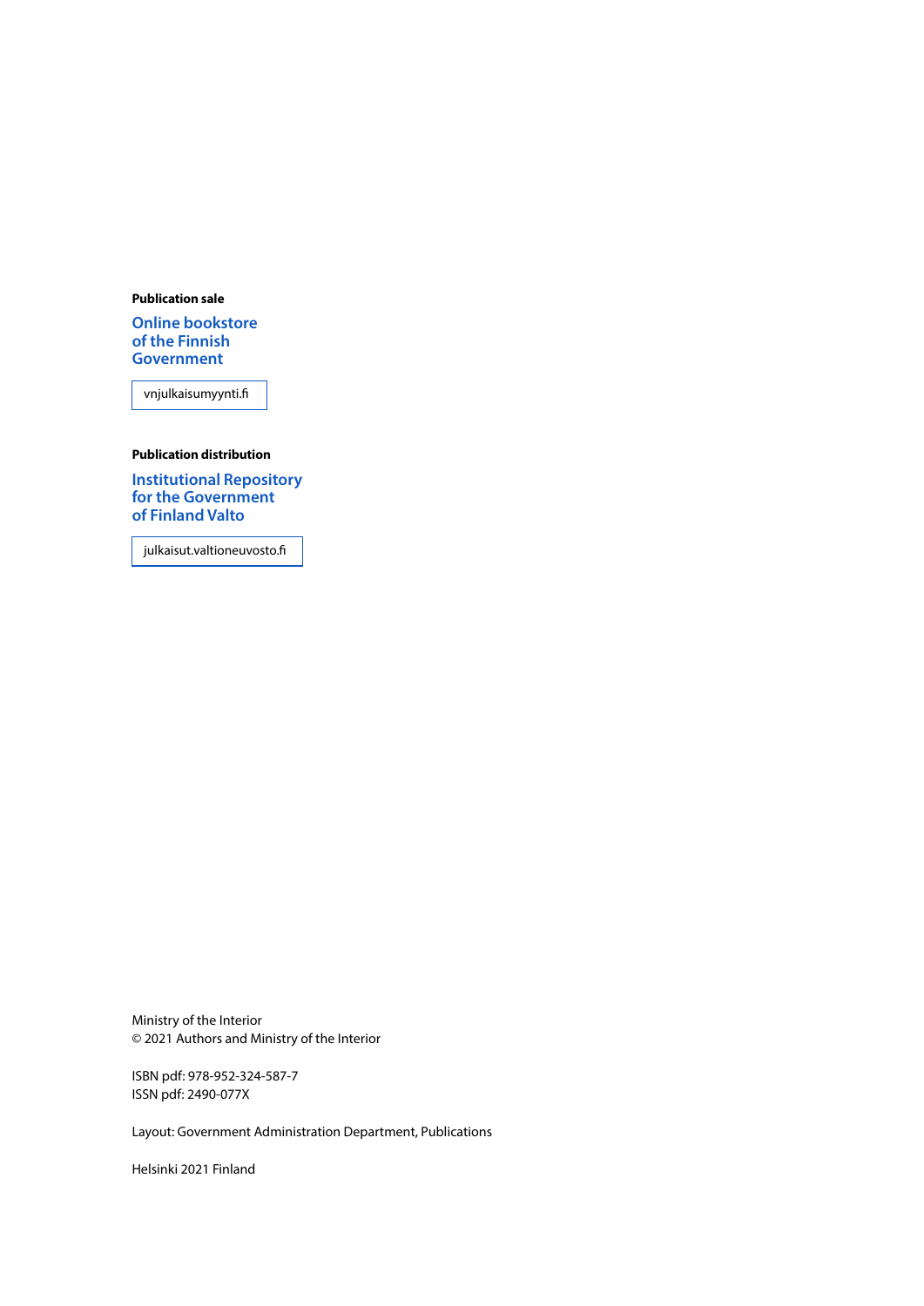**Publication sale**

**Online bookstore of the Finnish Government**

vnjulkaisumyynti.fi

**Publication distribution**

**Institutional Repository for the Government of Finland Valto**

julkaisut.valtioneuvosto.fi

Ministry of the Interior
© 2021 Authors and Ministry of the Interior

ISBN pdf: 978-952-324-587-7
ISSN pdf: 2490-077X

Layout: Government Administration Department, Publications

Helsinki 2021 Finland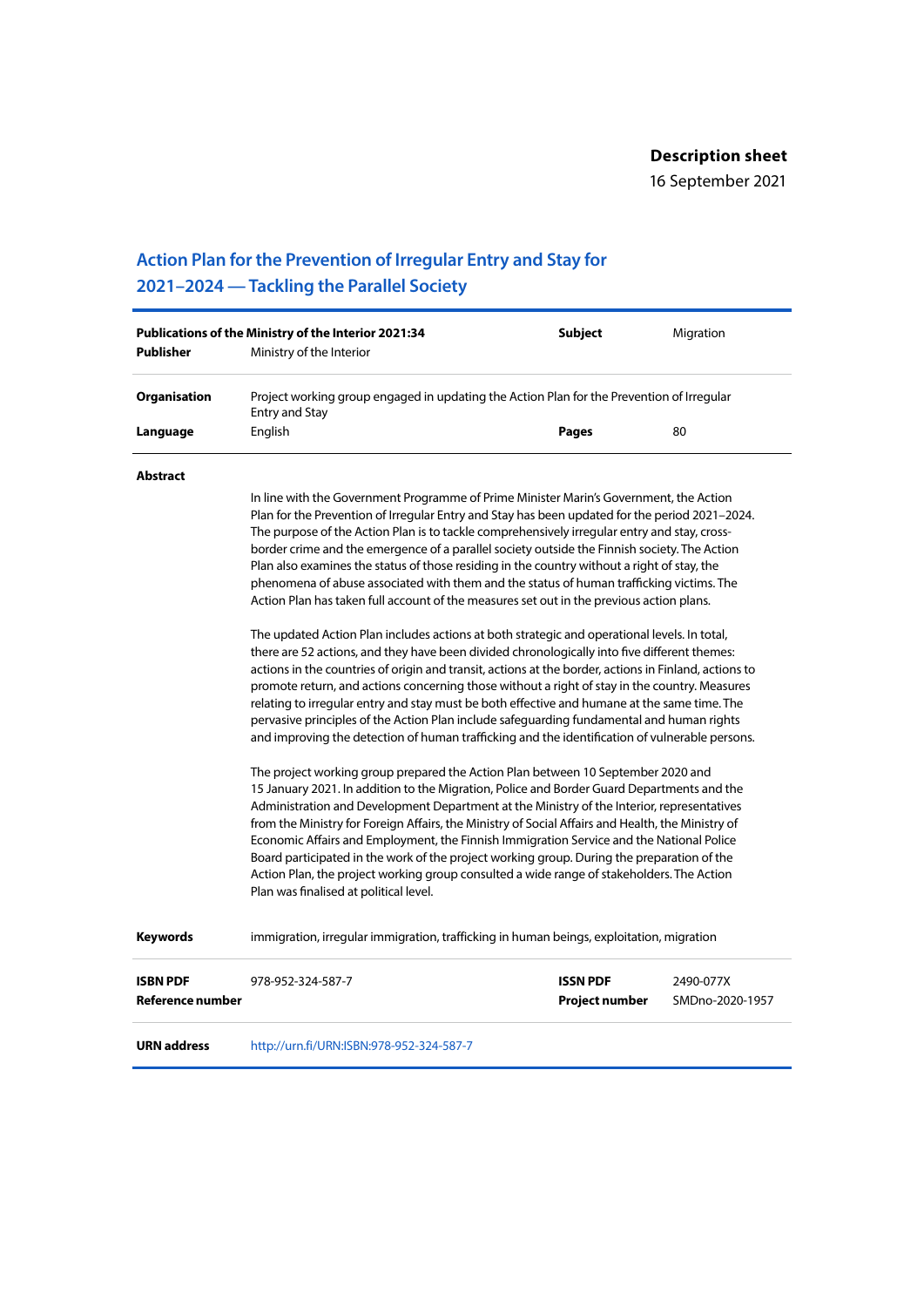**Description sheet**
16 September 2021

# Action Plan for the Prevention of Irregular Entry and Stay for 2021–2024 — Tackling the Parallel Society

| | | | |
|---|---|---|---|
| **Publications of the Ministry of the Interior 2021:34** | | **Subject** | Migration |
| **Publisher** | Ministry of the Interior | | |
| **Organisation** | Project working group engaged in updating the Action Plan for the Prevention of Irregular Entry and Stay | | |
| **Language** | English | **Pages** | 80 |

**Abstract**

In line with the Government Programme of Prime Minister Marin's Government, the Action Plan for the Prevention of Irregular Entry and Stay has been updated for the period 2021–2024. The purpose of the Action Plan is to tackle comprehensively irregular entry and stay, cross-border crime and the emergence of a parallel society outside the Finnish society. The Action Plan also examines the status of those residing in the country without a right of stay, the phenomena of abuse associated with them and the status of human trafficking victims. The Action Plan has taken full account of the measures set out in the previous action plans.

The updated Action Plan includes actions at both strategic and operational levels. In total, there are 52 actions, and they have been divided chronologically into five different themes: actions in the countries of origin and transit, actions at the border, actions in Finland, actions to promote return, and actions concerning those without a right of stay in the country. Measures relating to irregular entry and stay must be both effective and humane at the same time. The pervasive principles of the Action Plan include safeguarding fundamental and human rights and improving the detection of human trafficking and the identification of vulnerable persons.

The project working group prepared the Action Plan between 10 September 2020 and 15 January 2021. In addition to the Migration, Police and Border Guard Departments and the Administration and Development Department at the Ministry of the Interior, representatives from the Ministry for Foreign Affairs, the Ministry of Social Affairs and Health, the Ministry of Economic Affairs and Employment, the Finnish Immigration Service and the National Police Board participated in the work of the project working group. During the preparation of the Action Plan, the project working group consulted a wide range of stakeholders. The Action Plan was finalised at political level.

| | | | |
|---|---|---|---|
| **Keywords** | immigration, irregular immigration, trafficking in human beings, exploitation, migration | | |
| **ISBN PDF** | 978-952-324-587-7 | **ISSN PDF** | 2490-077X |
| **Reference number** | | **Project number** | SMDno-2020-1957 |
| **URN address** | http://urn.fi/URN:ISBN:978-952-324-587-7 | | |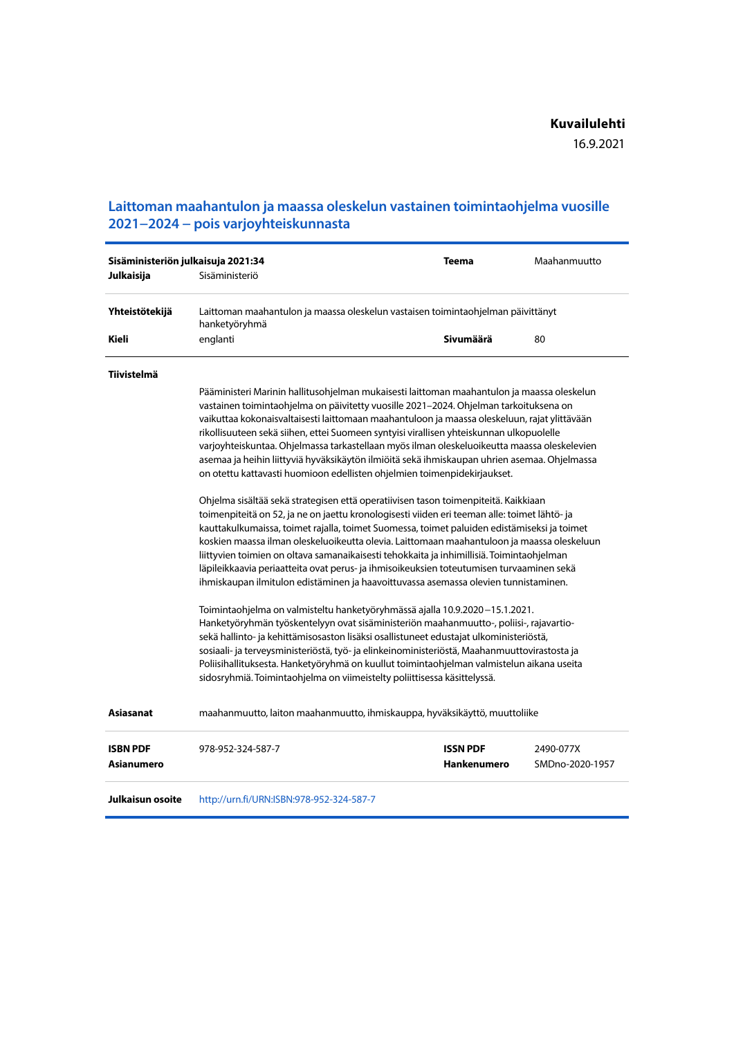**Kuvailulehti**

16.9.2021

# Laittoman maahantulon ja maassa oleskelun vastainen toimintaohjelma vuosille 2021–2024 – pois varjoyhteiskunnasta

| | | | |
|---|---|---|---|
| **Sisäministeriön julkaisuja 2021:34** | | **Teema** | Maahanmuutto |
| **Julkaisija** | Sisäministeriö | | |
| **Yhteistötekijä** | Laittoman maahantulon ja maassa oleskelun vastaisen toimintaohjelman päivittänyt hanketyöryhmä | | |
| **Kieli** | englanti | **Sivumäärä** | 80 |

**Tiivistelmä**

Pääministeri Marinin hallitusohjelman mukaisesti laittoman maahantulon ja maassa oleskelun vastainen toimintaohjelma on päivitetty vuosille 2021–2024. Ohjelman tarkoituksena on vaikuttaa kokonaisvaltaisesti laittomaan maahantuloon ja maassa oleskeluun, rajat ylittävään rikollisuuteen sekä siihen, ettei Suomeen syntyisi virallisen yhteiskunnan ulkopuolelle varjoyhteiskuntaa. Ohjelmassa tarkastellaan myös ilman oleskeluoikeutta maassa oleskelevien asemaa ja heihin liittyviä hyväksikäytön ilmiöitä sekä ihmiskaupan uhrien asemaa. Ohjelmassa on otettu kattavasti huomioon edellisten ohjelmien toimenpidekirjaukset.

Ohjelma sisältää sekä strategisen että operatiivisen tason toimenpiteitä. Kaikkiaan toimenpiteitä on 52, ja ne on jaettu kronologisesti viiden eri teeman alle: toimet lähtö- ja kauttakulkumaissa, toimet rajalla, toimet Suomessa, toimet paluiden edistämiseksi ja toimet koskien maassa ilman oleskeluoikeutta olevia. Laittomaan maahantuloon ja maassa oleskeluun liittyvien toimien on oltava samanaikaisesti tehokkaita ja inhimillisiä. Toimintaohjelman läpileikkaavia periaatteita ovat perus- ja ihmisoikeuksien toteutumisen turvaaminen sekä ihmiskaupan ilmitulon edistäminen ja haavoittuvassa asemassa olevien tunnistaminen.

Toimintaohjelma on valmisteltu hanketyöryhmässä ajalla 10.9.2020–15.1.2021. Hanketyöryhmän työskentelyyn ovat sisäministeriön maahanmuutto-, poliisi-, rajavartio- sekä hallinto- ja kehittämisosaston lisäksi osallistuneet edustajat ulkoministeriöstä, sosiaali- ja terveysministeriöstä, työ- ja elinkeinoministeriöstä, Maahanmuuttovirastosta ja Poliisihallituksesta. Hanketyöryhmä on kuullut toimintaohjelman valmistelun aikana useita sidosryhmiä. Toimintaohjelma on viimeistelty poliittisessa käsittelyssä.

| | | | |
|---|---|---|---|
| **Asiasanat** | maahanmuutto, laiton maahanmuutto, ihmiskauppa, hyväksikäyttö, muuttoliike | | |
| **ISBN PDF** | 978-952-324-587-7 | **ISSN PDF** | 2490-077X |
| **Asianumero** | | **Hankenumero** | SMDno-2020-1957 |
| **Julkaisun osoite** | http://urn.fi/URN:ISBN:978-952-324-587-7 | | |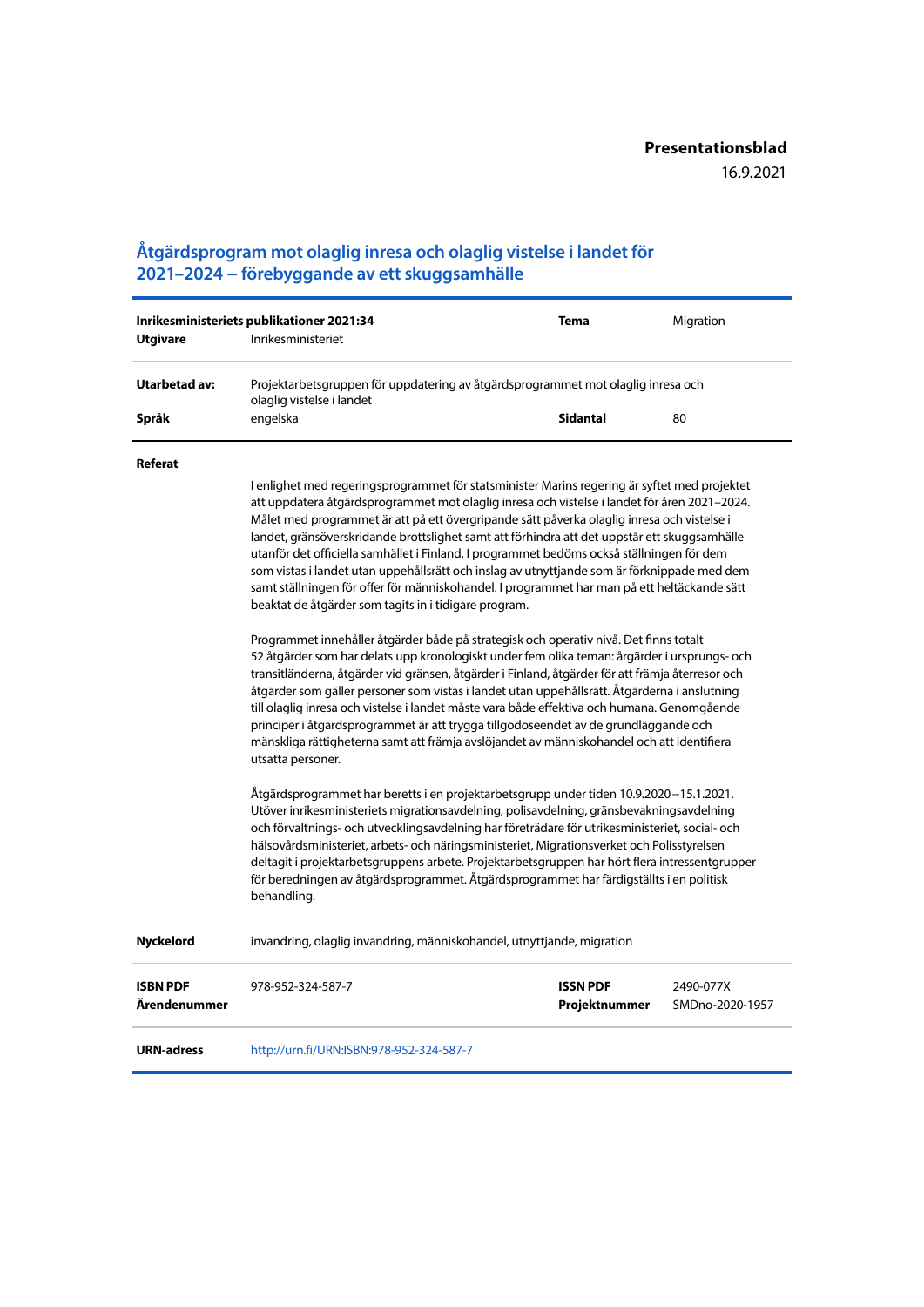**Presentationsblad**
16.9.2021

# Åtgärdsprogram mot olaglig inresa och olaglig vistelse i landet för 2021–2024 – förebyggande av ett skuggsamhälle

| | | | |
|---|---|---|---|
| **Inrikesministeriets publikationer 2021:34** | | **Tema** | Migration |
| **Utgivare** | Inrikesministeriet | | |
| **Utarbetad av:** | Projektarbetsgruppen för uppdatering av åtgärdsprogrammet mot olaglig inresa och olaglig vistelse i landet | | |
| **Språk** | engelska | **Sidantal** | 80 |

**Referat**

I enlighet med regeringsprogrammet för statsminister Marins regering är syftet med projektet att uppdatera åtgärdsprogrammet mot olaglig inresa och vistelse i landet för åren 2021–2024. Målet med programmet är att på ett övergripande sätt påverka olaglig inresa och vistelse i landet, gränsöverskridande brottslighet samt att förhindra att det uppstår ett skuggsamhälle utanför det officiella samhället i Finland. I programmet bedöms också ställningen för dem som vistas i landet utan uppehållsrätt och inslag av utnyttjande som är förknippade med dem samt ställningen för offer för människohandel. I programmet har man på ett heltäckande sätt beaktat de åtgärder som tagits in i tidigare program.

Programmet innehåller åtgärder både på strategisk och operativ nivå. Det finns totalt 52 åtgärder som har delats upp kronologiskt under fem olika teman: årgärder i ursprungs- och transitländerna, åtgärder vid gränsen, åtgärder i Finland, åtgärder för att främja återresor och åtgärder som gäller personer som vistas i landet utan uppehållsrätt. Åtgärderna i anslutning till olaglig inresa och vistelse i landet måste vara både effektiva och humana. Genomgående principer i åtgärdsprogrammet är att trygga tillgodoseendet av de grundläggande och mänskliga rättigheterna samt att främja avslöjandet av människohandel och att identifiera utsatta personer.

Åtgärdsprogrammet har beretts i en projektarbetsgrupp under tiden 10.9.2020–15.1.2021. Utöver inrikesministeriets migrationsavdelning, polisavdelning, gränsbevakningsavdelning och förvaltnings- och utvecklingsavdelning har företrädare för utrikesministeriet, social- och hälsovårdsministeriet, arbets- och näringsministeriet, Migrationsverket och Polisstyrelsen deltagit i projektarbetsgruppens arbete. Projektarbetsgruppen har hört flera intressentgrupper för beredningen av åtgärdsprogrammet. Åtgärdsprogrammet har färdigställts i en politisk behandling.

| | | | |
|---|---|---|---|
| **Nyckelord** | invandring, olaglig invandring, människohandel, utnyttjande, migration | | |
| **ISBN PDF** | 978-952-324-587-7 | **ISSN PDF** | 2490-077X |
| **Ärendenummer** | | **Projektnummer** | SMDno-2020-1957 |
| **URN-adress** | http://urn.fi/URN:ISBN:978-952-324-587-7 | | |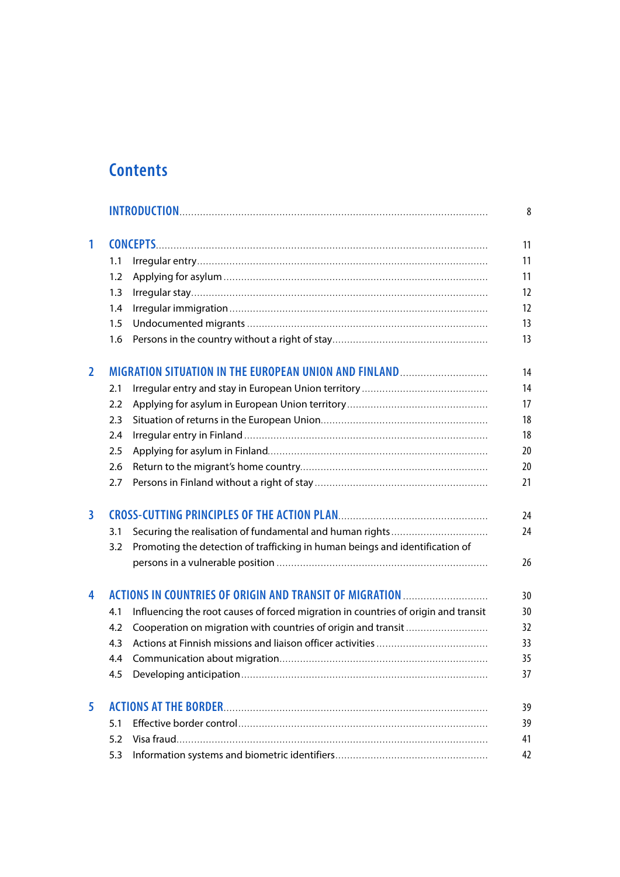# Contents

| | | |
|---|---|---|
| | INTRODUCTION | 8 |
| 1 | CONCEPTS | 11 |
| | 1.1 Irregular entry | 11 |
| | 1.2 Applying for asylum | 11 |
| | 1.3 Irregular stay | 12 |
| | 1.4 Irregular immigration | 12 |
| | 1.5 Undocumented migrants | 13 |
| | 1.6 Persons in the country without a right of stay | 13 |
| 2 | MIGRATION SITUATION IN THE EUROPEAN UNION AND FINLAND | 14 |
| | 2.1 Irregular entry and stay in European Union territory | 14 |
| | 2.2 Applying for asylum in European Union territory | 17 |
| | 2.3 Situation of returns in the European Union | 18 |
| | 2.4 Irregular entry in Finland | 18 |
| | 2.5 Applying for asylum in Finland | 20 |
| | 2.6 Return to the migrant's home country | 20 |
| | 2.7 Persons in Finland without a right of stay | 21 |
| 3 | CROSS-CUTTING PRINCIPLES OF THE ACTION PLAN | 24 |
| | 3.1 Securing the realisation of fundamental and human rights | 24 |
| | 3.2 Promoting the detection of trafficking in human beings and identification of persons in a vulnerable position | 26 |
| 4 | ACTIONS IN COUNTRIES OF ORIGIN AND TRANSIT OF MIGRATION | 30 |
| | 4.1 Influencing the root causes of forced migration in countries of origin and transit | 30 |
| | 4.2 Cooperation on migration with countries of origin and transit | 32 |
| | 4.3 Actions at Finnish missions and liaison officer activities | 33 |
| | 4.4 Communication about migration | 35 |
| | 4.5 Developing anticipation | 37 |
| 5 | ACTIONS AT THE BORDER | 39 |
| | 5.1 Effective border control | 39 |
| | 5.2 Visa fraud | 41 |
| | 5.3 Information systems and biometric identifiers | 42 |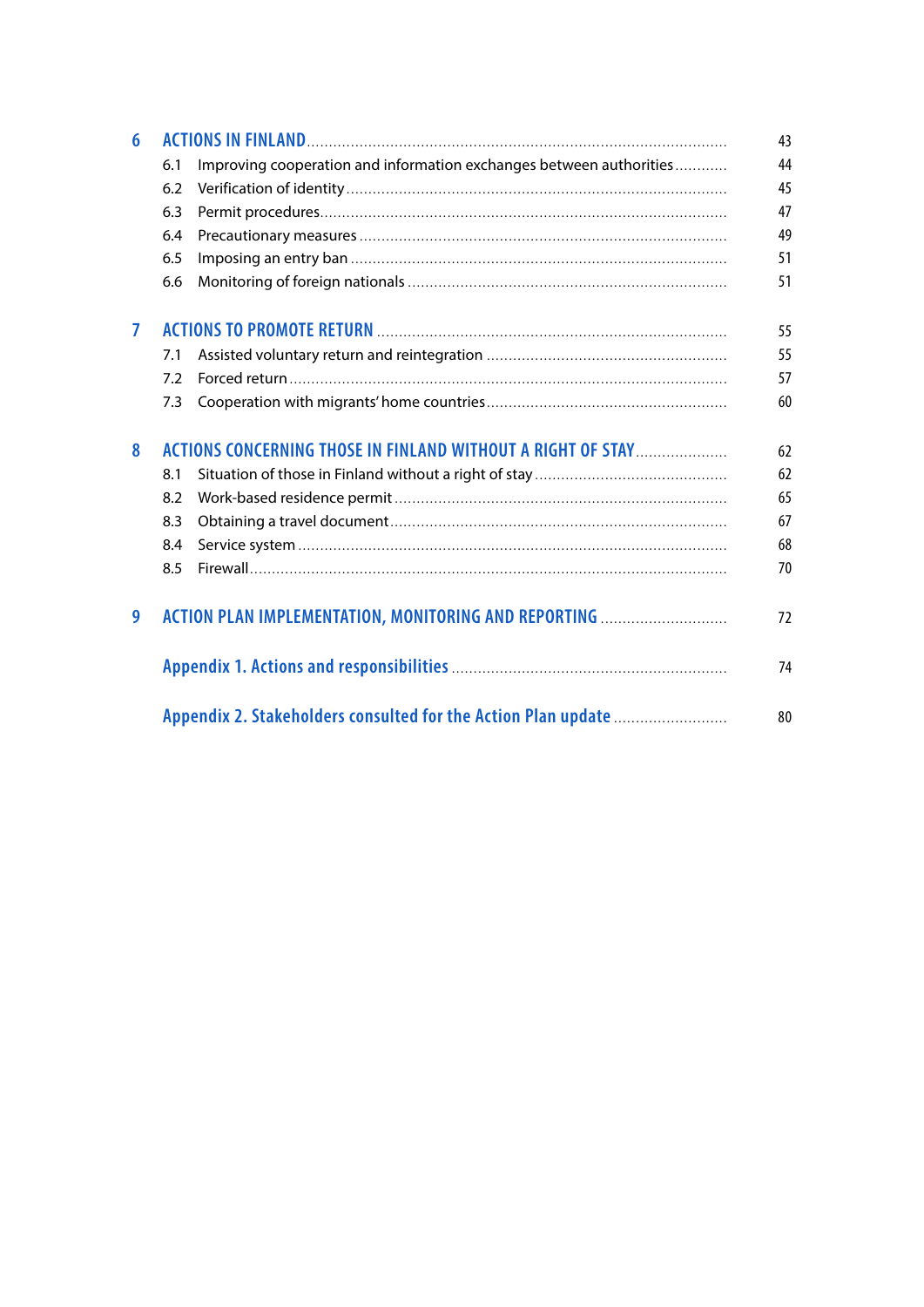| | | |
|---|---|---|
| **6** | **ACTIONS IN FINLAND** | 43 |
| 6.1 | Improving cooperation and information exchanges between authorities | 44 |
| 6.2 | Verification of identity | 45 |
| 6.3 | Permit procedures | 47 |
| 6.4 | Precautionary measures | 49 |
| 6.5 | Imposing an entry ban | 51 |
| 6.6 | Monitoring of foreign nationals | 51 |
| **7** | **ACTIONS TO PROMOTE RETURN** | 55 |
| 7.1 | Assisted voluntary return and reintegration | 55 |
| 7.2 | Forced return | 57 |
| 7.3 | Cooperation with migrants' home countries | 60 |
| **8** | **ACTIONS CONCERNING THOSE IN FINLAND WITHOUT A RIGHT OF STAY** | 62 |
| 8.1 | Situation of those in Finland without a right of stay | 62 |
| 8.2 | Work-based residence permit | 65 |
| 8.3 | Obtaining a travel document | 67 |
| 8.4 | Service system | 68 |
| 8.5 | Firewall | 70 |
| **9** | **ACTION PLAN IMPLEMENTATION, MONITORING AND REPORTING** | 72 |
| | **Appendix 1. Actions and responsibilities** | 74 |
| | **Appendix 2. Stakeholders consulted for the Action Plan update** | 80 |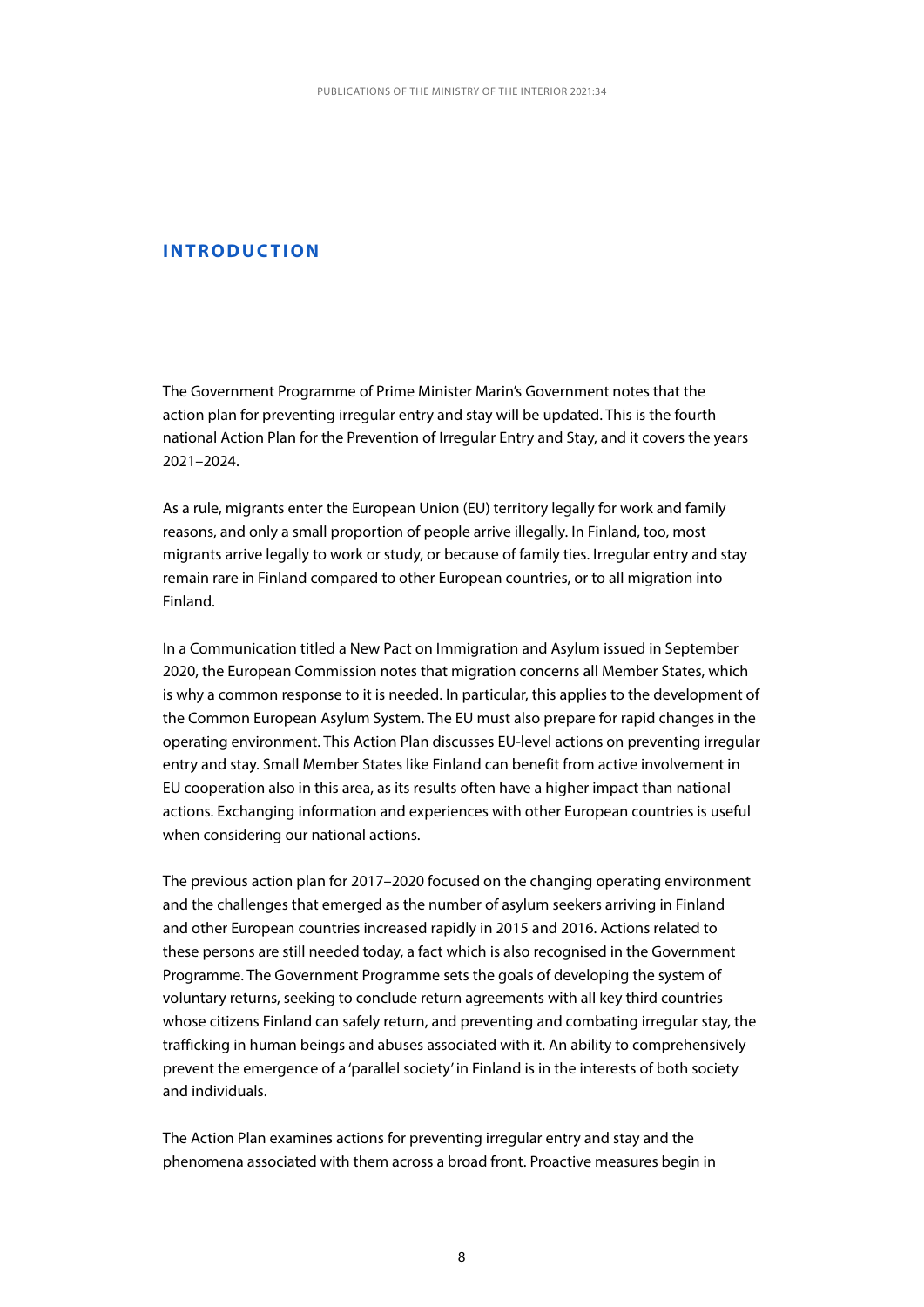# INTRODUCTION

The Government Programme of Prime Minister Marin's Government notes that the action plan for preventing irregular entry and stay will be updated. This is the fourth national Action Plan for the Prevention of Irregular Entry and Stay, and it covers the years 2021–2024.

As a rule, migrants enter the European Union (EU) territory legally for work and family reasons, and only a small proportion of people arrive illegally. In Finland, too, most migrants arrive legally to work or study, or because of family ties. Irregular entry and stay remain rare in Finland compared to other European countries, or to all migration into Finland.

In a Communication titled a New Pact on Immigration and Asylum issued in September 2020, the European Commission notes that migration concerns all Member States, which is why a common response to it is needed. In particular, this applies to the development of the Common European Asylum System. The EU must also prepare for rapid changes in the operating environment. This Action Plan discusses EU-level actions on preventing irregular entry and stay. Small Member States like Finland can benefit from active involvement in EU cooperation also in this area, as its results often have a higher impact than national actions. Exchanging information and experiences with other European countries is useful when considering our national actions.

The previous action plan for 2017–2020 focused on the changing operating environment and the challenges that emerged as the number of asylum seekers arriving in Finland and other European countries increased rapidly in 2015 and 2016. Actions related to these persons are still needed today, a fact which is also recognised in the Government Programme. The Government Programme sets the goals of developing the system of voluntary returns, seeking to conclude return agreements with all key third countries whose citizens Finland can safely return, and preventing and combating irregular stay, the trafficking in human beings and abuses associated with it. An ability to comprehensively prevent the emergence of a 'parallel society' in Finland is in the interests of both society and individuals.

The Action Plan examines actions for preventing irregular entry and stay and the phenomena associated with them across a broad front. Proactive measures begin in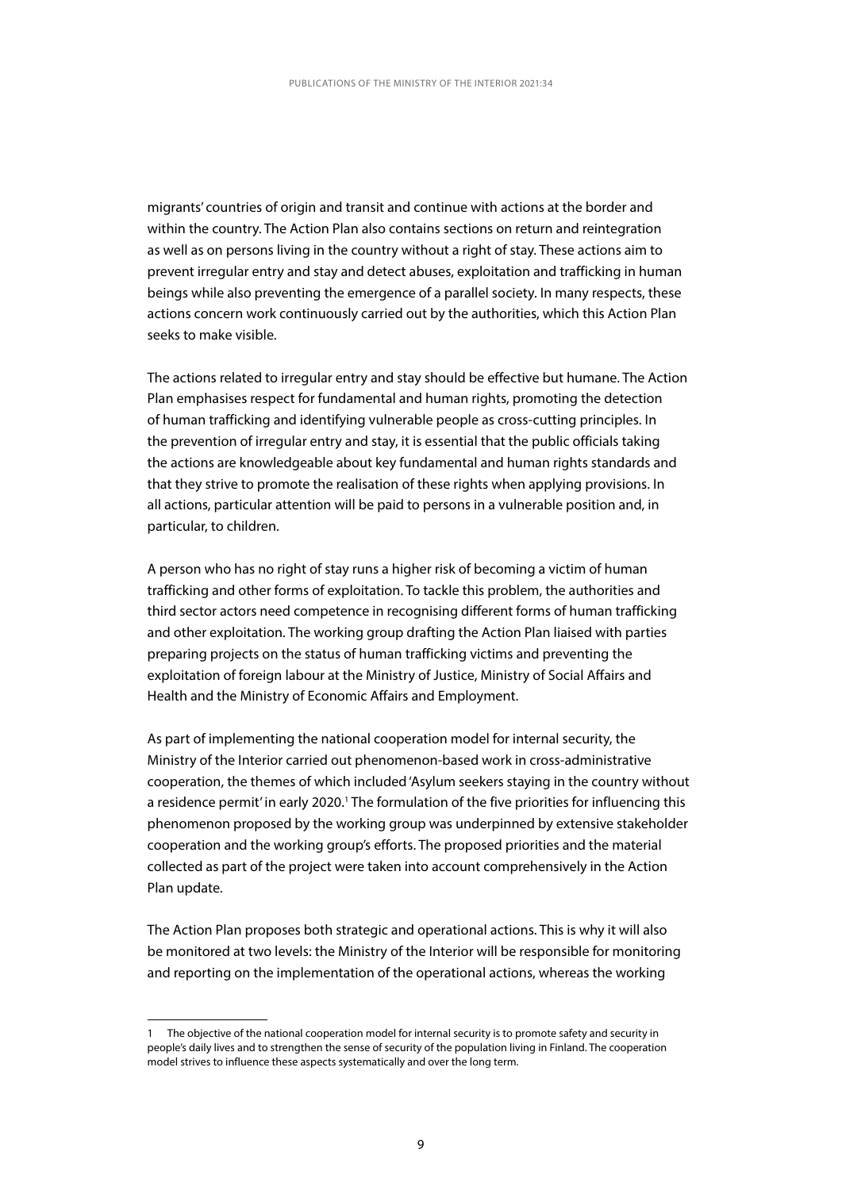migrants' countries of origin and transit and continue with actions at the border and within the country. The Action Plan also contains sections on return and reintegration as well as on persons living in the country without a right of stay. These actions aim to prevent irregular entry and stay and detect abuses, exploitation and trafficking in human beings while also preventing the emergence of a parallel society. In many respects, these actions concern work continuously carried out by the authorities, which this Action Plan seeks to make visible.

The actions related to irregular entry and stay should be effective but humane. The Action Plan emphasises respect for fundamental and human rights, promoting the detection of human trafficking and identifying vulnerable people as cross-cutting principles. In the prevention of irregular entry and stay, it is essential that the public officials taking the actions are knowledgeable about key fundamental and human rights standards and that they strive to promote the realisation of these rights when applying provisions. In all actions, particular attention will be paid to persons in a vulnerable position and, in particular, to children.

A person who has no right of stay runs a higher risk of becoming a victim of human trafficking and other forms of exploitation. To tackle this problem, the authorities and third sector actors need competence in recognising different forms of human trafficking and other exploitation. The working group drafting the Action Plan liaised with parties preparing projects on the status of human trafficking victims and preventing the exploitation of foreign labour at the Ministry of Justice, Ministry of Social Affairs and Health and the Ministry of Economic Affairs and Employment.

As part of implementing the national cooperation model for internal security, the Ministry of the Interior carried out phenomenon-based work in cross-administrative cooperation, the themes of which included 'Asylum seekers staying in the country without a residence permit' in early 2020.[1] The formulation of the five priorities for influencing this phenomenon proposed by the working group was underpinned by extensive stakeholder cooperation and the working group's efforts. The proposed priorities and the material collected as part of the project were taken into account comprehensively in the Action Plan update.

The Action Plan proposes both strategic and operational actions. This is why it will also be monitored at two levels: the Ministry of the Interior will be responsible for monitoring and reporting on the implementation of the operational actions, whereas the working

---

1 The objective of the national cooperation model for internal security is to promote safety and security in people's daily lives and to strengthen the sense of security of the population living in Finland. The cooperation model strives to influence these aspects systematically and over the long term.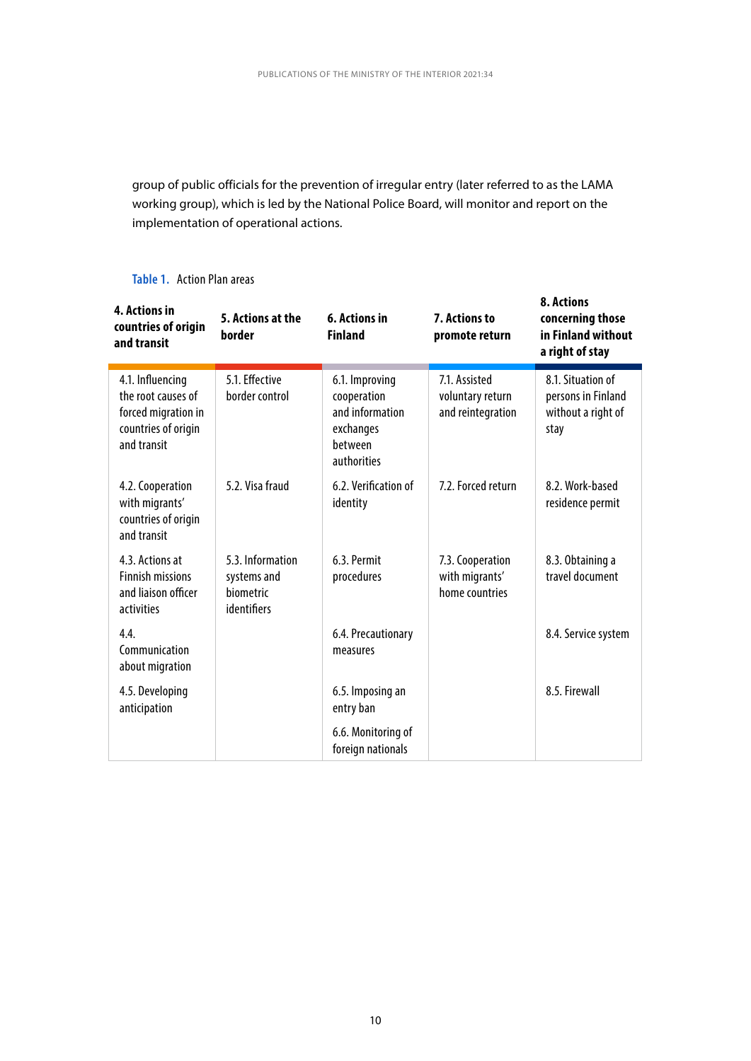group of public officials for the prevention of irregular entry (later referred to as the LAMA working group), which is led by the National Police Board, will monitor and report on the implementation of operational actions.

**Table 1.** Action Plan areas

| 4. Actions in countries of origin and transit | 5. Actions at the border | 6. Actions in Finland | 7. Actions to promote return | 8. Actions concerning those in Finland without a right of stay |
|---|---|---|---|---|
| 4.1. Influencing the root causes of forced migration in countries of origin and transit | 5.1. Effective border control | 6.1. Improving cooperation and information exchanges between authorities | 7.1. Assisted voluntary return and reintegration | 8.1. Situation of persons in Finland without a right of stay |
| 4.2. Cooperation with migrants' countries of origin and transit | 5.2. Visa fraud | 6.2. Verification of identity | 7.2. Forced return | 8.2. Work-based residence permit |
| 4.3. Actions at Finnish missions and liaison officer activities | 5.3. Information systems and biometric identifiers | 6.3. Permit procedures | 7.3. Cooperation with migrants' home countries | 8.3. Obtaining a travel document |
| 4.4. Communication about migration | | 6.4. Precautionary measures | | 8.4. Service system |
| 4.5. Developing anticipation | | 6.5. Imposing an entry ban | | 8.5. Firewall |
| | | 6.6. Monitoring of foreign nationals | | |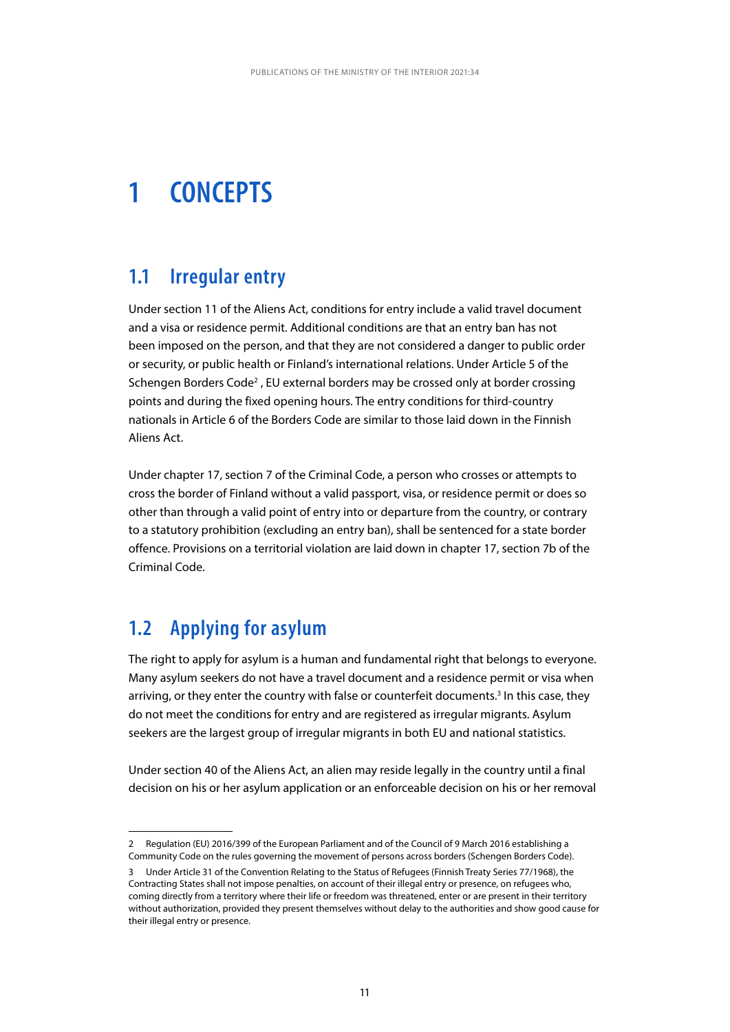# 1 CONCEPTS

## 1.1 Irregular entry

Under section 11 of the Aliens Act, conditions for entry include a valid travel document and a visa or residence permit. Additional conditions are that an entry ban has not been imposed on the person, and that they are not considered a danger to public order or security, or public health or Finland's international relations. Under Article 5 of the Schengen Borders Code[2] , EU external borders may be crossed only at border crossing points and during the fixed opening hours. The entry conditions for third-country nationals in Article 6 of the Borders Code are similar to those laid down in the Finnish Aliens Act.

Under chapter 17, section 7 of the Criminal Code, a person who crosses or attempts to cross the border of Finland without a valid passport, visa, or residence permit or does so other than through a valid point of entry into or departure from the country, or contrary to a statutory prohibition (excluding an entry ban), shall be sentenced for a state border offence. Provisions on a territorial violation are laid down in chapter 17, section 7b of the Criminal Code.

## 1.2 Applying for asylum

The right to apply for asylum is a human and fundamental right that belongs to everyone. Many asylum seekers do not have a travel document and a residence permit or visa when arriving, or they enter the country with false or counterfeit documents.[3] In this case, they do not meet the conditions for entry and are registered as irregular migrants. Asylum seekers are the largest group of irregular migrants in both EU and national statistics.

Under section 40 of the Aliens Act, an alien may reside legally in the country until a final decision on his or her asylum application or an enforceable decision on his or her removal

---

2 Regulation (EU) 2016/399 of the European Parliament and of the Council of 9 March 2016 establishing a Community Code on the rules governing the movement of persons across borders (Schengen Borders Code).

3 Under Article 31 of the Convention Relating to the Status of Refugees (Finnish Treaty Series 77/1968), the Contracting States shall not impose penalties, on account of their illegal entry or presence, on refugees who, coming directly from a territory where their life or freedom was threatened, enter or are present in their territory without authorization, provided they present themselves without delay to the authorities and show good cause for their illegal entry or presence.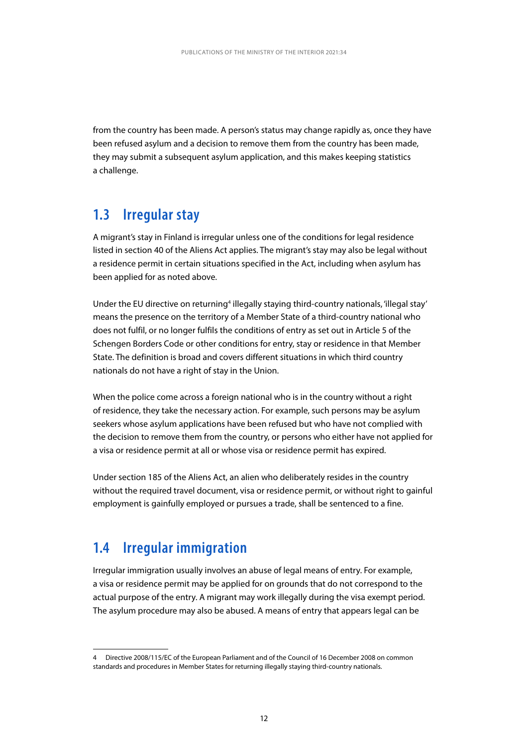from the country has been made. A person's status may change rapidly as, once they have been refused asylum and a decision to remove them from the country has been made, they may submit a subsequent asylum application, and this makes keeping statistics a challenge.

## 1.3 Irregular stay

A migrant's stay in Finland is irregular unless one of the conditions for legal residence listed in section 40 of the Aliens Act applies. The migrant's stay may also be legal without a residence permit in certain situations specified in the Act, including when asylum has been applied for as noted above.

Under the EU directive on returning[4] illegally staying third-country nationals, 'illegal stay' means the presence on the territory of a Member State of a third-country national who does not fulfil, or no longer fulfils the conditions of entry as set out in Article 5 of the Schengen Borders Code or other conditions for entry, stay or residence in that Member State. The definition is broad and covers different situations in which third country nationals do not have a right of stay in the Union.

When the police come across a foreign national who is in the country without a right of residence, they take the necessary action. For example, such persons may be asylum seekers whose asylum applications have been refused but who have not complied with the decision to remove them from the country, or persons who either have not applied for a visa or residence permit at all or whose visa or residence permit has expired.

Under section 185 of the Aliens Act, an alien who deliberately resides in the country without the required travel document, visa or residence permit, or without right to gainful employment is gainfully employed or pursues a trade, shall be sentenced to a fine.

## 1.4 Irregular immigration

Irregular immigration usually involves an abuse of legal means of entry. For example, a visa or residence permit may be applied for on grounds that do not correspond to the actual purpose of the entry. A migrant may work illegally during the visa exempt period. The asylum procedure may also be abused. A means of entry that appears legal can be

---

4 Directive 2008/115/EC of the European Parliament and of the Council of 16 December 2008 on common standards and procedures in Member States for returning illegally staying third-country nationals.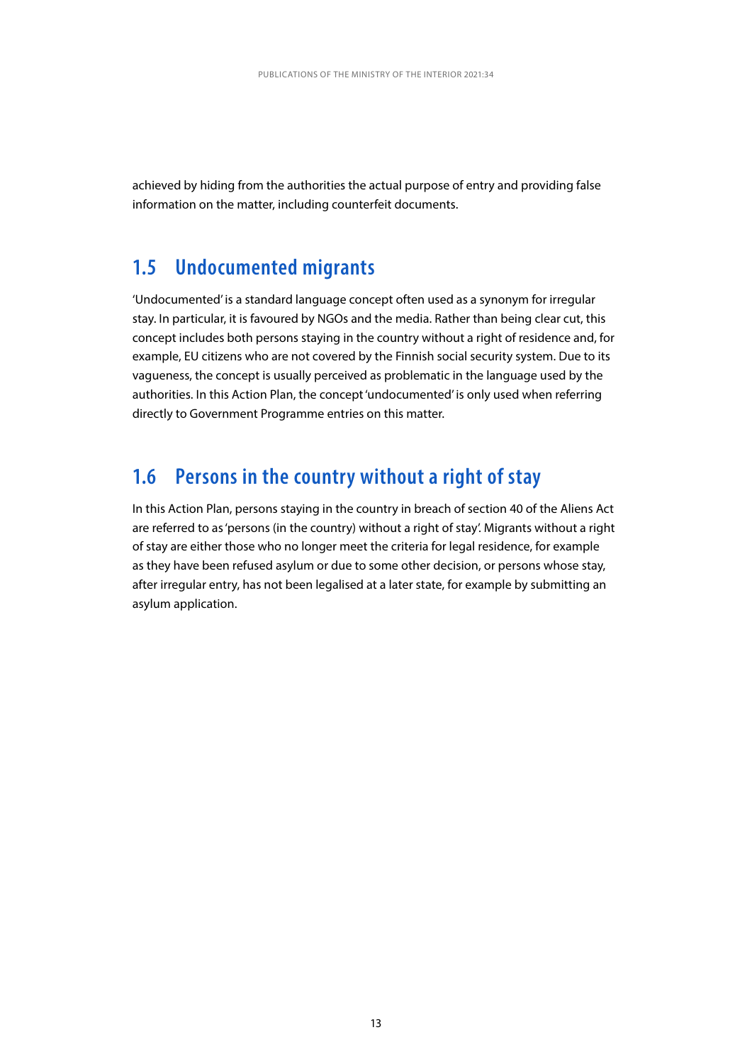achieved by hiding from the authorities the actual purpose of entry and providing false information on the matter, including counterfeit documents.

## 1.5 Undocumented migrants

'Undocumented' is a standard language concept often used as a synonym for irregular stay. In particular, it is favoured by NGOs and the media. Rather than being clear cut, this concept includes both persons staying in the country without a right of residence and, for example, EU citizens who are not covered by the Finnish social security system. Due to its vagueness, the concept is usually perceived as problematic in the language used by the authorities. In this Action Plan, the concept 'undocumented' is only used when referring directly to Government Programme entries on this matter.

## 1.6 Persons in the country without a right of stay

In this Action Plan, persons staying in the country in breach of section 40 of the Aliens Act are referred to as 'persons (in the country) without a right of stay'. Migrants without a right of stay are either those who no longer meet the criteria for legal residence, for example as they have been refused asylum or due to some other decision, or persons whose stay, after irregular entry, has not been legalised at a later state, for example by submitting an asylum application.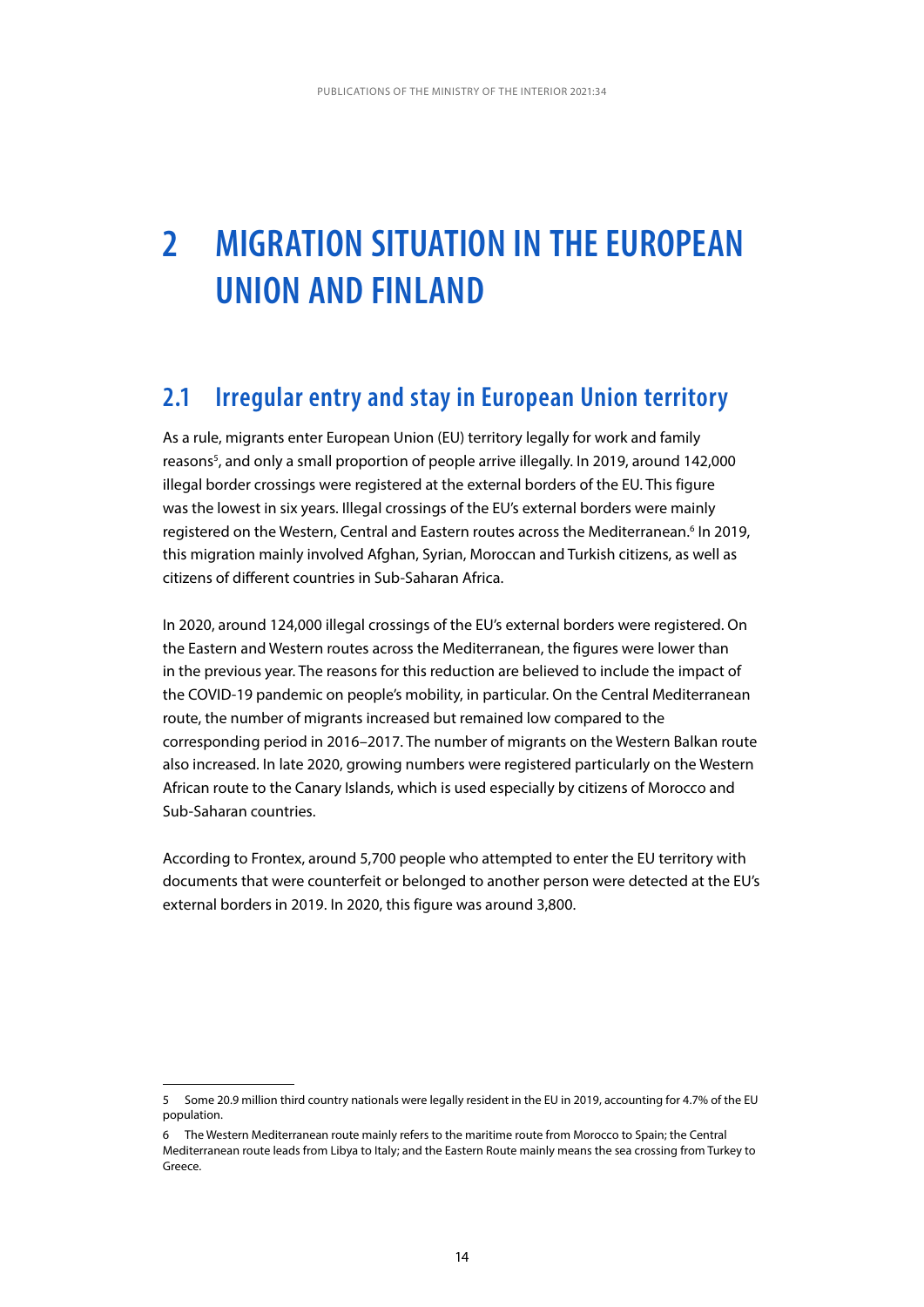# 2 MIGRATION SITUATION IN THE EUROPEAN UNION AND FINLAND

## 2.1 Irregular entry and stay in European Union territory

As a rule, migrants enter European Union (EU) territory legally for work and family reasons[5], and only a small proportion of people arrive illegally. In 2019, around 142,000 illegal border crossings were registered at the external borders of the EU. This figure was the lowest in six years. Illegal crossings of the EU's external borders were mainly registered on the Western, Central and Eastern routes across the Mediterranean.[6] In 2019, this migration mainly involved Afghan, Syrian, Moroccan and Turkish citizens, as well as citizens of different countries in Sub-Saharan Africa.

In 2020, around 124,000 illegal crossings of the EU's external borders were registered. On the Eastern and Western routes across the Mediterranean, the figures were lower than in the previous year. The reasons for this reduction are believed to include the impact of the COVID-19 pandemic on people's mobility, in particular. On the Central Mediterranean route, the number of migrants increased but remained low compared to the corresponding period in 2016–2017. The number of migrants on the Western Balkan route also increased. In late 2020, growing numbers were registered particularly on the Western African route to the Canary Islands, which is used especially by citizens of Morocco and Sub-Saharan countries.

According to Frontex, around 5,700 people who attempted to enter the EU territory with documents that were counterfeit or belonged to another person were detected at the EU's external borders in 2019. In 2020, this figure was around 3,800.

---

5 Some 20.9 million third country nationals were legally resident in the EU in 2019, accounting for 4.7% of the EU population.

6 The Western Mediterranean route mainly refers to the maritime route from Morocco to Spain; the Central Mediterranean route leads from Libya to Italy; and the Eastern Route mainly means the sea crossing from Turkey to Greece.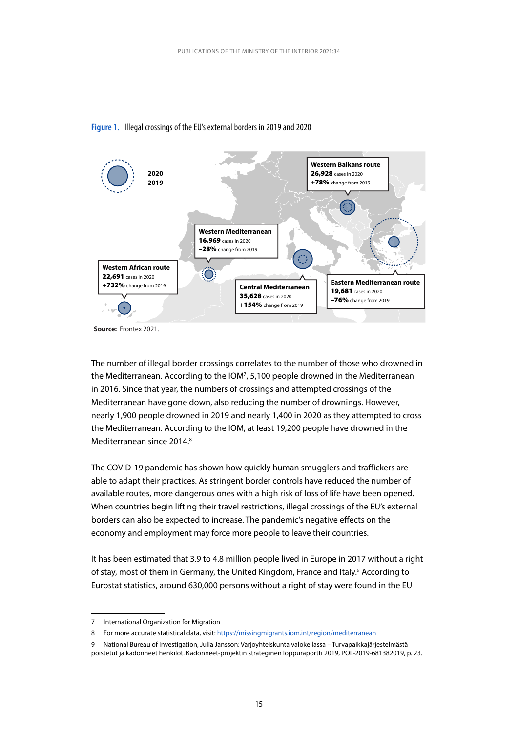**Figure 1.** Illegal crossings of the EU's external borders in 2019 and 2020

2020
2019

**Western Balkans route**
**26,928** cases in 2020
**+78%** change from 2019

**Western Mediterranean**
**16,969** cases in 2020
**–28%** change from 2019

**Western African route**
**22,691** cases in 2020
**+732%** change from 2019

**Central Mediterranean**
**35,628** cases in 2020
**+154%** change from 2019

**Eastern Mediterranean route**
**19,681** cases in 2020
**–76%** change from 2019

**Source:** Frontex 2021.

The number of illegal border crossings correlates to the number of those who drowned in the Mediterranean. According to the IOM[7], 5,100 people drowned in the Mediterranean in 2016. Since that year, the numbers of crossings and attempted crossings of the Mediterranean have gone down, also reducing the number of drownings. However, nearly 1,900 people drowned in 2019 and nearly 1,400 in 2020 as they attempted to cross the Mediterranean. According to the IOM, at least 19,200 people have drowned in the Mediterranean since 2014.[8]

The COVID-19 pandemic has shown how quickly human smugglers and traffickers are able to adapt their practices. As stringent border controls have reduced the number of available routes, more dangerous ones with a high risk of loss of life have been opened. When countries begin lifting their travel restrictions, illegal crossings of the EU's external borders can also be expected to increase. The pandemic's negative effects on the economy and employment may force more people to leave their countries.

It has been estimated that 3.9 to 4.8 million people lived in Europe in 2017 without a right of stay, most of them in Germany, the United Kingdom, France and Italy.[9] According to Eurostat statistics, around 630,000 persons without a right of stay were found in the EU

---

7 International Organization for Migration

8 For more accurate statistical data, visit: https://missingmigrants.iom.int/region/mediterranean

9 National Bureau of Investigation, Julia Jansson: Varjoyhteiskunta valokeilassa – Turvapaikkajärjestelmästä poistetut ja kadonneet henkilöt. Kadonneet-projektin strateginen loppuraportti 2019, POL-2019-681382019, p. 23.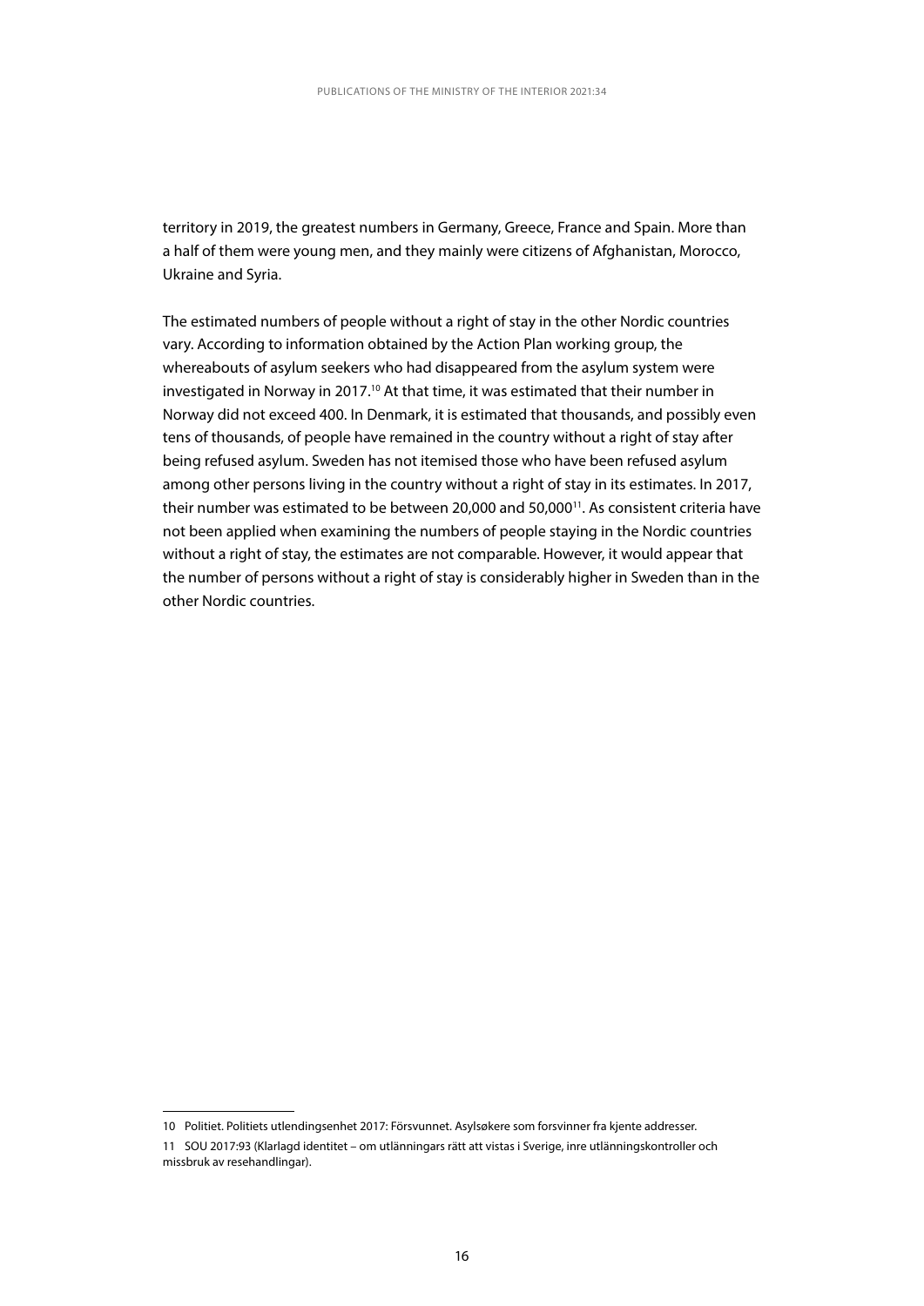territory in 2019, the greatest numbers in Germany, Greece, France and Spain. More than a half of them were young men, and they mainly were citizens of Afghanistan, Morocco, Ukraine and Syria.

The estimated numbers of people without a right of stay in the other Nordic countries vary. According to information obtained by the Action Plan working group, the whereabouts of asylum seekers who had disappeared from the asylum system were investigated in Norway in 2017.[10] At that time, it was estimated that their number in Norway did not exceed 400. In Denmark, it is estimated that thousands, and possibly even tens of thousands, of people have remained in the country without a right of stay after being refused asylum. Sweden has not itemised those who have been refused asylum among other persons living in the country without a right of stay in its estimates. In 2017, their number was estimated to be between 20,000 and 50,000[11]. As consistent criteria have not been applied when examining the numbers of people staying in the Nordic countries without a right of stay, the estimates are not comparable. However, it would appear that the number of persons without a right of stay is considerably higher in Sweden than in the other Nordic countries.

---

10 Politiet. Politiets utlendingsenhet 2017: Försvunnet. Asylsøkere som forsvinner fra kjente addresser.

11 SOU 2017:93 (Klarlagd identitet – om utlänningars rätt att vistas i Sverige, inre utlänningskontroller och missbruk av resehandlingar).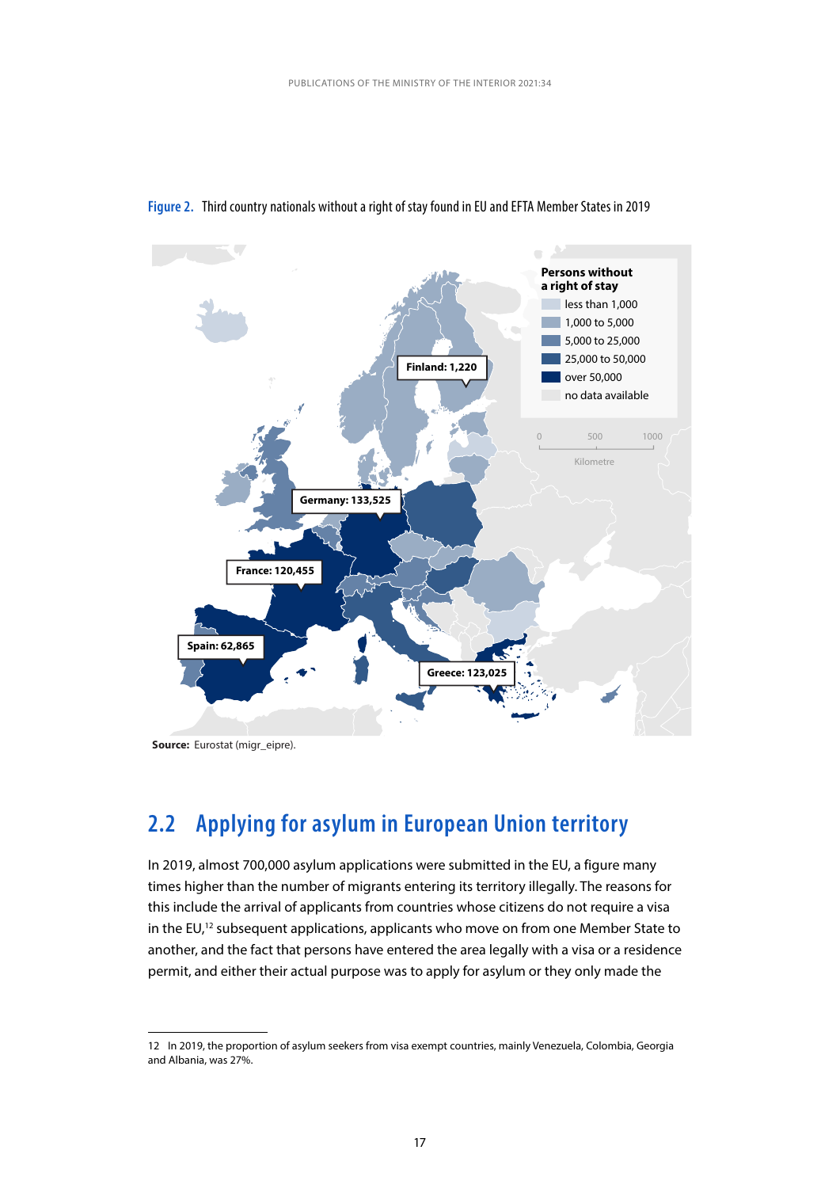**Figure 2.** Third country nationals without a right of stay found in EU and EFTA Member States in 2019

**Source:** Eurostat (migr_eipre).

## 2.2 Applying for asylum in European Union territory

In 2019, almost 700,000 asylum applications were submitted in the EU, a figure many times higher than the number of migrants entering its territory illegally. The reasons for this include the arrival of applicants from countries whose citizens do not require a visa in the EU,[12] subsequent applications, applicants who move on from one Member State to another, and the fact that persons have entered the area legally with a visa or a residence permit, and either their actual purpose was to apply for asylum or they only made the

---

12 In 2019, the proportion of asylum seekers from visa exempt countries, mainly Venezuela, Colombia, Georgia and Albania, was 27%.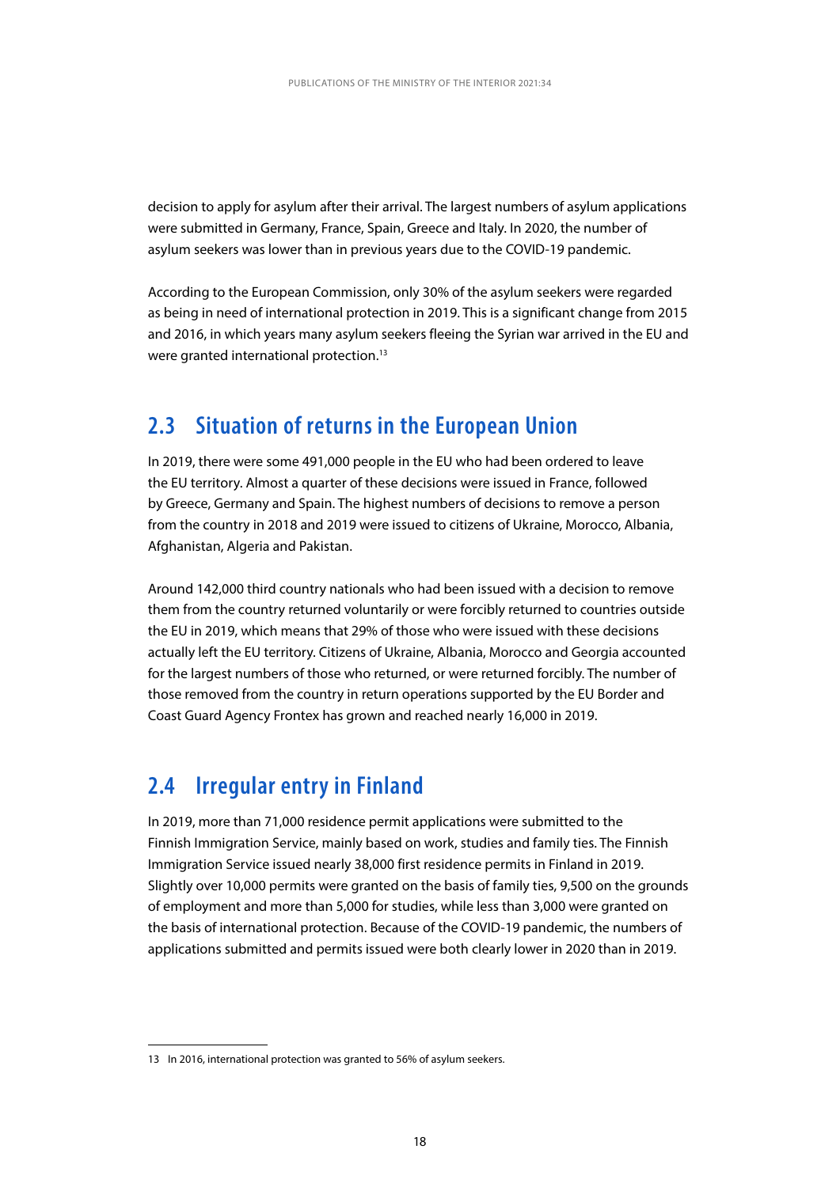decision to apply for asylum after their arrival. The largest numbers of asylum applications were submitted in Germany, France, Spain, Greece and Italy. In 2020, the number of asylum seekers was lower than in previous years due to the COVID-19 pandemic.

According to the European Commission, only 30% of the asylum seekers were regarded as being in need of international protection in 2019. This is a significant change from 2015 and 2016, in which years many asylum seekers fleeing the Syrian war arrived in the EU and were granted international protection.[13]

## 2.3 Situation of returns in the European Union

In 2019, there were some 491,000 people in the EU who had been ordered to leave the EU territory. Almost a quarter of these decisions were issued in France, followed by Greece, Germany and Spain. The highest numbers of decisions to remove a person from the country in 2018 and 2019 were issued to citizens of Ukraine, Morocco, Albania, Afghanistan, Algeria and Pakistan.

Around 142,000 third country nationals who had been issued with a decision to remove them from the country returned voluntarily or were forcibly returned to countries outside the EU in 2019, which means that 29% of those who were issued with these decisions actually left the EU territory. Citizens of Ukraine, Albania, Morocco and Georgia accounted for the largest numbers of those who returned, or were returned forcibly. The number of those removed from the country in return operations supported by the EU Border and Coast Guard Agency Frontex has grown and reached nearly 16,000 in 2019.

## 2.4 Irregular entry in Finland

In 2019, more than 71,000 residence permit applications were submitted to the Finnish Immigration Service, mainly based on work, studies and family ties. The Finnish Immigration Service issued nearly 38,000 first residence permits in Finland in 2019. Slightly over 10,000 permits were granted on the basis of family ties, 9,500 on the grounds of employment and more than 5,000 for studies, while less than 3,000 were granted on the basis of international protection. Because of the COVID-19 pandemic, the numbers of applications submitted and permits issued were both clearly lower in 2020 than in 2019.

---

13 In 2016, international protection was granted to 56% of asylum seekers.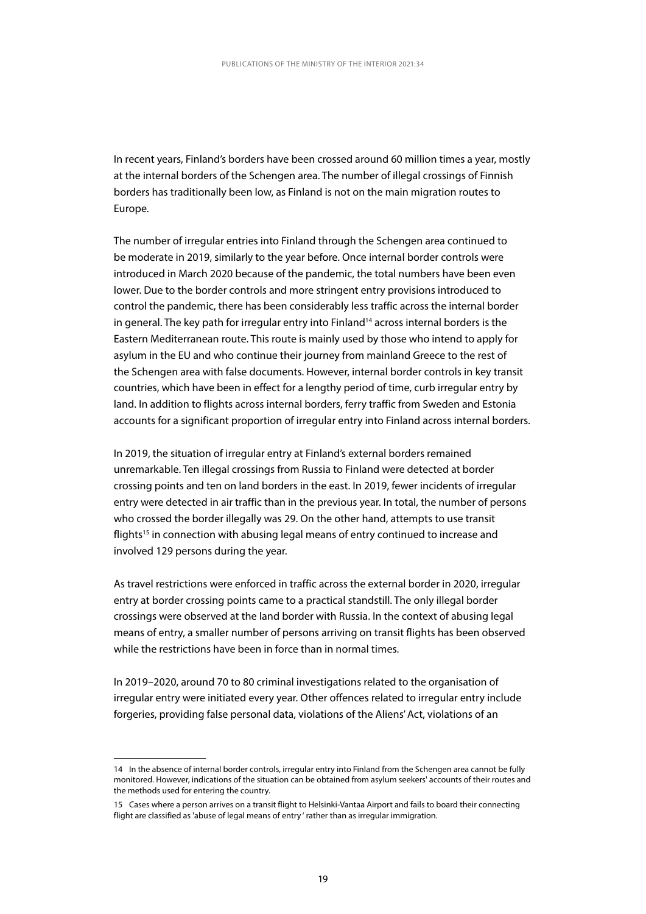In recent years, Finland's borders have been crossed around 60 million times a year, mostly at the internal borders of the Schengen area. The number of illegal crossings of Finnish borders has traditionally been low, as Finland is not on the main migration routes to Europe.

The number of irregular entries into Finland through the Schengen area continued to be moderate in 2019, similarly to the year before. Once internal border controls were introduced in March 2020 because of the pandemic, the total numbers have been even lower. Due to the border controls and more stringent entry provisions introduced to control the pandemic, there has been considerably less traffic across the internal border in general. The key path for irregular entry into Finland[14] across internal borders is the Eastern Mediterranean route. This route is mainly used by those who intend to apply for asylum in the EU and who continue their journey from mainland Greece to the rest of the Schengen area with false documents. However, internal border controls in key transit countries, which have been in effect for a lengthy period of time, curb irregular entry by land. In addition to flights across internal borders, ferry traffic from Sweden and Estonia accounts for a significant proportion of irregular entry into Finland across internal borders.

In 2019, the situation of irregular entry at Finland's external borders remained unremarkable. Ten illegal crossings from Russia to Finland were detected at border crossing points and ten on land borders in the east. In 2019, fewer incidents of irregular entry were detected in air traffic than in the previous year. In total, the number of persons who crossed the border illegally was 29. On the other hand, attempts to use transit flights[15] in connection with abusing legal means of entry continued to increase and involved 129 persons during the year.

As travel restrictions were enforced in traffic across the external border in 2020, irregular entry at border crossing points came to a practical standstill. The only illegal border crossings were observed at the land border with Russia. In the context of abusing legal means of entry, a smaller number of persons arriving on transit flights has been observed while the restrictions have been in force than in normal times.

In 2019–2020, around 70 to 80 criminal investigations related to the organisation of irregular entry were initiated every year. Other offences related to irregular entry include forgeries, providing false personal data, violations of the Aliens' Act, violations of an

---

14 In the absence of internal border controls, irregular entry into Finland from the Schengen area cannot be fully monitored. However, indications of the situation can be obtained from asylum seekers' accounts of their routes and the methods used for entering the country.

15 Cases where a person arrives on a transit flight to Helsinki-Vantaa Airport and fails to board their connecting flight are classified as 'abuse of legal means of entry ' rather than as irregular immigration.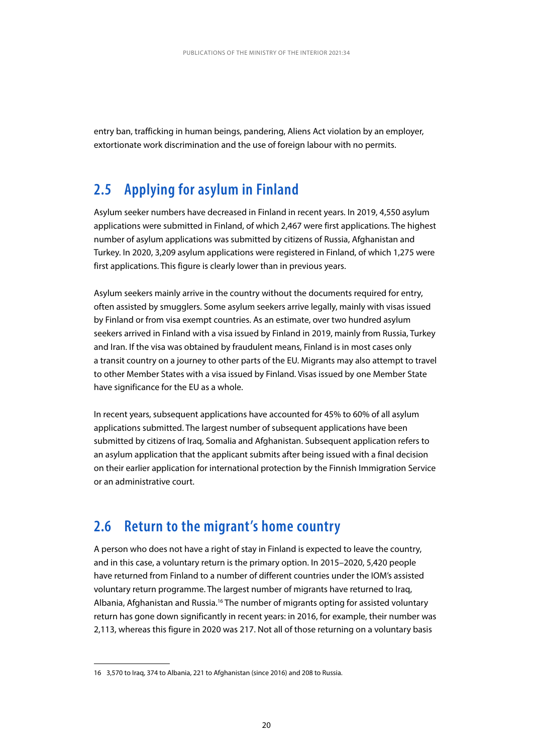entry ban, trafficking in human beings, pandering, Aliens Act violation by an employer, extortionate work discrimination and the use of foreign labour with no permits.

## 2.5 Applying for asylum in Finland

Asylum seeker numbers have decreased in Finland in recent years. In 2019, 4,550 asylum applications were submitted in Finland, of which 2,467 were first applications. The highest number of asylum applications was submitted by citizens of Russia, Afghanistan and Turkey. In 2020, 3,209 asylum applications were registered in Finland, of which 1,275 were first applications. This figure is clearly lower than in previous years.

Asylum seekers mainly arrive in the country without the documents required for entry, often assisted by smugglers. Some asylum seekers arrive legally, mainly with visas issued by Finland or from visa exempt countries. As an estimate, over two hundred asylum seekers arrived in Finland with a visa issued by Finland in 2019, mainly from Russia, Turkey and Iran. If the visa was obtained by fraudulent means, Finland is in most cases only a transit country on a journey to other parts of the EU. Migrants may also attempt to travel to other Member States with a visa issued by Finland. Visas issued by one Member State have significance for the EU as a whole.

In recent years, subsequent applications have accounted for 45% to 60% of all asylum applications submitted. The largest number of subsequent applications have been submitted by citizens of Iraq, Somalia and Afghanistan. Subsequent application refers to an asylum application that the applicant submits after being issued with a final decision on their earlier application for international protection by the Finnish Immigration Service or an administrative court.

## 2.6 Return to the migrant's home country

A person who does not have a right of stay in Finland is expected to leave the country, and in this case, a voluntary return is the primary option. In 2015–2020, 5,420 people have returned from Finland to a number of different countries under the IOM's assisted voluntary return programme. The largest number of migrants have returned to Iraq, Albania, Afghanistan and Russia.[16] The number of migrants opting for assisted voluntary return has gone down significantly in recent years: in 2016, for example, their number was 2,113, whereas this figure in 2020 was 217. Not all of those returning on a voluntary basis

16 3,570 to Iraq, 374 to Albania, 221 to Afghanistan (since 2016) and 208 to Russia.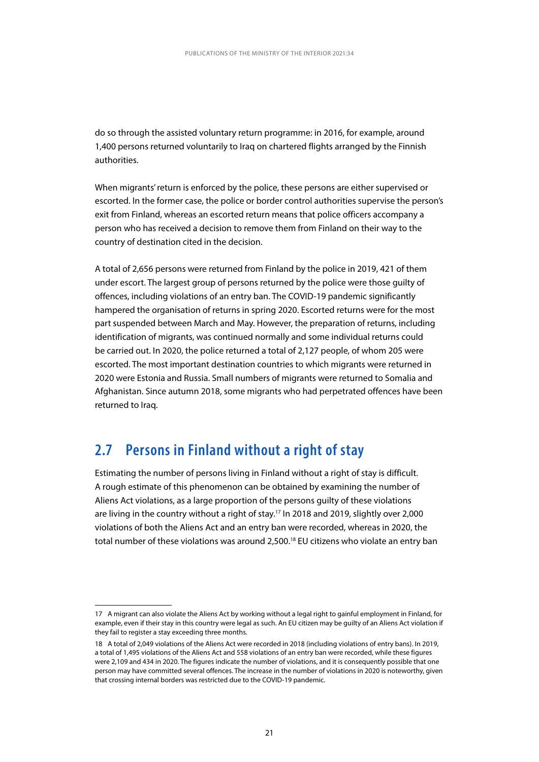do so through the assisted voluntary return programme: in 2016, for example, around 1,400 persons returned voluntarily to Iraq on chartered flights arranged by the Finnish authorities.

When migrants' return is enforced by the police, these persons are either supervised or escorted. In the former case, the police or border control authorities supervise the person's exit from Finland, whereas an escorted return means that police officers accompany a person who has received a decision to remove them from Finland on their way to the country of destination cited in the decision.

A total of 2,656 persons were returned from Finland by the police in 2019, 421 of them under escort. The largest group of persons returned by the police were those guilty of offences, including violations of an entry ban. The COVID-19 pandemic significantly hampered the organisation of returns in spring 2020. Escorted returns were for the most part suspended between March and May. However, the preparation of returns, including identification of migrants, was continued normally and some individual returns could be carried out. In 2020, the police returned a total of 2,127 people, of whom 205 were escorted. The most important destination countries to which migrants were returned in 2020 were Estonia and Russia. Small numbers of migrants were returned to Somalia and Afghanistan. Since autumn 2018, some migrants who had perpetrated offences have been returned to Iraq.

## 2.7 Persons in Finland without a right of stay

Estimating the number of persons living in Finland without a right of stay is difficult. A rough estimate of this phenomenon can be obtained by examining the number of Aliens Act violations, as a large proportion of the persons guilty of these violations are living in the country without a right of stay.[17] In 2018 and 2019, slightly over 2,000 violations of both the Aliens Act and an entry ban were recorded, whereas in 2020, the total number of these violations was around 2,500.[18] EU citizens who violate an entry ban

---

17 A migrant can also violate the Aliens Act by working without a legal right to gainful employment in Finland, for example, even if their stay in this country were legal as such. An EU citizen may be guilty of an Aliens Act violation if they fail to register a stay exceeding three months.

18 A total of 2,049 violations of the Aliens Act were recorded in 2018 (including violations of entry bans). In 2019, a total of 1,495 violations of the Aliens Act and 558 violations of an entry ban were recorded, while these figures were 2,109 and 434 in 2020. The figures indicate the number of violations, and it is consequently possible that one person may have committed several offences. The increase in the number of violations in 2020 is noteworthy, given that crossing internal borders was restricted due to the COVID-19 pandemic.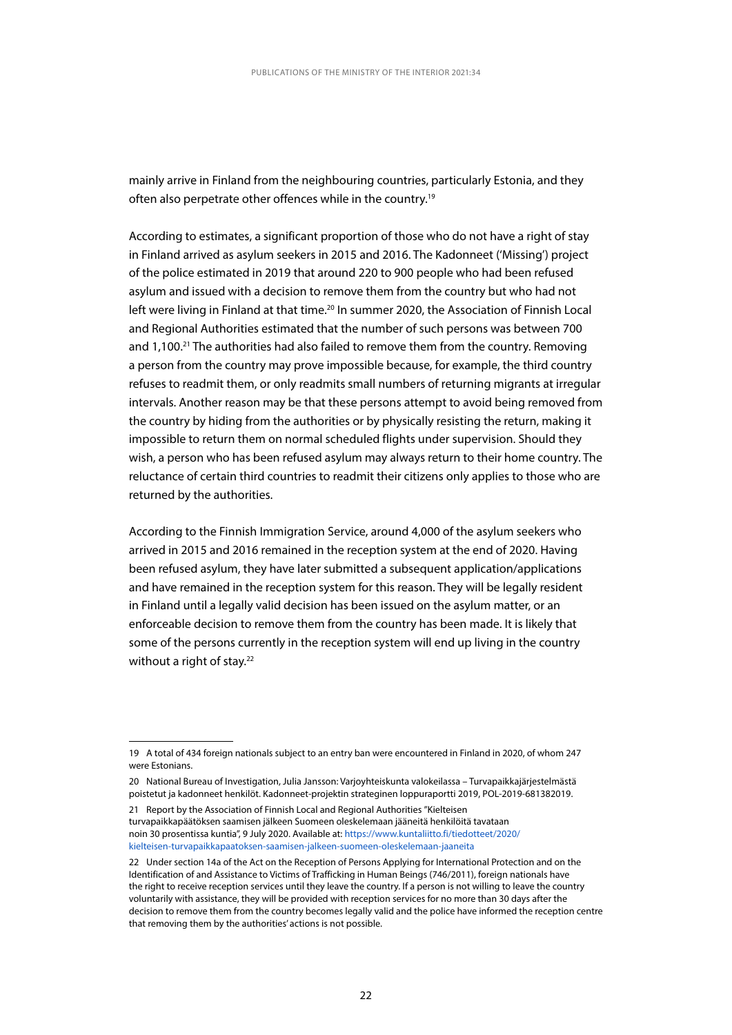mainly arrive in Finland from the neighbouring countries, particularly Estonia, and they often also perpetrate other offences while in the country.[19]

According to estimates, a significant proportion of those who do not have a right of stay in Finland arrived as asylum seekers in 2015 and 2016. The Kadonneet ('Missing') project of the police estimated in 2019 that around 220 to 900 people who had been refused asylum and issued with a decision to remove them from the country but who had not left were living in Finland at that time.[20] In summer 2020, the Association of Finnish Local and Regional Authorities estimated that the number of such persons was between 700 and 1,100.[21] The authorities had also failed to remove them from the country. Removing a person from the country may prove impossible because, for example, the third country refuses to readmit them, or only readmits small numbers of returning migrants at irregular intervals. Another reason may be that these persons attempt to avoid being removed from the country by hiding from the authorities or by physically resisting the return, making it impossible to return them on normal scheduled flights under supervision. Should they wish, a person who has been refused asylum may always return to their home country. The reluctance of certain third countries to readmit their citizens only applies to those who are returned by the authorities.

According to the Finnish Immigration Service, around 4,000 of the asylum seekers who arrived in 2015 and 2016 remained in the reception system at the end of 2020. Having been refused asylum, they have later submitted a subsequent application/applications and have remained in the reception system for this reason. They will be legally resident in Finland until a legally valid decision has been issued on the asylum matter, or an enforceable decision to remove them from the country has been made. It is likely that some of the persons currently in the reception system will end up living in the country without a right of stay.[22]

---

19 A total of 434 foreign nationals subject to an entry ban were encountered in Finland in 2020, of whom 247 were Estonians.

20 National Bureau of Investigation, Julia Jansson: Varjoyhteiskunta valokeilassa – Turvapaikkajärjestelmästä poistetut ja kadonneet henkilöt. Kadonneet-projektin strateginen loppuraportti 2019, POL-2019-681382019.

21 Report by the Association of Finnish Local and Regional Authorities "Kielteisen turvapaikkapäätöksen saamisen jälkeen Suomeen oleskelemaan jääneitä henkilöitä tavataan noin 30 prosentissa kuntia", 9 July 2020. Available at: https://www.kuntaliitto.fi/tiedotteet/2020/kielteisen-turvapaikkapaatoksen-saamisen-jalkeen-suomeen-oleskelemaan-jaaneita

22 Under section 14a of the Act on the Reception of Persons Applying for International Protection and on the Identification of and Assistance to Victims of Trafficking in Human Beings (746/2011), foreign nationals have the right to receive reception services until they leave the country. If a person is not willing to leave the country voluntarily with assistance, they will be provided with reception services for no more than 30 days after the decision to remove them from the country becomes legally valid and the police have informed the reception centre that removing them by the authorities' actions is not possible.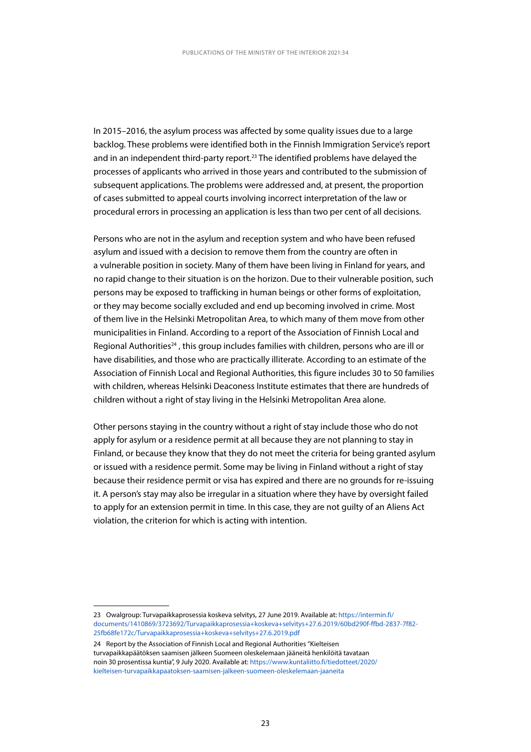In 2015–2016, the asylum process was affected by some quality issues due to a large backlog. These problems were identified both in the Finnish Immigration Service's report and in an independent third-party report.[23] The identified problems have delayed the processes of applicants who arrived in those years and contributed to the submission of subsequent applications. The problems were addressed and, at present, the proportion of cases submitted to appeal courts involving incorrect interpretation of the law or procedural errors in processing an application is less than two per cent of all decisions.

Persons who are not in the asylum and reception system and who have been refused asylum and issued with a decision to remove them from the country are often in a vulnerable position in society. Many of them have been living in Finland for years, and no rapid change to their situation is on the horizon. Due to their vulnerable position, such persons may be exposed to trafficking in human beings or other forms of exploitation, or they may become socially excluded and end up becoming involved in crime. Most of them live in the Helsinki Metropolitan Area, to which many of them move from other municipalities in Finland. According to a report of the Association of Finnish Local and Regional Authorities[24] , this group includes families with children, persons who are ill or have disabilities, and those who are practically illiterate. According to an estimate of the Association of Finnish Local and Regional Authorities, this figure includes 30 to 50 families with children, whereas Helsinki Deaconess Institute estimates that there are hundreds of children without a right of stay living in the Helsinki Metropolitan Area alone.

Other persons staying in the country without a right of stay include those who do not apply for asylum or a residence permit at all because they are not planning to stay in Finland, or because they know that they do not meet the criteria for being granted asylum or issued with a residence permit. Some may be living in Finland without a right of stay because their residence permit or visa has expired and there are no grounds for re-issuing it. A person's stay may also be irregular in a situation where they have by oversight failed to apply for an extension permit in time. In this case, they are not guilty of an Aliens Act violation, the criterion for which is acting with intention.

---

23 Owalgroup: Turvapaikkaprosessia koskeva selvitys, 27 June 2019. Available at: https://intermin.fi/documents/1410869/3723692/Turvapaikkaprosessia+koskeva+selvitys+27.6.2019/60bd290f-ffbd-2837-7f82-25fb68fe172c/Turvapaikkaprosessia+koskeva+selvitys+27.6.2019.pdf

24 Report by the Association of Finnish Local and Regional Authorities "Kielteisen turvapaikkapäätöksen saamisen jälkeen Suomeen oleskelemaan jääneitä henkilöitä tavataan noin 30 prosentissa kuntia", 9 July 2020. Available at: https://www.kuntaliitto.fi/tiedotteet/2020/kielteisen-turvapaikkapaatoksen-saamisen-jalkeen-suomeen-oleskelemaan-jaaneita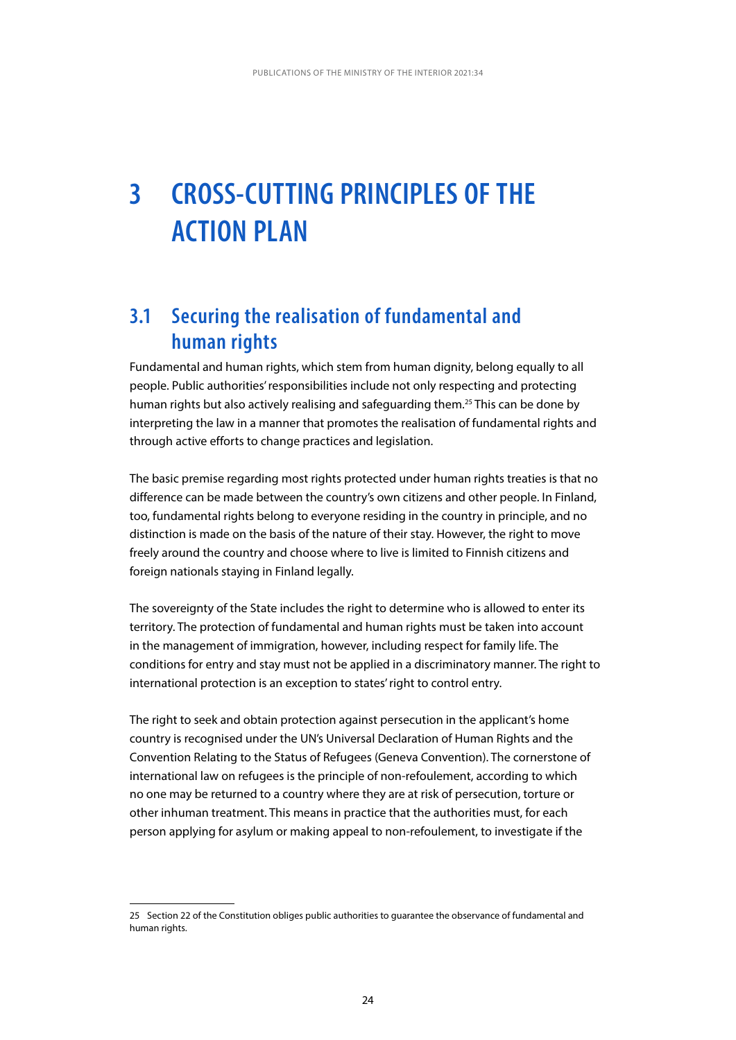# 3 CROSS-CUTTING PRINCIPLES OF THE ACTION PLAN

## 3.1 Securing the realisation of fundamental and human rights

Fundamental and human rights, which stem from human dignity, belong equally to all people. Public authorities' responsibilities include not only respecting and protecting human rights but also actively realising and safeguarding them.[25] This can be done by interpreting the law in a manner that promotes the realisation of fundamental rights and through active efforts to change practices and legislation.

The basic premise regarding most rights protected under human rights treaties is that no difference can be made between the country's own citizens and other people. In Finland, too, fundamental rights belong to everyone residing in the country in principle, and no distinction is made on the basis of the nature of their stay. However, the right to move freely around the country and choose where to live is limited to Finnish citizens and foreign nationals staying in Finland legally.

The sovereignty of the State includes the right to determine who is allowed to enter its territory. The protection of fundamental and human rights must be taken into account in the management of immigration, however, including respect for family life. The conditions for entry and stay must not be applied in a discriminatory manner. The right to international protection is an exception to states' right to control entry.

The right to seek and obtain protection against persecution in the applicant's home country is recognised under the UN's Universal Declaration of Human Rights and the Convention Relating to the Status of Refugees (Geneva Convention). The cornerstone of international law on refugees is the principle of non-refoulement, according to which no one may be returned to a country where they are at risk of persecution, torture or other inhuman treatment. This means in practice that the authorities must, for each person applying for asylum or making appeal to non-refoulement, to investigate if the

25 Section 22 of the Constitution obliges public authorities to guarantee the observance of fundamental and human rights.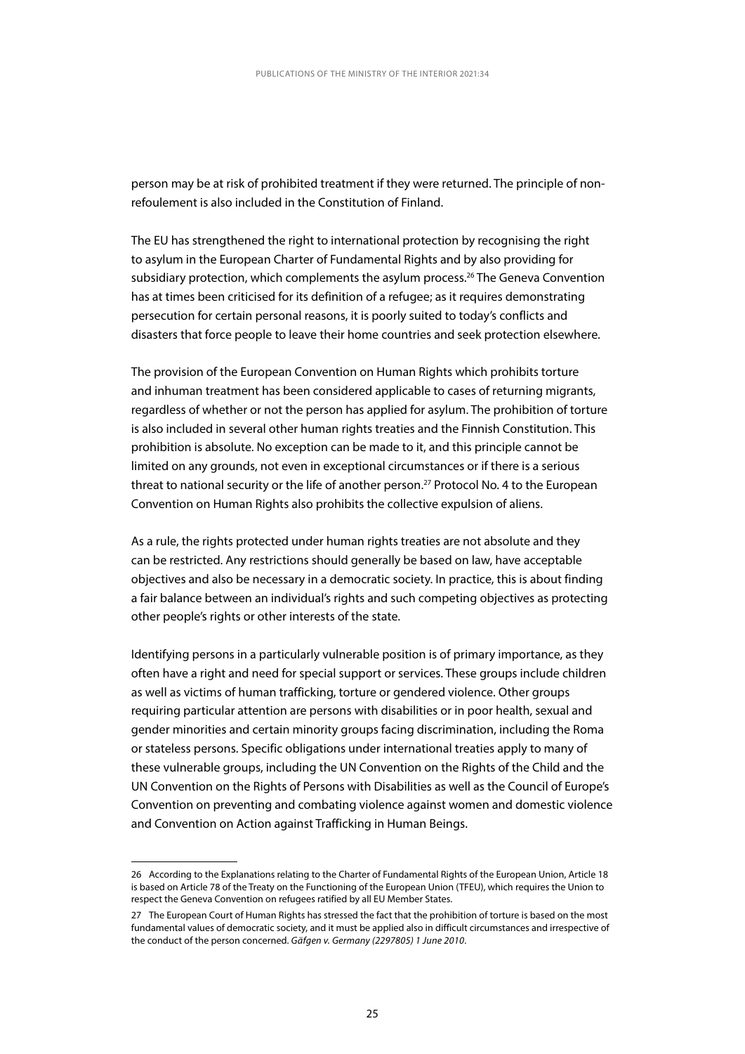person may be at risk of prohibited treatment if they were returned. The principle of non-refoulement is also included in the Constitution of Finland.

The EU has strengthened the right to international protection by recognising the right to asylum in the European Charter of Fundamental Rights and by also providing for subsidiary protection, which complements the asylum process.[26] The Geneva Convention has at times been criticised for its definition of a refugee; as it requires demonstrating persecution for certain personal reasons, it is poorly suited to today's conflicts and disasters that force people to leave their home countries and seek protection elsewhere.

The provision of the European Convention on Human Rights which prohibits torture and inhuman treatment has been considered applicable to cases of returning migrants, regardless of whether or not the person has applied for asylum. The prohibition of torture is also included in several other human rights treaties and the Finnish Constitution. This prohibition is absolute. No exception can be made to it, and this principle cannot be limited on any grounds, not even in exceptional circumstances or if there is a serious threat to national security or the life of another person.[27] Protocol No. 4 to the European Convention on Human Rights also prohibits the collective expulsion of aliens.

As a rule, the rights protected under human rights treaties are not absolute and they can be restricted. Any restrictions should generally be based on law, have acceptable objectives and also be necessary in a democratic society. In practice, this is about finding a fair balance between an individual's rights and such competing objectives as protecting other people's rights or other interests of the state.

Identifying persons in a particularly vulnerable position is of primary importance, as they often have a right and need for special support or services. These groups include children as well as victims of human trafficking, torture or gendered violence. Other groups requiring particular attention are persons with disabilities or in poor health, sexual and gender minorities and certain minority groups facing discrimination, including the Roma or stateless persons. Specific obligations under international treaties apply to many of these vulnerable groups, including the UN Convention on the Rights of the Child and the UN Convention on the Rights of Persons with Disabilities as well as the Council of Europe's Convention on preventing and combating violence against women and domestic violence and Convention on Action against Trafficking in Human Beings.

---

26 According to the Explanations relating to the Charter of Fundamental Rights of the European Union, Article 18 is based on Article 78 of the Treaty on the Functioning of the European Union (TFEU), which requires the Union to respect the Geneva Convention on refugees ratified by all EU Member States.

27 The European Court of Human Rights has stressed the fact that the prohibition of torture is based on the most fundamental values of democratic society, and it must be applied also in difficult circumstances and irrespective of the conduct of the person concerned. *Gäfgen v. Germany (2297805) 1 June 2010*.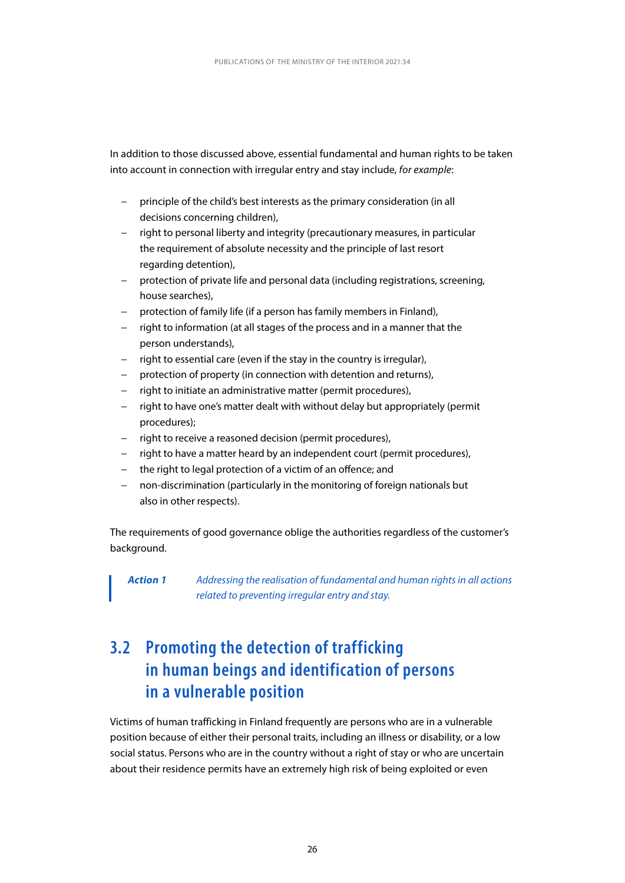In addition to those discussed above, essential fundamental and human rights to be taken into account in connection with irregular entry and stay include, *for example*:

- principle of the child's best interests as the primary consideration (in all decisions concerning children),
- right to personal liberty and integrity (precautionary measures, in particular the requirement of absolute necessity and the principle of last resort regarding detention),
- protection of private life and personal data (including registrations, screening, house searches),
- protection of family life (if a person has family members in Finland),
- right to information (at all stages of the process and in a manner that the person understands),
- right to essential care (even if the stay in the country is irregular),
- protection of property (in connection with detention and returns),
- right to initiate an administrative matter (permit procedures),
- right to have one's matter dealt with without delay but appropriately (permit procedures);
- right to receive a reasoned decision (permit procedures),
- right to have a matter heard by an independent court (permit procedures),
- the right to legal protection of a victim of an offence; and
- non-discrimination (particularly in the monitoring of foreign nationals but also in other respects).

The requirements of good governance oblige the authorities regardless of the customer's background.

> ***Action 1*** *Addressing the realisation of fundamental and human rights in all actions related to preventing irregular entry and stay.*

## 3.2 Promoting the detection of trafficking in human beings and identification of persons in a vulnerable position

Victims of human trafficking in Finland frequently are persons who are in a vulnerable position because of either their personal traits, including an illness or disability, or a low social status. Persons who are in the country without a right of stay or who are uncertain about their residence permits have an extremely high risk of being exploited or even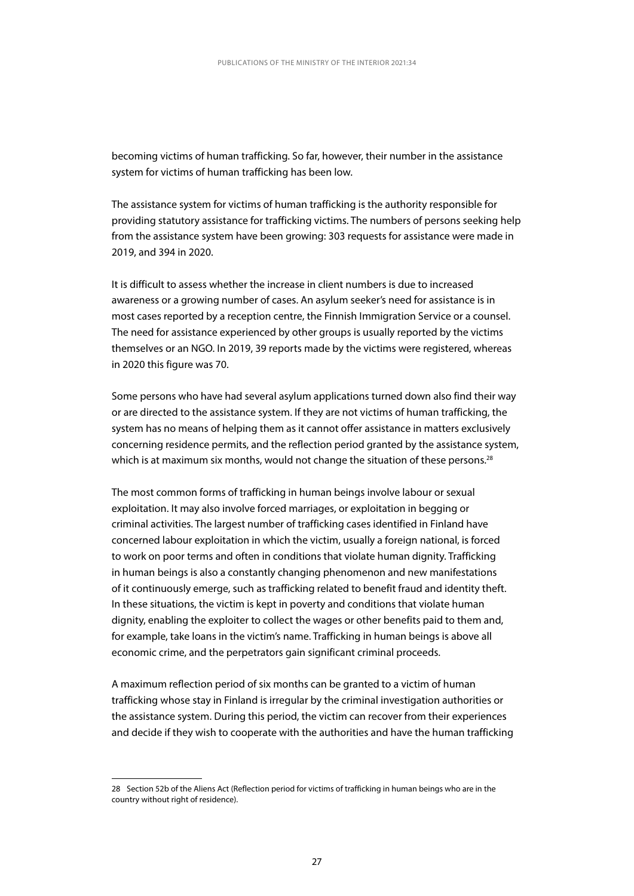becoming victims of human trafficking. So far, however, their number in the assistance system for victims of human trafficking has been low.

The assistance system for victims of human trafficking is the authority responsible for providing statutory assistance for trafficking victims. The numbers of persons seeking help from the assistance system have been growing: 303 requests for assistance were made in 2019, and 394 in 2020.

It is difficult to assess whether the increase in client numbers is due to increased awareness or a growing number of cases. An asylum seeker's need for assistance is in most cases reported by a reception centre, the Finnish Immigration Service or a counsel. The need for assistance experienced by other groups is usually reported by the victims themselves or an NGO. In 2019, 39 reports made by the victims were registered, whereas in 2020 this figure was 70.

Some persons who have had several asylum applications turned down also find their way or are directed to the assistance system. If they are not victims of human trafficking, the system has no means of helping them as it cannot offer assistance in matters exclusively concerning residence permits, and the reflection period granted by the assistance system, which is at maximum six months, would not change the situation of these persons.[28]

The most common forms of trafficking in human beings involve labour or sexual exploitation. It may also involve forced marriages, or exploitation in begging or criminal activities. The largest number of trafficking cases identified in Finland have concerned labour exploitation in which the victim, usually a foreign national, is forced to work on poor terms and often in conditions that violate human dignity. Trafficking in human beings is also a constantly changing phenomenon and new manifestations of it continuously emerge, such as trafficking related to benefit fraud and identity theft. In these situations, the victim is kept in poverty and conditions that violate human dignity, enabling the exploiter to collect the wages or other benefits paid to them and, for example, take loans in the victim's name. Trafficking in human beings is above all economic crime, and the perpetrators gain significant criminal proceeds.

A maximum reflection period of six months can be granted to a victim of human trafficking whose stay in Finland is irregular by the criminal investigation authorities or the assistance system. During this period, the victim can recover from their experiences and decide if they wish to cooperate with the authorities and have the human trafficking

---

28 Section 52b of the Aliens Act (Reflection period for victims of trafficking in human beings who are in the country without right of residence).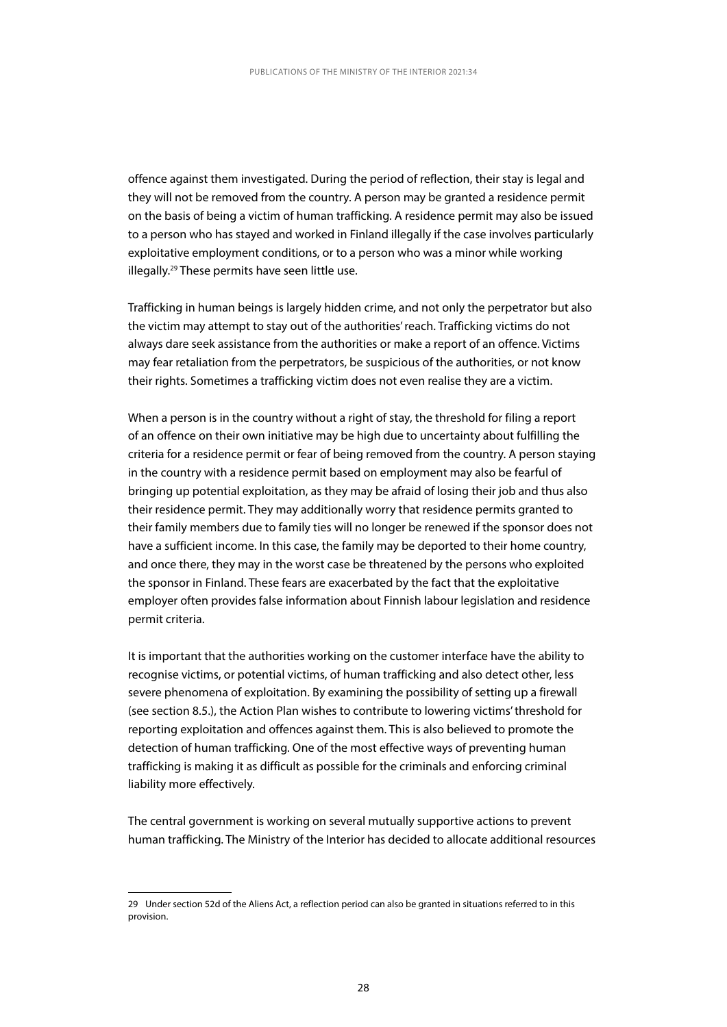offence against them investigated. During the period of reflection, their stay is legal and they will not be removed from the country. A person may be granted a residence permit on the basis of being a victim of human trafficking. A residence permit may also be issued to a person who has stayed and worked in Finland illegally if the case involves particularly exploitative employment conditions, or to a person who was a minor while working illegally.[29] These permits have seen little use.

Trafficking in human beings is largely hidden crime, and not only the perpetrator but also the victim may attempt to stay out of the authorities' reach. Trafficking victims do not always dare seek assistance from the authorities or make a report of an offence. Victims may fear retaliation from the perpetrators, be suspicious of the authorities, or not know their rights. Sometimes a trafficking victim does not even realise they are a victim.

When a person is in the country without a right of stay, the threshold for filing a report of an offence on their own initiative may be high due to uncertainty about fulfilling the criteria for a residence permit or fear of being removed from the country. A person staying in the country with a residence permit based on employment may also be fearful of bringing up potential exploitation, as they may be afraid of losing their job and thus also their residence permit. They may additionally worry that residence permits granted to their family members due to family ties will no longer be renewed if the sponsor does not have a sufficient income. In this case, the family may be deported to their home country, and once there, they may in the worst case be threatened by the persons who exploited the sponsor in Finland. These fears are exacerbated by the fact that the exploitative employer often provides false information about Finnish labour legislation and residence permit criteria.

It is important that the authorities working on the customer interface have the ability to recognise victims, or potential victims, of human trafficking and also detect other, less severe phenomena of exploitation. By examining the possibility of setting up a firewall (see section 8.5.), the Action Plan wishes to contribute to lowering victims' threshold for reporting exploitation and offences against them. This is also believed to promote the detection of human trafficking. One of the most effective ways of preventing human trafficking is making it as difficult as possible for the criminals and enforcing criminal liability more effectively.

The central government is working on several mutually supportive actions to prevent human trafficking. The Ministry of the Interior has decided to allocate additional resources

---

29 Under section 52d of the Aliens Act, a reflection period can also be granted in situations referred to in this provision.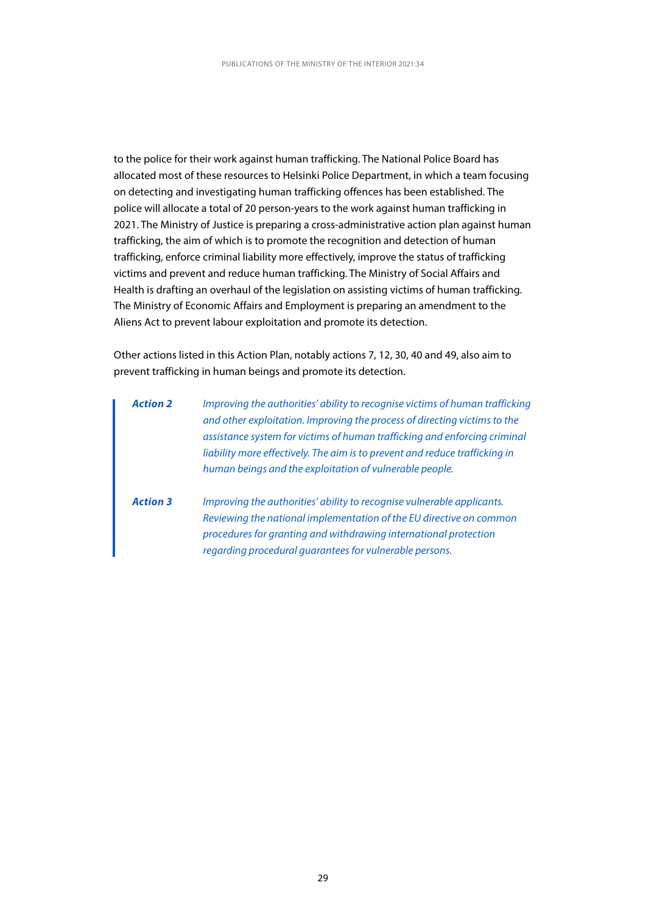to the police for their work against human trafficking. The National Police Board has allocated most of these resources to Helsinki Police Department, in which a team focusing on detecting and investigating human trafficking offences has been established. The police will allocate a total of 20 person-years to the work against human trafficking in 2021. The Ministry of Justice is preparing a cross-administrative action plan against human trafficking, the aim of which is to promote the recognition and detection of human trafficking, enforce criminal liability more effectively, improve the status of trafficking victims and prevent and reduce human trafficking. The Ministry of Social Affairs and Health is drafting an overhaul of the legislation on assisting victims of human trafficking. The Ministry of Economic Affairs and Employment is preparing an amendment to the Aliens Act to prevent labour exploitation and promote its detection.

Other actions listed in this Action Plan, notably actions 7, 12, 30, 40 and 49, also aim to prevent trafficking in human beings and promote its detection.

> ***Action 2*** *Improving the authorities' ability to recognise victims of human trafficking and other exploitation. Improving the process of directing victims to the assistance system for victims of human trafficking and enforcing criminal liability more effectively. The aim is to prevent and reduce trafficking in human beings and the exploitation of vulnerable people.*
>
> ***Action 3*** *Improving the authorities' ability to recognise vulnerable applicants. Reviewing the national implementation of the EU directive on common procedures for granting and withdrawing international protection regarding procedural guarantees for vulnerable persons.*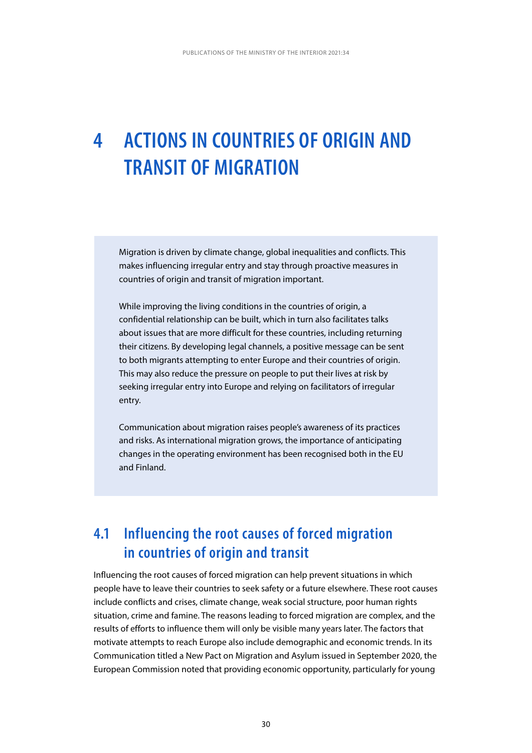# 4 ACTIONS IN COUNTRIES OF ORIGIN AND TRANSIT OF MIGRATION

Migration is driven by climate change, global inequalities and conflicts. This makes influencing irregular entry and stay through proactive measures in countries of origin and transit of migration important.

While improving the living conditions in the countries of origin, a confidential relationship can be built, which in turn also facilitates talks about issues that are more difficult for these countries, including returning their citizens. By developing legal channels, a positive message can be sent to both migrants attempting to enter Europe and their countries of origin. This may also reduce the pressure on people to put their lives at risk by seeking irregular entry into Europe and relying on facilitators of irregular entry.

Communication about migration raises people's awareness of its practices and risks. As international migration grows, the importance of anticipating changes in the operating environment has been recognised both in the EU and Finland.

## 4.1 Influencing the root causes of forced migration in countries of origin and transit

Influencing the root causes of forced migration can help prevent situations in which people have to leave their countries to seek safety or a future elsewhere. These root causes include conflicts and crises, climate change, weak social structure, poor human rights situation, crime and famine. The reasons leading to forced migration are complex, and the results of efforts to influence them will only be visible many years later. The factors that motivate attempts to reach Europe also include demographic and economic trends. In its Communication titled a New Pact on Migration and Asylum issued in September 2020, the European Commission noted that providing economic opportunity, particularly for young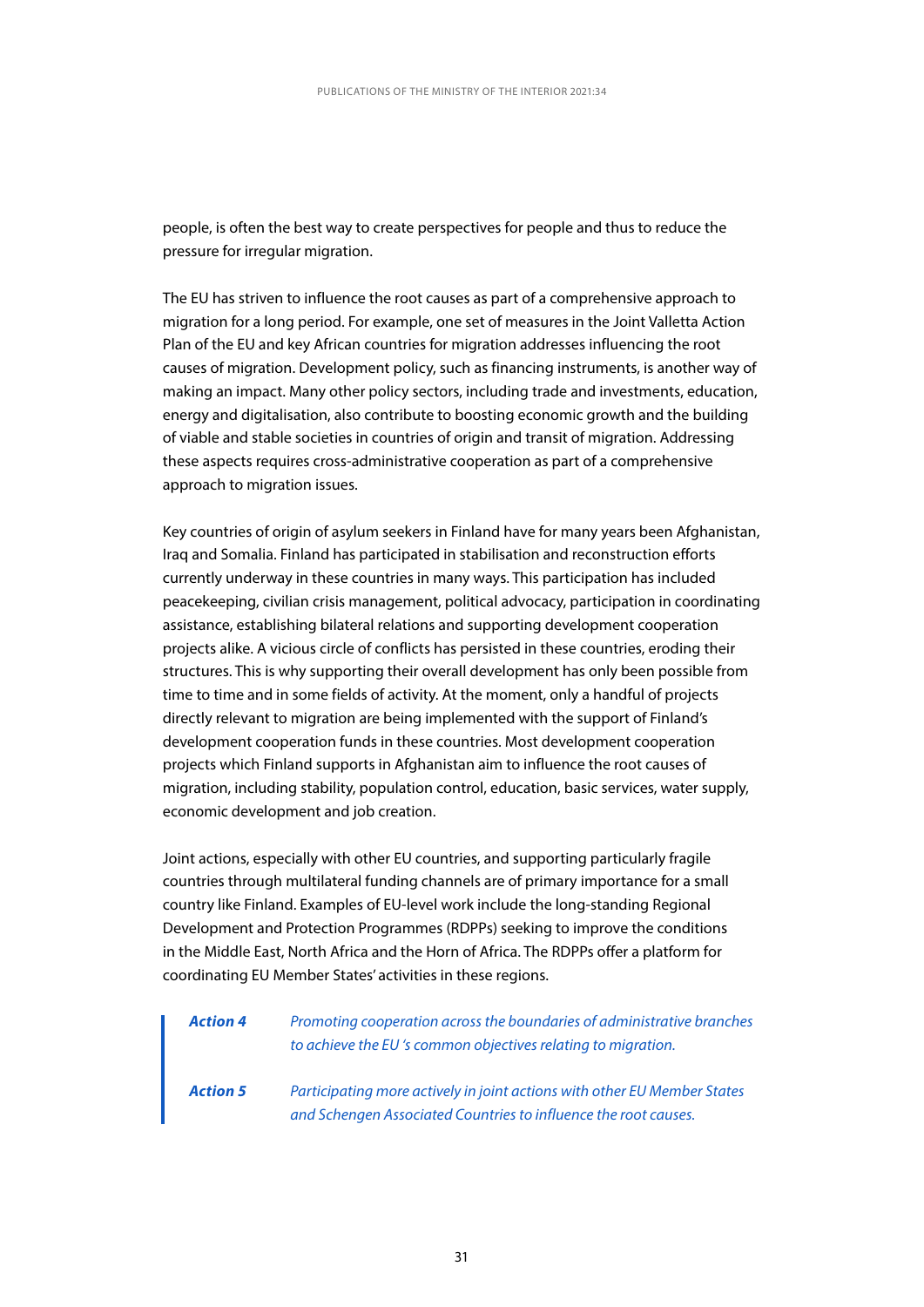people, is often the best way to create perspectives for people and thus to reduce the pressure for irregular migration.

The EU has striven to influence the root causes as part of a comprehensive approach to migration for a long period. For example, one set of measures in the Joint Valletta Action Plan of the EU and key African countries for migration addresses influencing the root causes of migration. Development policy, such as financing instruments, is another way of making an impact. Many other policy sectors, including trade and investments, education, energy and digitalisation, also contribute to boosting economic growth and the building of viable and stable societies in countries of origin and transit of migration. Addressing these aspects requires cross-administrative cooperation as part of a comprehensive approach to migration issues.

Key countries of origin of asylum seekers in Finland have for many years been Afghanistan, Iraq and Somalia. Finland has participated in stabilisation and reconstruction efforts currently underway in these countries in many ways. This participation has included peacekeeping, civilian crisis management, political advocacy, participation in coordinating assistance, establishing bilateral relations and supporting development cooperation projects alike. A vicious circle of conflicts has persisted in these countries, eroding their structures. This is why supporting their overall development has only been possible from time to time and in some fields of activity. At the moment, only a handful of projects directly relevant to migration are being implemented with the support of Finland's development cooperation funds in these countries. Most development cooperation projects which Finland supports in Afghanistan aim to influence the root causes of migration, including stability, population control, education, basic services, water supply, economic development and job creation.

Joint actions, especially with other EU countries, and supporting particularly fragile countries through multilateral funding channels are of primary importance for a small country like Finland. Examples of EU-level work include the long-standing Regional Development and Protection Programmes (RDPPs) seeking to improve the conditions in the Middle East, North Africa and the Horn of Africa. The RDPPs offer a platform for coordinating EU Member States' activities in these regions.

> ***Action 4*** *Promoting cooperation across the boundaries of administrative branches to achieve the EU 's common objectives relating to migration.*
>
> ***Action 5*** *Participating more actively in joint actions with other EU Member States and Schengen Associated Countries to influence the root causes.*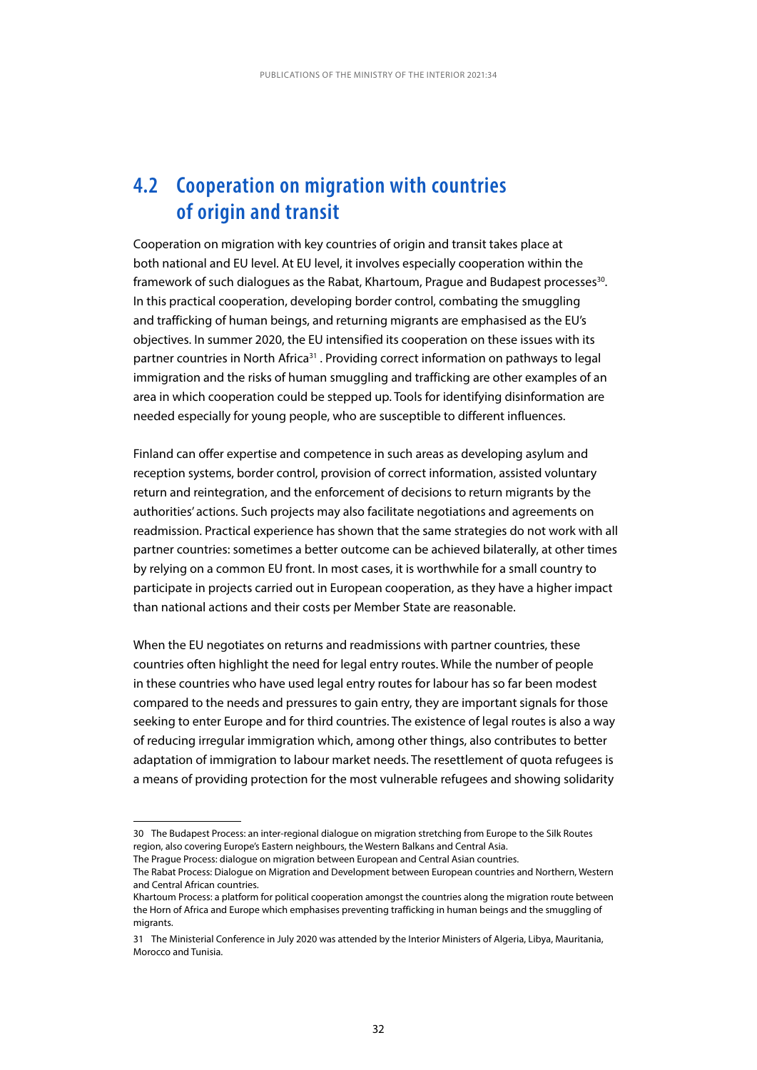## 4.2 Cooperation on migration with countries of origin and transit

Cooperation on migration with key countries of origin and transit takes place at both national and EU level. At EU level, it involves especially cooperation within the framework of such dialogues as the Rabat, Khartoum, Prague and Budapest processes[30]. In this practical cooperation, developing border control, combating the smuggling and trafficking of human beings, and returning migrants are emphasised as the EU's objectives. In summer 2020, the EU intensified its cooperation on these issues with its partner countries in North Africa[31] . Providing correct information on pathways to legal immigration and the risks of human smuggling and trafficking are other examples of an area in which cooperation could be stepped up. Tools for identifying disinformation are needed especially for young people, who are susceptible to different influences.

Finland can offer expertise and competence in such areas as developing asylum and reception systems, border control, provision of correct information, assisted voluntary return and reintegration, and the enforcement of decisions to return migrants by the authorities' actions. Such projects may also facilitate negotiations and agreements on readmission. Practical experience has shown that the same strategies do not work with all partner countries: sometimes a better outcome can be achieved bilaterally, at other times by relying on a common EU front. In most cases, it is worthwhile for a small country to participate in projects carried out in European cooperation, as they have a higher impact than national actions and their costs per Member State are reasonable.

When the EU negotiates on returns and readmissions with partner countries, these countries often highlight the need for legal entry routes. While the number of people in these countries who have used legal entry routes for labour has so far been modest compared to the needs and pressures to gain entry, they are important signals for those seeking to enter Europe and for third countries. The existence of legal routes is also a way of reducing irregular immigration which, among other things, also contributes to better adaptation of immigration to labour market needs. The resettlement of quota refugees is a means of providing protection for the most vulnerable refugees and showing solidarity

---

30 The Budapest Process: an inter-regional dialogue on migration stretching from Europe to the Silk Routes region, also covering Europe's Eastern neighbours, the Western Balkans and Central Asia.
The Prague Process: dialogue on migration between European and Central Asian countries.
The Rabat Process: Dialogue on Migration and Development between European countries and Northern, Western and Central African countries.
Khartoum Process: a platform for political cooperation amongst the countries along the migration route between the Horn of Africa and Europe which emphasises preventing trafficking in human beings and the smuggling of migrants.

31 The Ministerial Conference in July 2020 was attended by the Interior Ministers of Algeria, Libya, Mauritania, Morocco and Tunisia.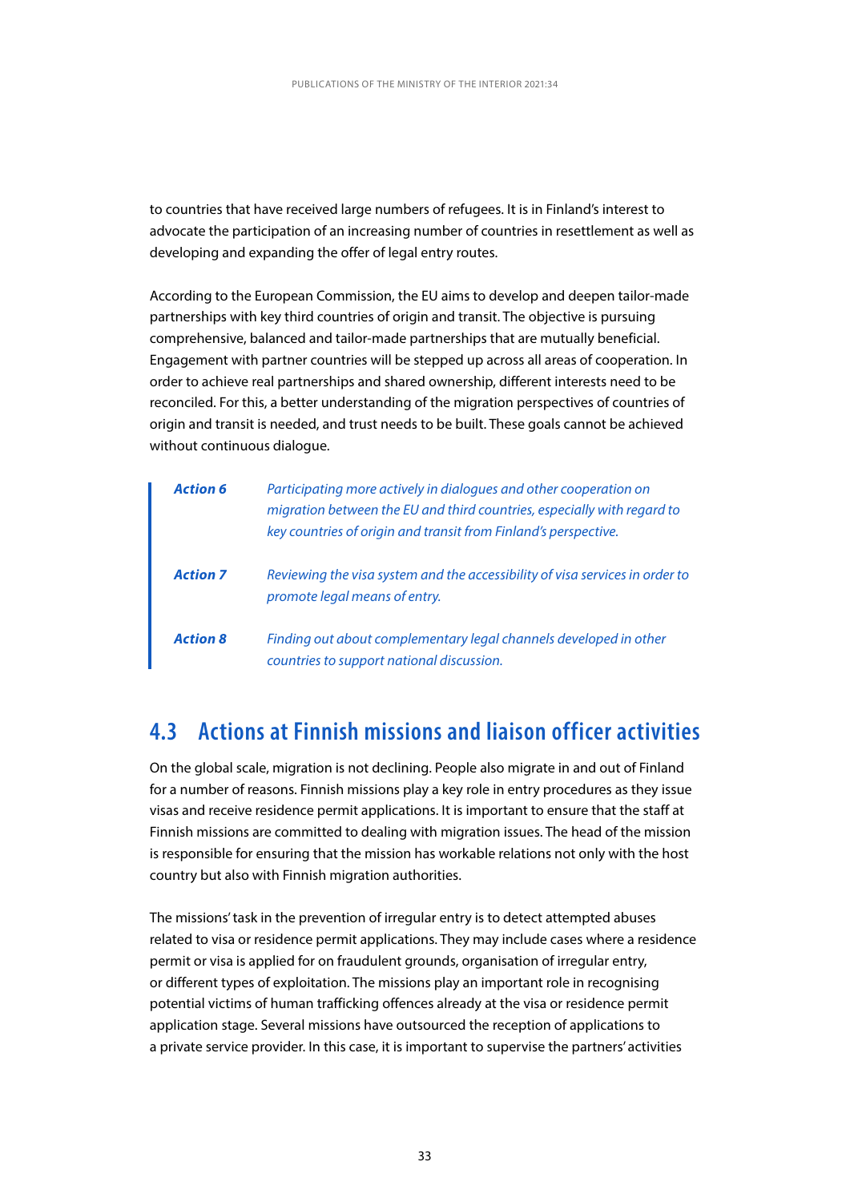to countries that have received large numbers of refugees. It is in Finland's interest to advocate the participation of an increasing number of countries in resettlement as well as developing and expanding the offer of legal entry routes.

According to the European Commission, the EU aims to develop and deepen tailor-made partnerships with key third countries of origin and transit. The objective is pursuing comprehensive, balanced and tailor-made partnerships that are mutually beneficial. Engagement with partner countries will be stepped up across all areas of cooperation. In order to achieve real partnerships and shared ownership, different interests need to be reconciled. For this, a better understanding of the migration perspectives of countries of origin and transit is needed, and trust needs to be built. These goals cannot be achieved without continuous dialogue.

> ***Action 6*** *Participating more actively in dialogues and other cooperation on migration between the EU and third countries, especially with regard to key countries of origin and transit from Finland's perspective.*
>
> ***Action 7*** *Reviewing the visa system and the accessibility of visa services in order to promote legal means of entry.*
>
> ***Action 8*** *Finding out about complementary legal channels developed in other countries to support national discussion.*

## 4.3 Actions at Finnish missions and liaison officer activities

On the global scale, migration is not declining. People also migrate in and out of Finland for a number of reasons. Finnish missions play a key role in entry procedures as they issue visas and receive residence permit applications. It is important to ensure that the staff at Finnish missions are committed to dealing with migration issues. The head of the mission is responsible for ensuring that the mission has workable relations not only with the host country but also with Finnish migration authorities.

The missions' task in the prevention of irregular entry is to detect attempted abuses related to visa or residence permit applications. They may include cases where a residence permit or visa is applied for on fraudulent grounds, organisation of irregular entry, or different types of exploitation. The missions play an important role in recognising potential victims of human trafficking offences already at the visa or residence permit application stage. Several missions have outsourced the reception of applications to a private service provider. In this case, it is important to supervise the partners' activities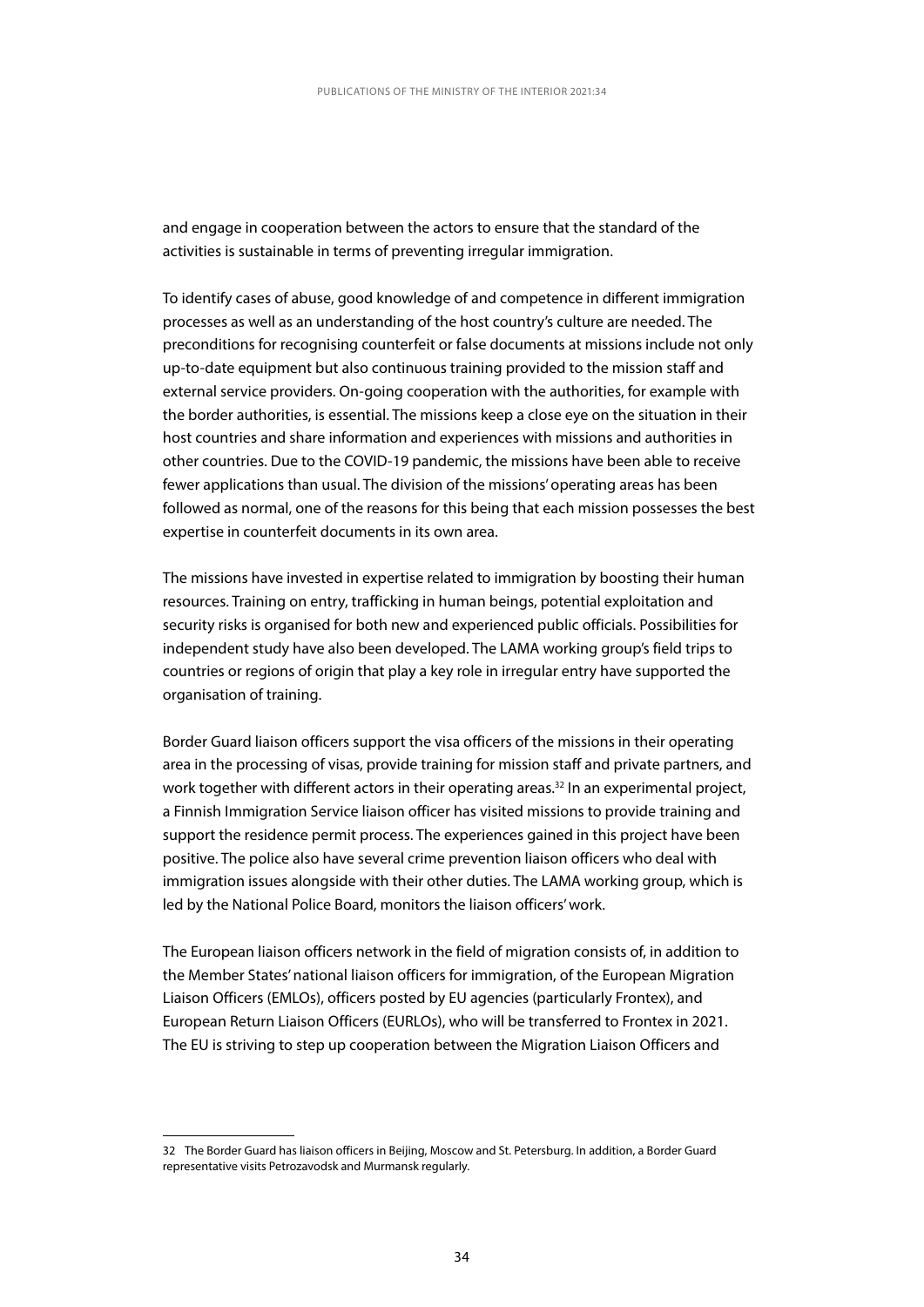and engage in cooperation between the actors to ensure that the standard of the activities is sustainable in terms of preventing irregular immigration.

To identify cases of abuse, good knowledge of and competence in different immigration processes as well as an understanding of the host country's culture are needed. The preconditions for recognising counterfeit or false documents at missions include not only up-to-date equipment but also continuous training provided to the mission staff and external service providers. On-going cooperation with the authorities, for example with the border authorities, is essential. The missions keep a close eye on the situation in their host countries and share information and experiences with missions and authorities in other countries. Due to the COVID-19 pandemic, the missions have been able to receive fewer applications than usual. The division of the missions' operating areas has been followed as normal, one of the reasons for this being that each mission possesses the best expertise in counterfeit documents in its own area.

The missions have invested in expertise related to immigration by boosting their human resources. Training on entry, trafficking in human beings, potential exploitation and security risks is organised for both new and experienced public officials. Possibilities for independent study have also been developed. The LAMA working group's field trips to countries or regions of origin that play a key role in irregular entry have supported the organisation of training.

Border Guard liaison officers support the visa officers of the missions in their operating area in the processing of visas, provide training for mission staff and private partners, and work together with different actors in their operating areas.[32] In an experimental project, a Finnish Immigration Service liaison officer has visited missions to provide training and support the residence permit process. The experiences gained in this project have been positive. The police also have several crime prevention liaison officers who deal with immigration issues alongside with their other duties. The LAMA working group, which is led by the National Police Board, monitors the liaison officers' work.

The European liaison officers network in the field of migration consists of, in addition to the Member States' national liaison officers for immigration, of the European Migration Liaison Officers (EMLOs), officers posted by EU agencies (particularly Frontex), and European Return Liaison Officers (EURLOs), who will be transferred to Frontex in 2021. The EU is striving to step up cooperation between the Migration Liaison Officers and

---

32 The Border Guard has liaison officers in Beijing, Moscow and St. Petersburg. In addition, a Border Guard representative visits Petrozavodsk and Murmansk regularly.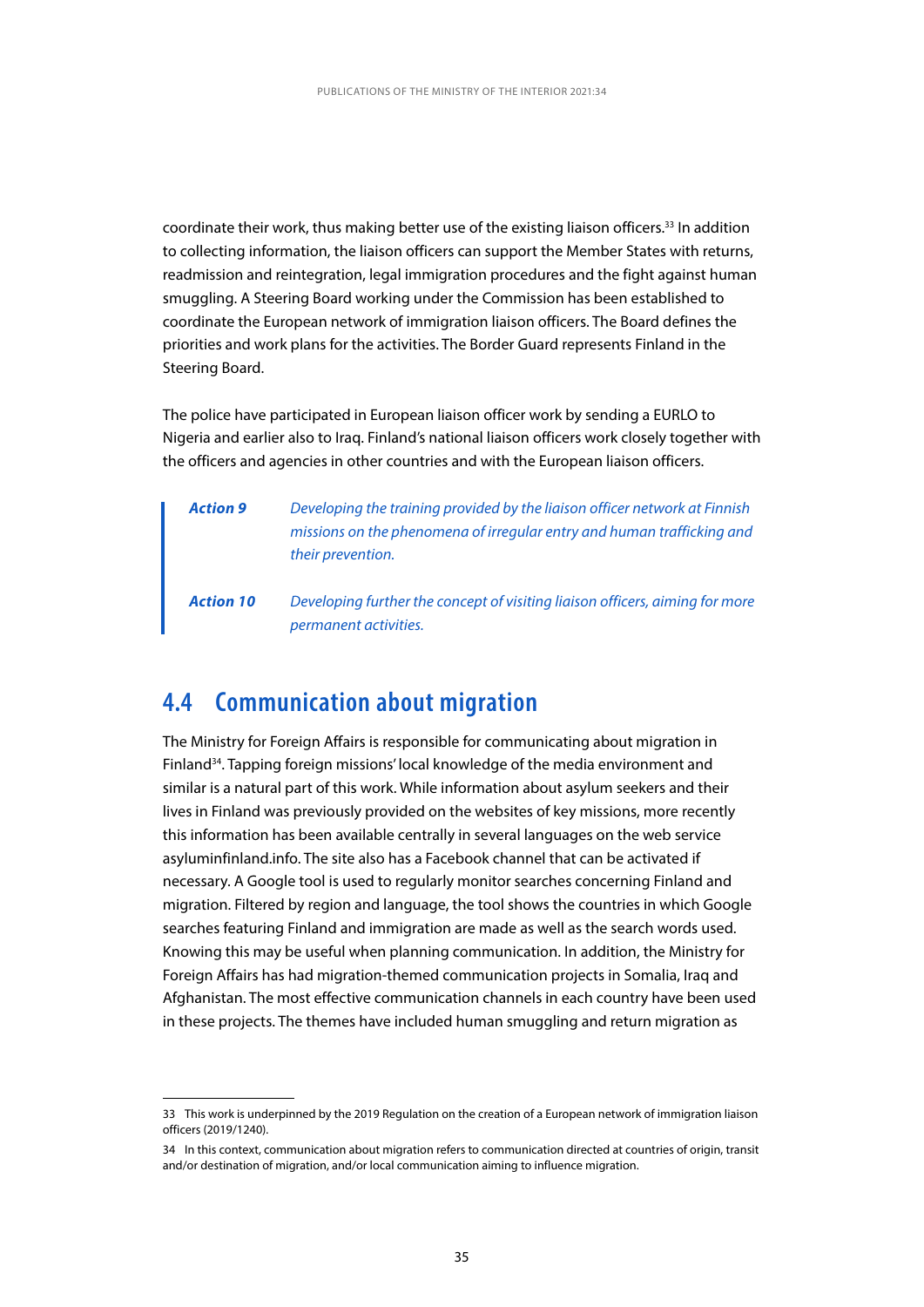coordinate their work, thus making better use of the existing liaison officers.[33] In addition to collecting information, the liaison officers can support the Member States with returns, readmission and reintegration, legal immigration procedures and the fight against human smuggling. A Steering Board working under the Commission has been established to coordinate the European network of immigration liaison officers. The Board defines the priorities and work plans for the activities. The Border Guard represents Finland in the Steering Board.

The police have participated in European liaison officer work by sending a EURLO to Nigeria and earlier also to Iraq. Finland's national liaison officers work closely together with the officers and agencies in other countries and with the European liaison officers.

> ***Action 9*** *Developing the training provided by the liaison officer network at Finnish missions on the phenomena of irregular entry and human trafficking and their prevention.*
>
> ***Action 10*** *Developing further the concept of visiting liaison officers, aiming for more permanent activities.*

## 4.4 Communication about migration

The Ministry for Foreign Affairs is responsible for communicating about migration in Finland[34]. Tapping foreign missions' local knowledge of the media environment and similar is a natural part of this work. While information about asylum seekers and their lives in Finland was previously provided on the websites of key missions, more recently this information has been available centrally in several languages on the web service asyluminfinland.info. The site also has a Facebook channel that can be activated if necessary. A Google tool is used to regularly monitor searches concerning Finland and migration. Filtered by region and language, the tool shows the countries in which Google searches featuring Finland and immigration are made as well as the search words used. Knowing this may be useful when planning communication. In addition, the Ministry for Foreign Affairs has had migration-themed communication projects in Somalia, Iraq and Afghanistan. The most effective communication channels in each country have been used in these projects. The themes have included human smuggling and return migration as

---

33 This work is underpinned by the 2019 Regulation on the creation of a European network of immigration liaison officers (2019/1240).

34 In this context, communication about migration refers to communication directed at countries of origin, transit and/or destination of migration, and/or local communication aiming to influence migration.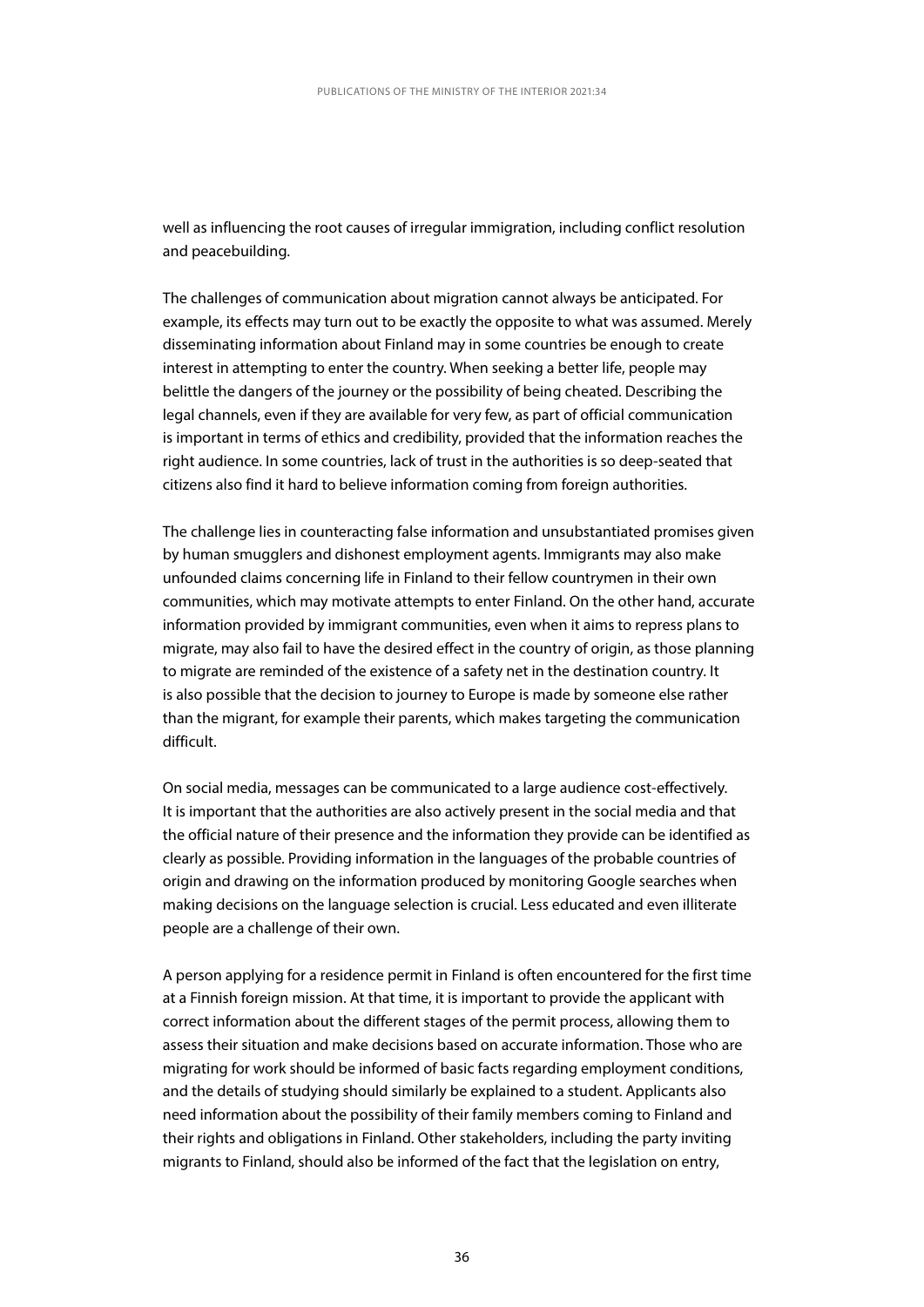well as influencing the root causes of irregular immigration, including conflict resolution and peacebuilding.

The challenges of communication about migration cannot always be anticipated. For example, its effects may turn out to be exactly the opposite to what was assumed. Merely disseminating information about Finland may in some countries be enough to create interest in attempting to enter the country. When seeking a better life, people may belittle the dangers of the journey or the possibility of being cheated. Describing the legal channels, even if they are available for very few, as part of official communication is important in terms of ethics and credibility, provided that the information reaches the right audience. In some countries, lack of trust in the authorities is so deep-seated that citizens also find it hard to believe information coming from foreign authorities.

The challenge lies in counteracting false information and unsubstantiated promises given by human smugglers and dishonest employment agents. Immigrants may also make unfounded claims concerning life in Finland to their fellow countrymen in their own communities, which may motivate attempts to enter Finland. On the other hand, accurate information provided by immigrant communities, even when it aims to repress plans to migrate, may also fail to have the desired effect in the country of origin, as those planning to migrate are reminded of the existence of a safety net in the destination country. It is also possible that the decision to journey to Europe is made by someone else rather than the migrant, for example their parents, which makes targeting the communication difficult.

On social media, messages can be communicated to a large audience cost-effectively. It is important that the authorities are also actively present in the social media and that the official nature of their presence and the information they provide can be identified as clearly as possible. Providing information in the languages of the probable countries of origin and drawing on the information produced by monitoring Google searches when making decisions on the language selection is crucial. Less educated and even illiterate people are a challenge of their own.

A person applying for a residence permit in Finland is often encountered for the first time at a Finnish foreign mission. At that time, it is important to provide the applicant with correct information about the different stages of the permit process, allowing them to assess their situation and make decisions based on accurate information. Those who are migrating for work should be informed of basic facts regarding employment conditions, and the details of studying should similarly be explained to a student. Applicants also need information about the possibility of their family members coming to Finland and their rights and obligations in Finland. Other stakeholders, including the party inviting migrants to Finland, should also be informed of the fact that the legislation on entry,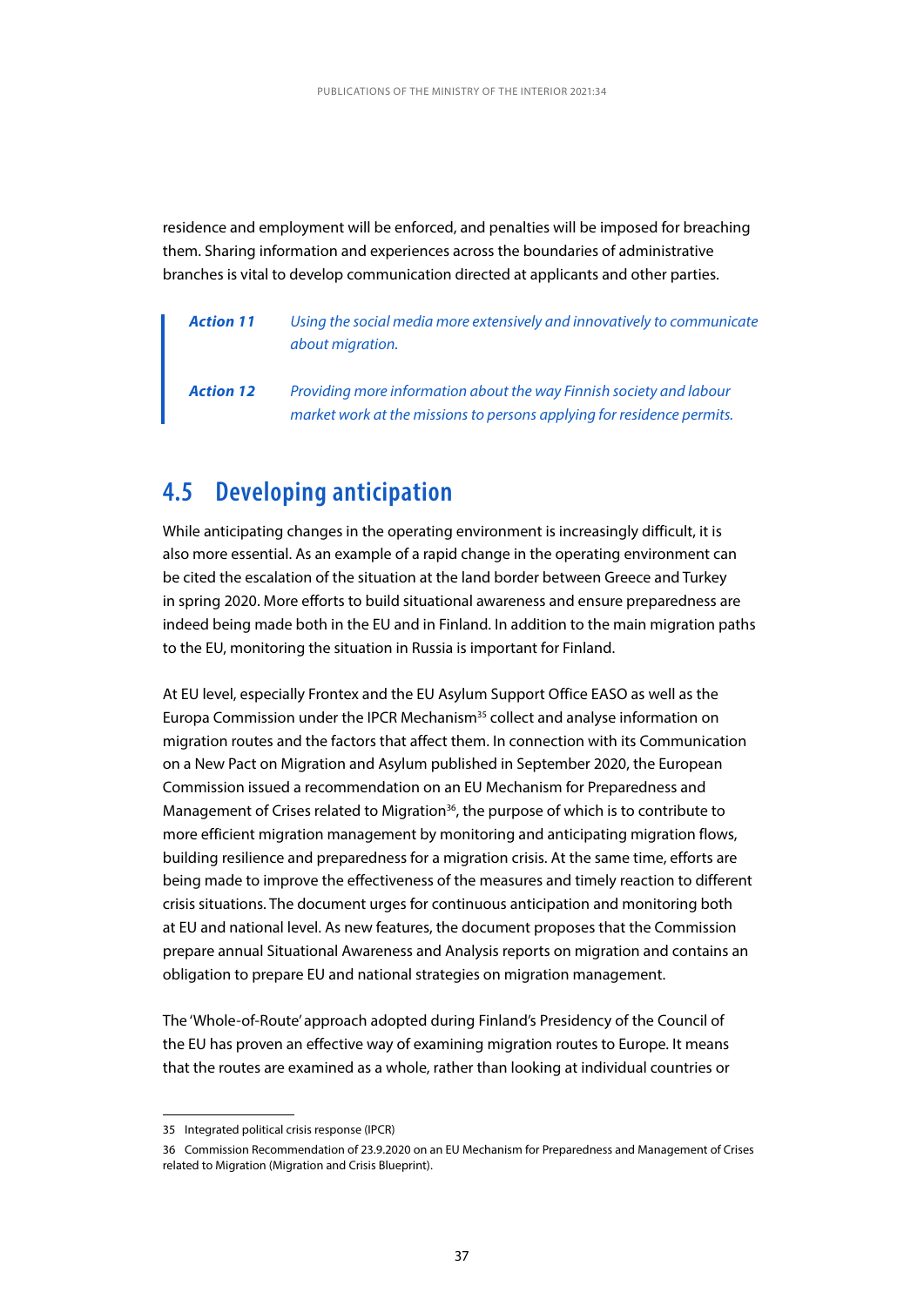residence and employment will be enforced, and penalties will be imposed for breaching them. Sharing information and experiences across the boundaries of administrative branches is vital to develop communication directed at applicants and other parties.

> ***Action 11*** *Using the social media more extensively and innovatively to communicate about migration.*
>
> ***Action 12*** *Providing more information about the way Finnish society and labour market work at the missions to persons applying for residence permits.*

## 4.5 Developing anticipation

While anticipating changes in the operating environment is increasingly difficult, it is also more essential. As an example of a rapid change in the operating environment can be cited the escalation of the situation at the land border between Greece and Turkey in spring 2020. More efforts to build situational awareness and ensure preparedness are indeed being made both in the EU and in Finland. In addition to the main migration paths to the EU, monitoring the situation in Russia is important for Finland.

At EU level, especially Frontex and the EU Asylum Support Office EASO as well as the Europa Commission under the IPCR Mechanism[35] collect and analyse information on migration routes and the factors that affect them. In connection with its Communication on a New Pact on Migration and Asylum published in September 2020, the European Commission issued a recommendation on an EU Mechanism for Preparedness and Management of Crises related to Migration[36], the purpose of which is to contribute to more efficient migration management by monitoring and anticipating migration flows, building resilience and preparedness for a migration crisis. At the same time, efforts are being made to improve the effectiveness of the measures and timely reaction to different crisis situations. The document urges for continuous anticipation and monitoring both at EU and national level. As new features, the document proposes that the Commission prepare annual Situational Awareness and Analysis reports on migration and contains an obligation to prepare EU and national strategies on migration management.

The 'Whole-of-Route' approach adopted during Finland's Presidency of the Council of the EU has proven an effective way of examining migration routes to Europe. It means that the routes are examined as a whole, rather than looking at individual countries or

---

35 Integrated political crisis response (IPCR)

36 Commission Recommendation of 23.9.2020 on an EU Mechanism for Preparedness and Management of Crises related to Migration (Migration and Crisis Blueprint).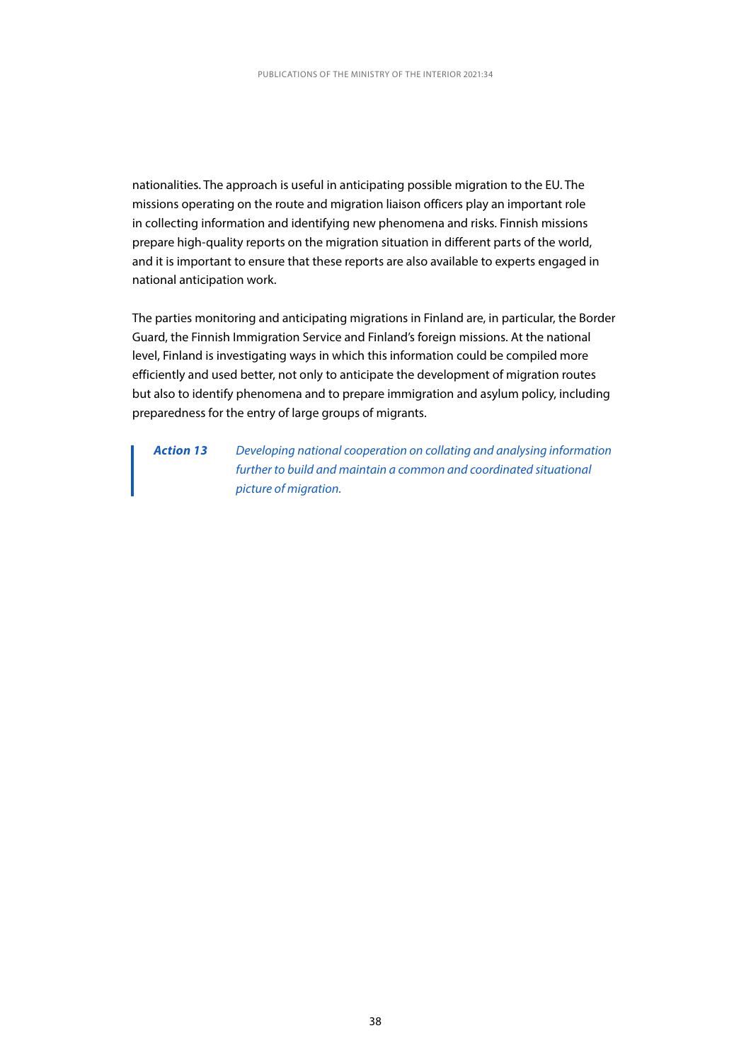nationalities. The approach is useful in anticipating possible migration to the EU. The missions operating on the route and migration liaison officers play an important role in collecting information and identifying new phenomena and risks. Finnish missions prepare high-quality reports on the migration situation in different parts of the world, and it is important to ensure that these reports are also available to experts engaged in national anticipation work.

The parties monitoring and anticipating migrations in Finland are, in particular, the Border Guard, the Finnish Immigration Service and Finland's foreign missions. At the national level, Finland is investigating ways in which this information could be compiled more efficiently and used better, not only to anticipate the development of migration routes but also to identify phenomena and to prepare immigration and asylum policy, including preparedness for the entry of large groups of migrants.

> ***Action 13*** *Developing national cooperation on collating and analysing information further to build and maintain a common and coordinated situational picture of migration.*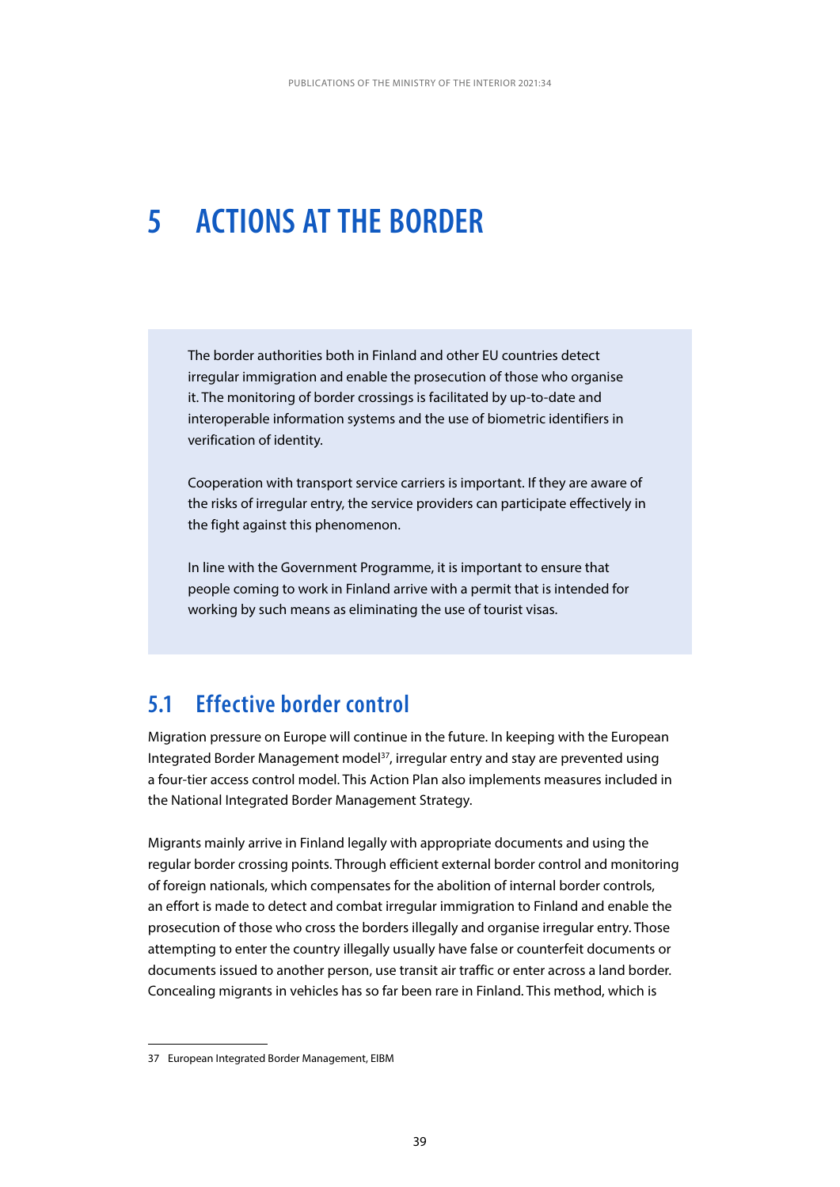# 5 ACTIONS AT THE BORDER

The border authorities both in Finland and other EU countries detect irregular immigration and enable the prosecution of those who organise it. The monitoring of border crossings is facilitated by up-to-date and interoperable information systems and the use of biometric identifiers in verification of identity.

Cooperation with transport service carriers is important. If they are aware of the risks of irregular entry, the service providers can participate effectively in the fight against this phenomenon.

In line with the Government Programme, it is important to ensure that people coming to work in Finland arrive with a permit that is intended for working by such means as eliminating the use of tourist visas.

## 5.1 Effective border control

Migration pressure on Europe will continue in the future. In keeping with the European Integrated Border Management model[37], irregular entry and stay are prevented using a four-tier access control model. This Action Plan also implements measures included in the National Integrated Border Management Strategy.

Migrants mainly arrive in Finland legally with appropriate documents and using the regular border crossing points. Through efficient external border control and monitoring of foreign nationals, which compensates for the abolition of internal border controls, an effort is made to detect and combat irregular immigration to Finland and enable the prosecution of those who cross the borders illegally and organise irregular entry. Those attempting to enter the country illegally usually have false or counterfeit documents or documents issued to another person, use transit air traffic or enter across a land border. Concealing migrants in vehicles has so far been rare in Finland. This method, which is

37 European Integrated Border Management, EIBM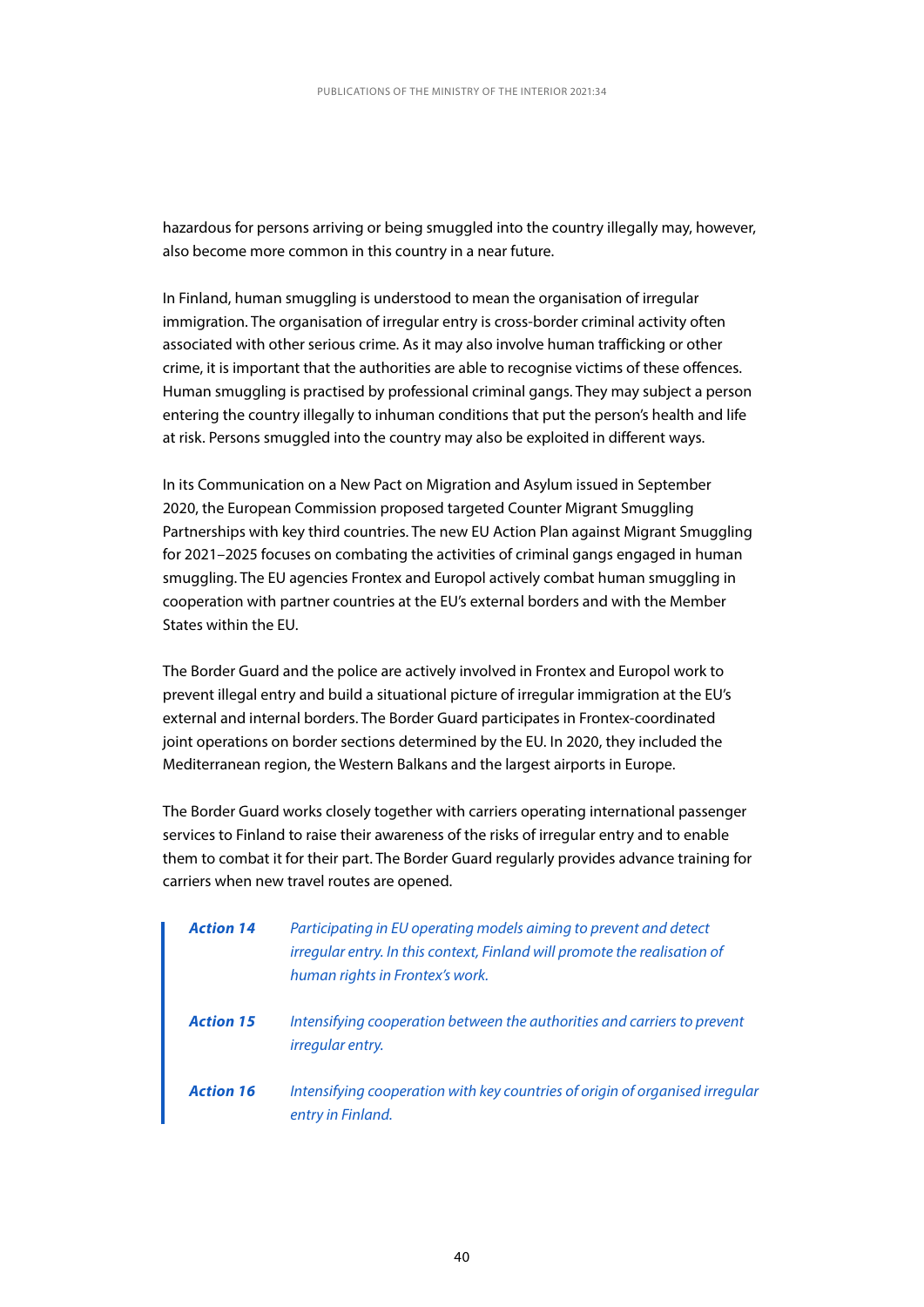hazardous for persons arriving or being smuggled into the country illegally may, however, also become more common in this country in a near future.

In Finland, human smuggling is understood to mean the organisation of irregular immigration. The organisation of irregular entry is cross-border criminal activity often associated with other serious crime. As it may also involve human trafficking or other crime, it is important that the authorities are able to recognise victims of these offences. Human smuggling is practised by professional criminal gangs. They may subject a person entering the country illegally to inhuman conditions that put the person's health and life at risk. Persons smuggled into the country may also be exploited in different ways.

In its Communication on a New Pact on Migration and Asylum issued in September 2020, the European Commission proposed targeted Counter Migrant Smuggling Partnerships with key third countries. The new EU Action Plan against Migrant Smuggling for 2021–2025 focuses on combating the activities of criminal gangs engaged in human smuggling. The EU agencies Frontex and Europol actively combat human smuggling in cooperation with partner countries at the EU's external borders and with the Member States within the EU.

The Border Guard and the police are actively involved in Frontex and Europol work to prevent illegal entry and build a situational picture of irregular immigration at the EU's external and internal borders. The Border Guard participates in Frontex-coordinated joint operations on border sections determined by the EU. In 2020, they included the Mediterranean region, the Western Balkans and the largest airports in Europe.

The Border Guard works closely together with carriers operating international passenger services to Finland to raise their awareness of the risks of irregular entry and to enable them to combat it for their part. The Border Guard regularly provides advance training for carriers when new travel routes are opened.

> ***Action 14*** *Participating in EU operating models aiming to prevent and detect irregular entry. In this context, Finland will promote the realisation of human rights in Frontex's work.*
>
> ***Action 15*** *Intensifying cooperation between the authorities and carriers to prevent irregular entry.*
>
> ***Action 16*** *Intensifying cooperation with key countries of origin of organised irregular entry in Finland.*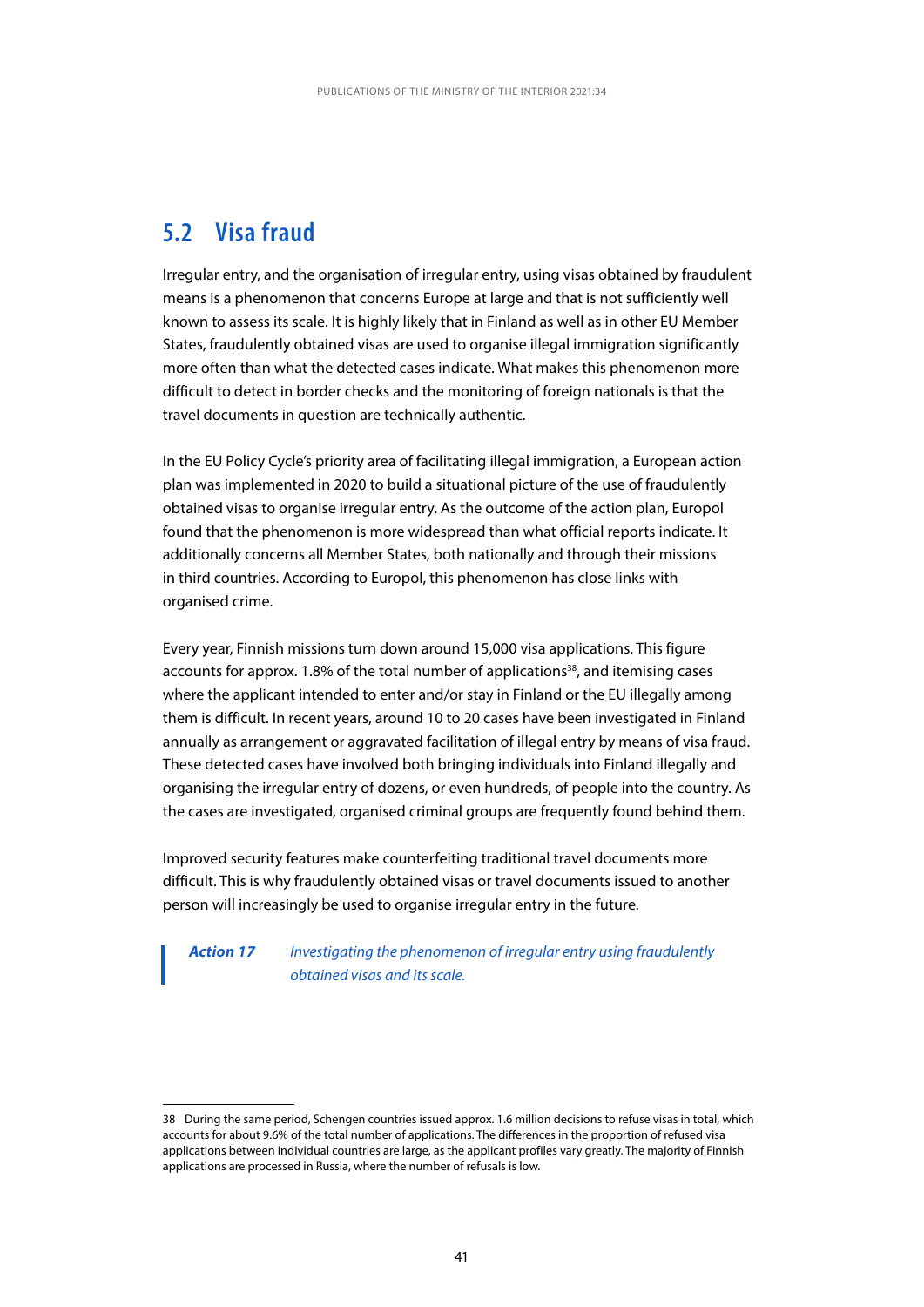## 5.2 Visa fraud

Irregular entry, and the organisation of irregular entry, using visas obtained by fraudulent means is a phenomenon that concerns Europe at large and that is not sufficiently well known to assess its scale. It is highly likely that in Finland as well as in other EU Member States, fraudulently obtained visas are used to organise illegal immigration significantly more often than what the detected cases indicate. What makes this phenomenon more difficult to detect in border checks and the monitoring of foreign nationals is that the travel documents in question are technically authentic.

In the EU Policy Cycle's priority area of facilitating illegal immigration, a European action plan was implemented in 2020 to build a situational picture of the use of fraudulently obtained visas to organise irregular entry. As the outcome of the action plan, Europol found that the phenomenon is more widespread than what official reports indicate. It additionally concerns all Member States, both nationally and through their missions in third countries. According to Europol, this phenomenon has close links with organised crime.

Every year, Finnish missions turn down around 15,000 visa applications. This figure accounts for approx. 1.8% of the total number of applications[38], and itemising cases where the applicant intended to enter and/or stay in Finland or the EU illegally among them is difficult. In recent years, around 10 to 20 cases have been investigated in Finland annually as arrangement or aggravated facilitation of illegal entry by means of visa fraud. These detected cases have involved both bringing individuals into Finland illegally and organising the irregular entry of dozens, or even hundreds, of people into the country. As the cases are investigated, organised criminal groups are frequently found behind them.

Improved security features make counterfeiting traditional travel documents more difficult. This is why fraudulently obtained visas or travel documents issued to another person will increasingly be used to organise irregular entry in the future.

> ***Action 17*** *Investigating the phenomenon of irregular entry using fraudulently obtained visas and its scale.*

---

38 During the same period, Schengen countries issued approx. 1.6 million decisions to refuse visas in total, which accounts for about 9.6% of the total number of applications. The differences in the proportion of refused visa applications between individual countries are large, as the applicant profiles vary greatly. The majority of Finnish applications are processed in Russia, where the number of refusals is low.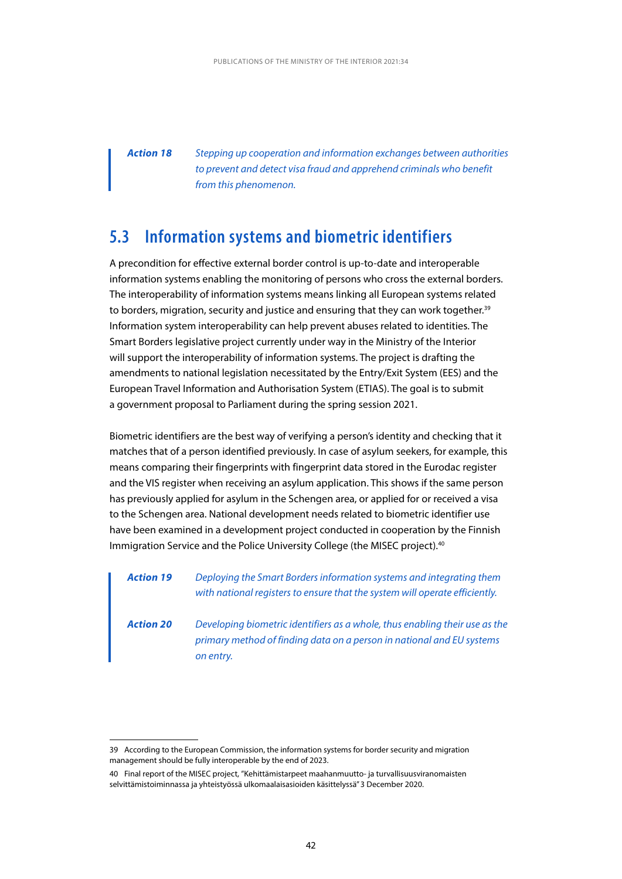> ***Action 18*** *Stepping up cooperation and information exchanges between authorities to prevent and detect visa fraud and apprehend criminals who benefit from this phenomenon.*

## 5.3 Information systems and biometric identifiers

A precondition for effective external border control is up-to-date and interoperable information systems enabling the monitoring of persons who cross the external borders. The interoperability of information systems means linking all European systems related to borders, migration, security and justice and ensuring that they can work together.[39] Information system interoperability can help prevent abuses related to identities. The Smart Borders legislative project currently under way in the Ministry of the Interior will support the interoperability of information systems. The project is drafting the amendments to national legislation necessitated by the Entry/Exit System (EES) and the European Travel Information and Authorisation System (ETIAS). The goal is to submit a government proposal to Parliament during the spring session 2021.

Biometric identifiers are the best way of verifying a person's identity and checking that it matches that of a person identified previously. In case of asylum seekers, for example, this means comparing their fingerprints with fingerprint data stored in the Eurodac register and the VIS register when receiving an asylum application. This shows if the same person has previously applied for asylum in the Schengen area, or applied for or received a visa to the Schengen area. National development needs related to biometric identifier use have been examined in a development project conducted in cooperation by the Finnish Immigration Service and the Police University College (the MISEC project).[40]

> ***Action 19*** *Deploying the Smart Borders information systems and integrating them with national registers to ensure that the system will operate efficiently.*
>
> ***Action 20*** *Developing biometric identifiers as a whole, thus enabling their use as the primary method of finding data on a person in national and EU systems on entry.*

---

39 According to the European Commission, the information systems for border security and migration management should be fully interoperable by the end of 2023.

40 Final report of the MISEC project, "Kehittämistarpeet maahanmuutto- ja turvallisuusviranomaisten selvittämistoiminnassa ja yhteistyössä ulkomaalaisasioiden käsittelyssä" 3 December 2020.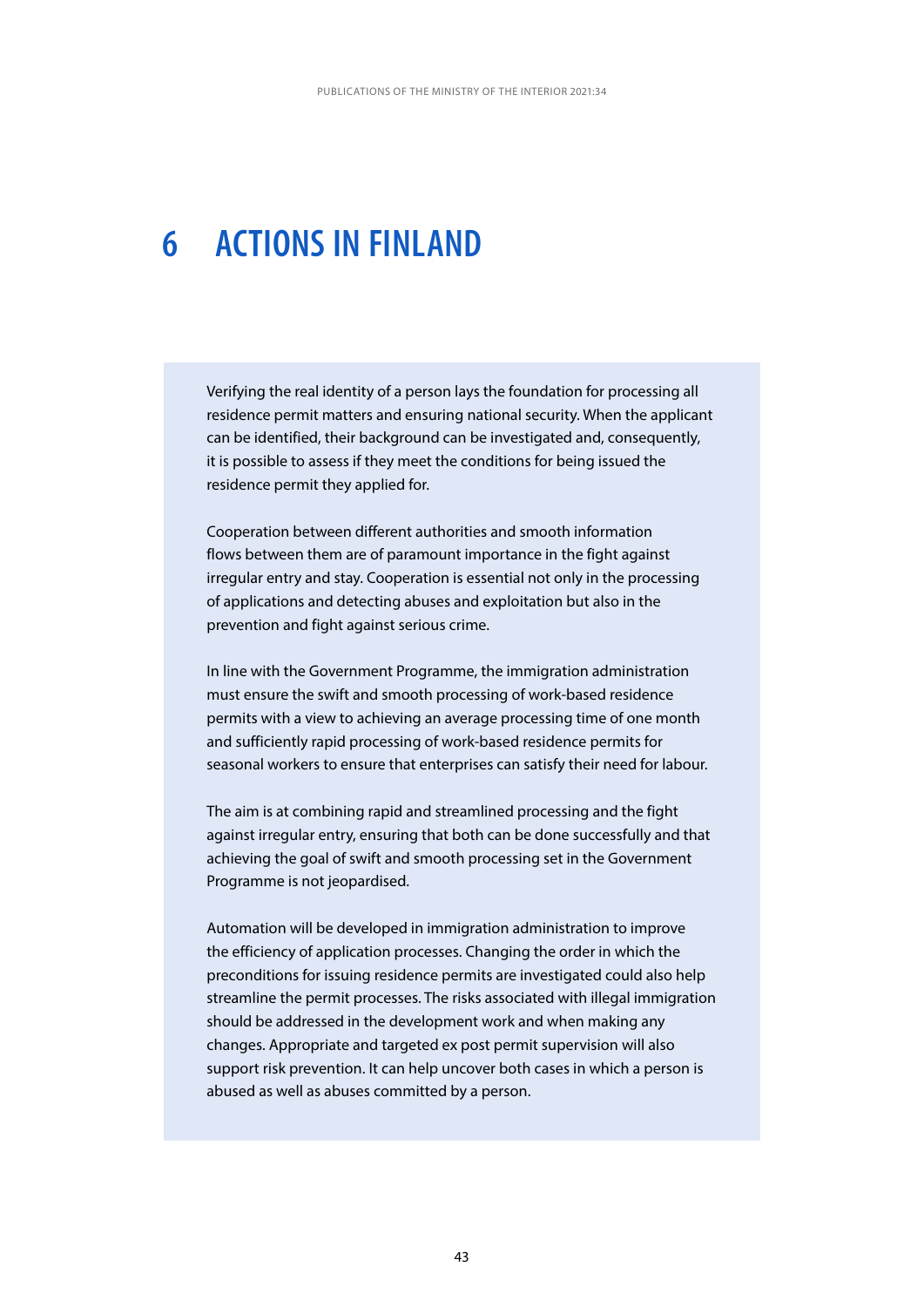# 6 ACTIONS IN FINLAND

Verifying the real identity of a person lays the foundation for processing all residence permit matters and ensuring national security. When the applicant can be identified, their background can be investigated and, consequently, it is possible to assess if they meet the conditions for being issued the residence permit they applied for.

Cooperation between different authorities and smooth information flows between them are of paramount importance in the fight against irregular entry and stay. Cooperation is essential not only in the processing of applications and detecting abuses and exploitation but also in the prevention and fight against serious crime.

In line with the Government Programme, the immigration administration must ensure the swift and smooth processing of work-based residence permits with a view to achieving an average processing time of one month and sufficiently rapid processing of work-based residence permits for seasonal workers to ensure that enterprises can satisfy their need for labour.

The aim is at combining rapid and streamlined processing and the fight against irregular entry, ensuring that both can be done successfully and that achieving the goal of swift and smooth processing set in the Government Programme is not jeopardised.

Automation will be developed in immigration administration to improve the efficiency of application processes. Changing the order in which the preconditions for issuing residence permits are investigated could also help streamline the permit processes. The risks associated with illegal immigration should be addressed in the development work and when making any changes. Appropriate and targeted ex post permit supervision will also support risk prevention. It can help uncover both cases in which a person is abused as well as abuses committed by a person.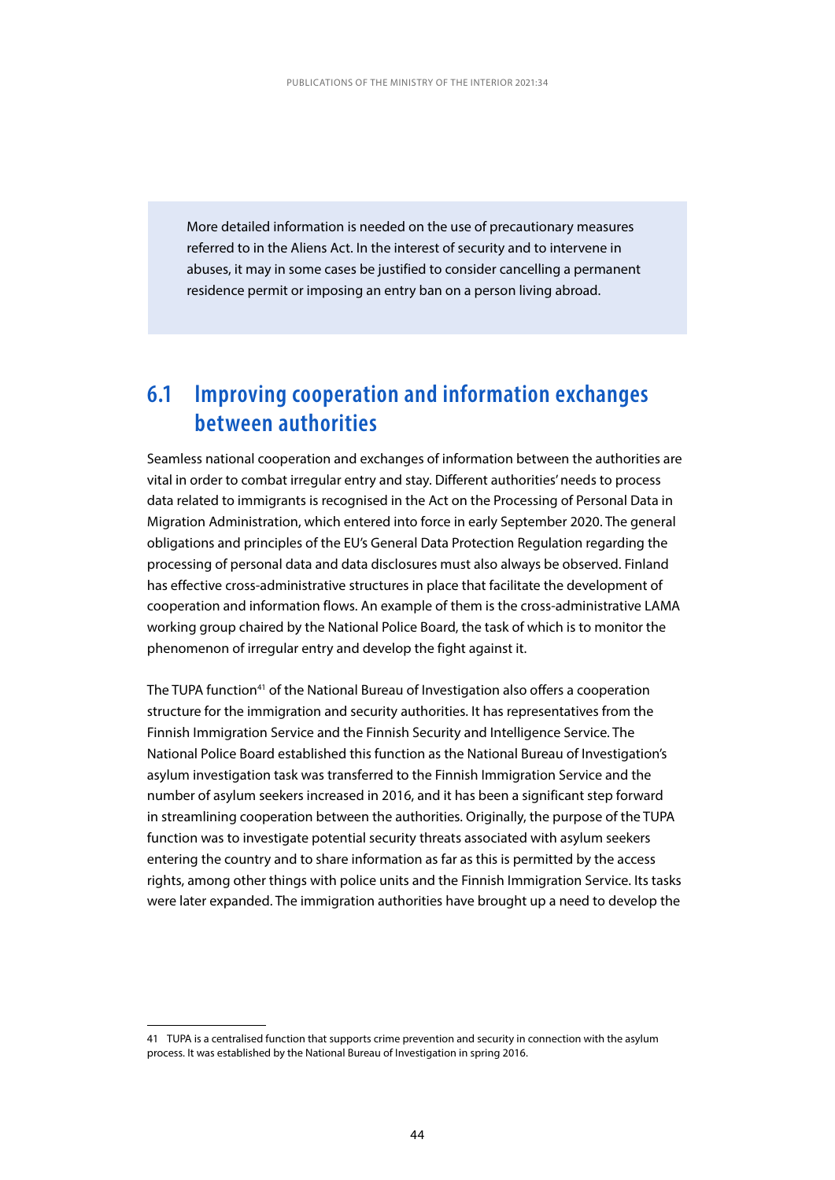More detailed information is needed on the use of precautionary measures referred to in the Aliens Act. In the interest of security and to intervene in abuses, it may in some cases be justified to consider cancelling a permanent residence permit or imposing an entry ban on a person living abroad.

## 6.1 Improving cooperation and information exchanges between authorities

Seamless national cooperation and exchanges of information between the authorities are vital in order to combat irregular entry and stay. Different authorities' needs to process data related to immigrants is recognised in the Act on the Processing of Personal Data in Migration Administration, which entered into force in early September 2020. The general obligations and principles of the EU's General Data Protection Regulation regarding the processing of personal data and data disclosures must also always be observed. Finland has effective cross-administrative structures in place that facilitate the development of cooperation and information flows. An example of them is the cross-administrative LAMA working group chaired by the National Police Board, the task of which is to monitor the phenomenon of irregular entry and develop the fight against it.

The TUPA function[41] of the National Bureau of Investigation also offers a cooperation structure for the immigration and security authorities. It has representatives from the Finnish Immigration Service and the Finnish Security and Intelligence Service. The National Police Board established this function as the National Bureau of Investigation's asylum investigation task was transferred to the Finnish Immigration Service and the number of asylum seekers increased in 2016, and it has been a significant step forward in streamlining cooperation between the authorities. Originally, the purpose of the TUPA function was to investigate potential security threats associated with asylum seekers entering the country and to share information as far as this is permitted by the access rights, among other things with police units and the Finnish Immigration Service. Its tasks were later expanded. The immigration authorities have brought up a need to develop the

---

41 TUPA is a centralised function that supports crime prevention and security in connection with the asylum process. It was established by the National Bureau of Investigation in spring 2016.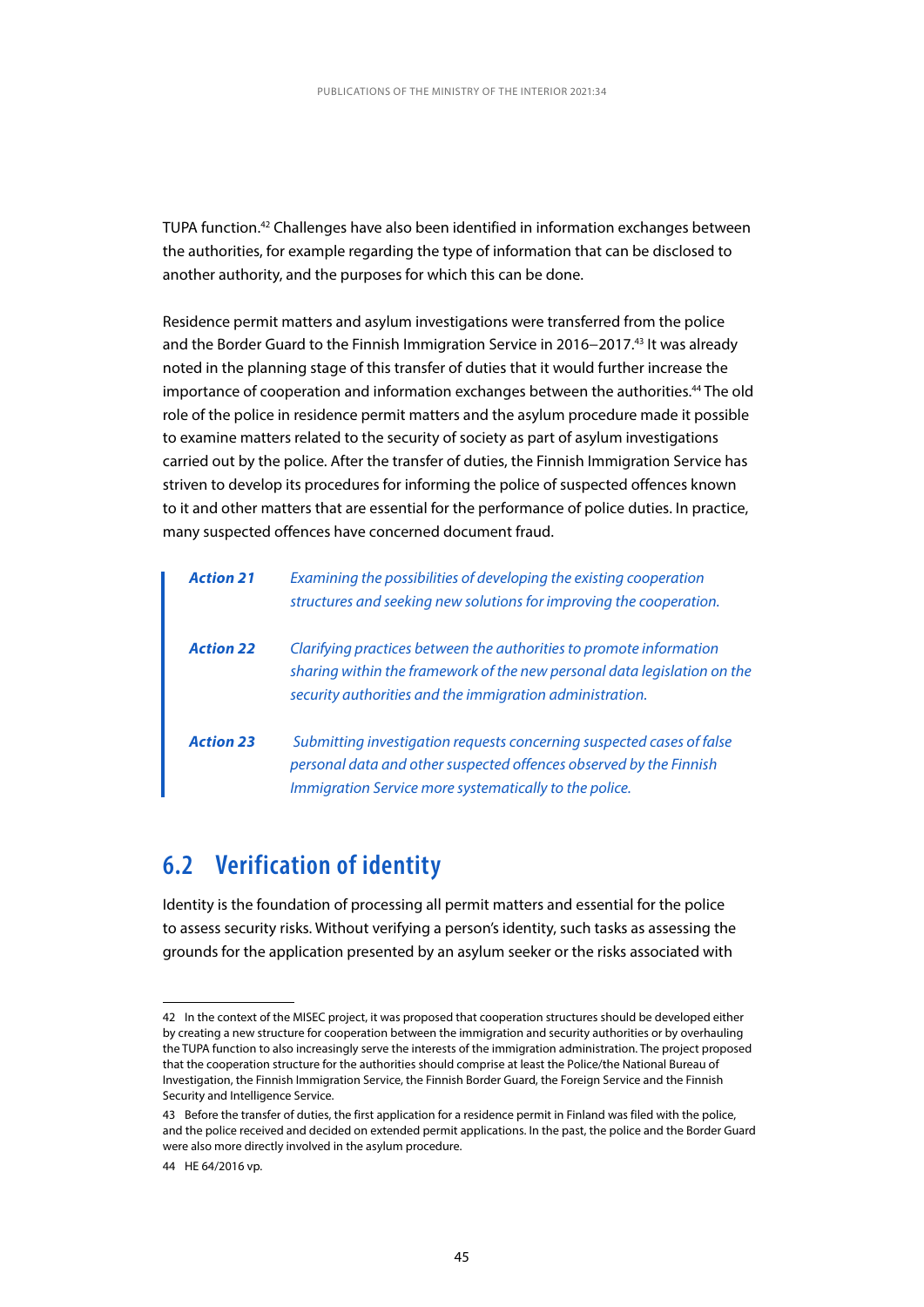TUPA function.[42] Challenges have also been identified in information exchanges between the authorities, for example regarding the type of information that can be disclosed to another authority, and the purposes for which this can be done.

Residence permit matters and asylum investigations were transferred from the police and the Border Guard to the Finnish Immigration Service in 2016–2017.[43] It was already noted in the planning stage of this transfer of duties that it would further increase the importance of cooperation and information exchanges between the authorities.[44] The old role of the police in residence permit matters and the asylum procedure made it possible to examine matters related to the security of society as part of asylum investigations carried out by the police. After the transfer of duties, the Finnish Immigration Service has striven to develop its procedures for informing the police of suspected offences known to it and other matters that are essential for the performance of police duties. In practice, many suspected offences have concerned document fraud.

***Action 21*** *Examining the possibilities of developing the existing cooperation structures and seeking new solutions for improving the cooperation.*

***Action 22*** *Clarifying practices between the authorities to promote information sharing within the framework of the new personal data legislation on the security authorities and the immigration administration.*

***Action 23*** *Submitting investigation requests concerning suspected cases of false personal data and other suspected offences observed by the Finnish Immigration Service more systematically to the police.*

## 6.2 Verification of identity

Identity is the foundation of processing all permit matters and essential for the police to assess security risks. Without verifying a person's identity, such tasks as assessing the grounds for the application presented by an asylum seeker or the risks associated with

---

42 In the context of the MISEC project, it was proposed that cooperation structures should be developed either by creating a new structure for cooperation between the immigration and security authorities or by overhauling the TUPA function to also increasingly serve the interests of the immigration administration. The project proposed that the cooperation structure for the authorities should comprise at least the Police/the National Bureau of Investigation, the Finnish Immigration Service, the Finnish Border Guard, the Foreign Service and the Finnish Security and Intelligence Service.

43 Before the transfer of duties, the first application for a residence permit in Finland was filed with the police, and the police received and decided on extended permit applications. In the past, the police and the Border Guard were also more directly involved in the asylum procedure.

44 HE 64/2016 vp.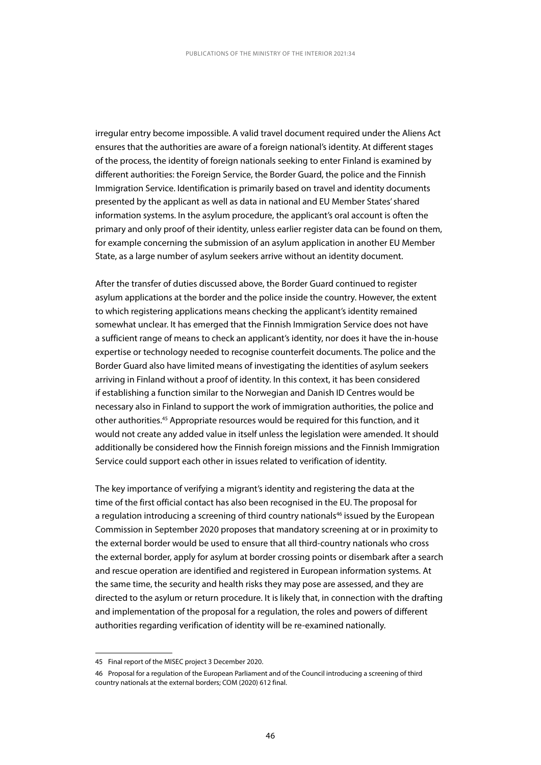irregular entry become impossible. A valid travel document required under the Aliens Act ensures that the authorities are aware of a foreign national's identity. At different stages of the process, the identity of foreign nationals seeking to enter Finland is examined by different authorities: the Foreign Service, the Border Guard, the police and the Finnish Immigration Service. Identification is primarily based on travel and identity documents presented by the applicant as well as data in national and EU Member States' shared information systems. In the asylum procedure, the applicant's oral account is often the primary and only proof of their identity, unless earlier register data can be found on them, for example concerning the submission of an asylum application in another EU Member State, as a large number of asylum seekers arrive without an identity document.

After the transfer of duties discussed above, the Border Guard continued to register asylum applications at the border and the police inside the country. However, the extent to which registering applications means checking the applicant's identity remained somewhat unclear. It has emerged that the Finnish Immigration Service does not have a sufficient range of means to check an applicant's identity, nor does it have the in-house expertise or technology needed to recognise counterfeit documents. The police and the Border Guard also have limited means of investigating the identities of asylum seekers arriving in Finland without a proof of identity. In this context, it has been considered if establishing a function similar to the Norwegian and Danish ID Centres would be necessary also in Finland to support the work of immigration authorities, the police and other authorities.[45] Appropriate resources would be required for this function, and it would not create any added value in itself unless the legislation were amended. It should additionally be considered how the Finnish foreign missions and the Finnish Immigration Service could support each other in issues related to verification of identity.

The key importance of verifying a migrant's identity and registering the data at the time of the first official contact has also been recognised in the EU. The proposal for a regulation introducing a screening of third country nationals[46] issued by the European Commission in September 2020 proposes that mandatory screening at or in proximity to the external border would be used to ensure that all third-country nationals who cross the external border, apply for asylum at border crossing points or disembark after a search and rescue operation are identified and registered in European information systems. At the same time, the security and health risks they may pose are assessed, and they are directed to the asylum or return procedure. It is likely that, in connection with the drafting and implementation of the proposal for a regulation, the roles and powers of different authorities regarding verification of identity will be re-examined nationally.

---

45 Final report of the MISEC project 3 December 2020.

46 Proposal for a regulation of the European Parliament and of the Council introducing a screening of third country nationals at the external borders; COM (2020) 612 final.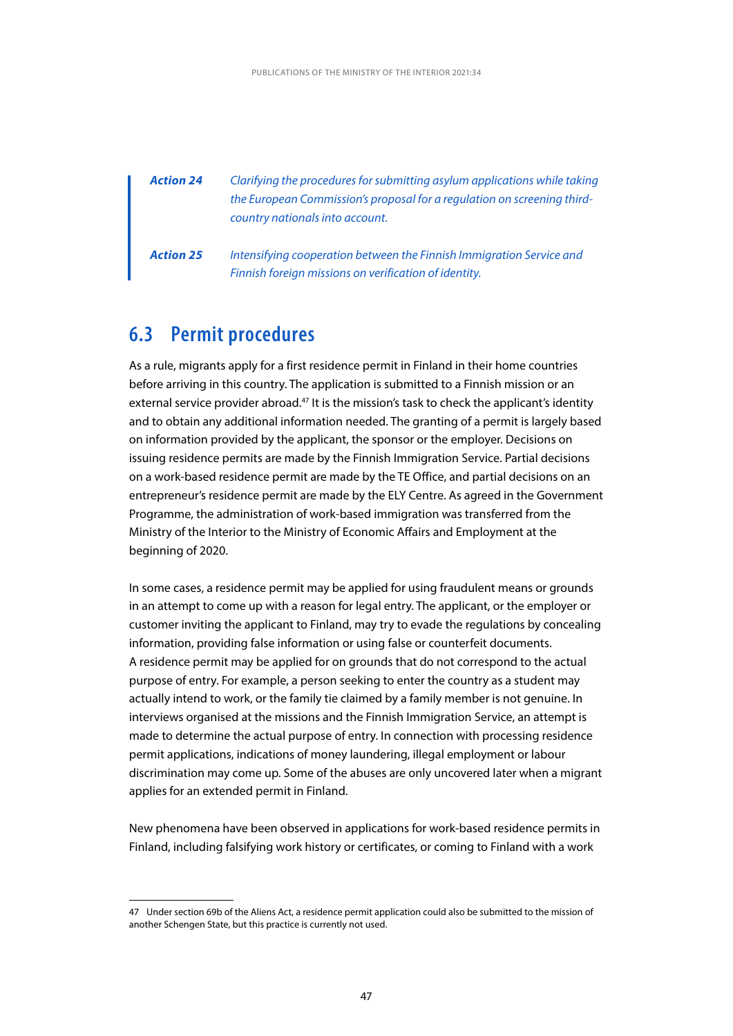| | |
|---|---|
| ***Action 24*** | *Clarifying the procedures for submitting asylum applications while taking the European Commission's proposal for a regulation on screening third-country nationals into account.* |
| ***Action 25*** | *Intensifying cooperation between the Finnish Immigration Service and Finnish foreign missions on verification of identity.* |

## 6.3 Permit procedures

As a rule, migrants apply for a first residence permit in Finland in their home countries before arriving in this country. The application is submitted to a Finnish mission or an external service provider abroad.[47] It is the mission's task to check the applicant's identity and to obtain any additional information needed. The granting of a permit is largely based on information provided by the applicant, the sponsor or the employer. Decisions on issuing residence permits are made by the Finnish Immigration Service. Partial decisions on a work-based residence permit are made by the TE Office, and partial decisions on an entrepreneur's residence permit are made by the ELY Centre. As agreed in the Government Programme, the administration of work-based immigration was transferred from the Ministry of the Interior to the Ministry of Economic Affairs and Employment at the beginning of 2020.

In some cases, a residence permit may be applied for using fraudulent means or grounds in an attempt to come up with a reason for legal entry. The applicant, or the employer or customer inviting the applicant to Finland, may try to evade the regulations by concealing information, providing false information or using false or counterfeit documents. A residence permit may be applied for on grounds that do not correspond to the actual purpose of entry. For example, a person seeking to enter the country as a student may actually intend to work, or the family tie claimed by a family member is not genuine. In interviews organised at the missions and the Finnish Immigration Service, an attempt is made to determine the actual purpose of entry. In connection with processing residence permit applications, indications of money laundering, illegal employment or labour discrimination may come up. Some of the abuses are only uncovered later when a migrant applies for an extended permit in Finland.

New phenomena have been observed in applications for work-based residence permits in Finland, including falsifying work history or certificates, or coming to Finland with a work

47 Under section 69b of the Aliens Act, a residence permit application could also be submitted to the mission of another Schengen State, but this practice is currently not used.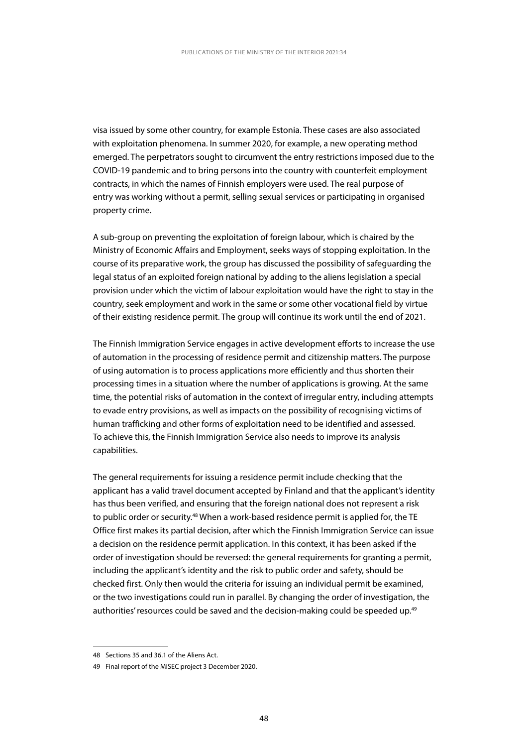visa issued by some other country, for example Estonia. These cases are also associated with exploitation phenomena. In summer 2020, for example, a new operating method emerged. The perpetrators sought to circumvent the entry restrictions imposed due to the COVID-19 pandemic and to bring persons into the country with counterfeit employment contracts, in which the names of Finnish employers were used. The real purpose of entry was working without a permit, selling sexual services or participating in organised property crime.

A sub-group on preventing the exploitation of foreign labour, which is chaired by the Ministry of Economic Affairs and Employment, seeks ways of stopping exploitation. In the course of its preparative work, the group has discussed the possibility of safeguarding the legal status of an exploited foreign national by adding to the aliens legislation a special provision under which the victim of labour exploitation would have the right to stay in the country, seek employment and work in the same or some other vocational field by virtue of their existing residence permit. The group will continue its work until the end of 2021.

The Finnish Immigration Service engages in active development efforts to increase the use of automation in the processing of residence permit and citizenship matters. The purpose of using automation is to process applications more efficiently and thus shorten their processing times in a situation where the number of applications is growing. At the same time, the potential risks of automation in the context of irregular entry, including attempts to evade entry provisions, as well as impacts on the possibility of recognising victims of human trafficking and other forms of exploitation need to be identified and assessed. To achieve this, the Finnish Immigration Service also needs to improve its analysis capabilities.

The general requirements for issuing a residence permit include checking that the applicant has a valid travel document accepted by Finland and that the applicant's identity has thus been verified, and ensuring that the foreign national does not represent a risk to public order or security.[48] When a work-based residence permit is applied for, the TE Office first makes its partial decision, after which the Finnish Immigration Service can issue a decision on the residence permit application. In this context, it has been asked if the order of investigation should be reversed: the general requirements for granting a permit, including the applicant's identity and the risk to public order and safety, should be checked first. Only then would the criteria for issuing an individual permit be examined, or the two investigations could run in parallel. By changing the order of investigation, the authorities' resources could be saved and the decision-making could be speeded up.[49]

---

48 Sections 35 and 36.1 of the Aliens Act.

49 Final report of the MISEC project 3 December 2020.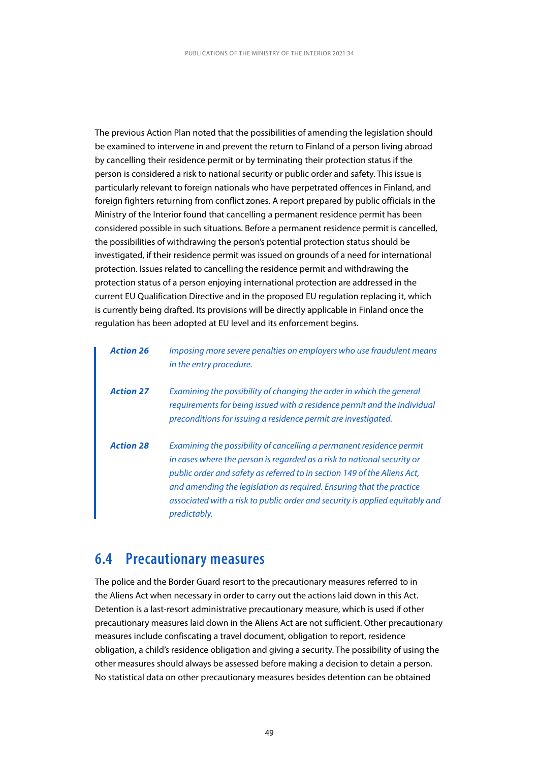The previous Action Plan noted that the possibilities of amending the legislation should be examined to intervene in and prevent the return to Finland of a person living abroad by cancelling their residence permit or by terminating their protection status if the person is considered a risk to national security or public order and safety. This issue is particularly relevant to foreign nationals who have perpetrated offences in Finland, and foreign fighters returning from conflict zones. A report prepared by public officials in the Ministry of the Interior found that cancelling a permanent residence permit has been considered possible in such situations. Before a permanent residence permit is cancelled, the possibilities of withdrawing the person's potential protection status should be investigated, if their residence permit was issued on grounds of a need for international protection. Issues related to cancelling the residence permit and withdrawing the protection status of a person enjoying international protection are addressed in the current EU Qualification Directive and in the proposed EU regulation replacing it, which is currently being drafted. Its provisions will be directly applicable in Finland once the regulation has been adopted at EU level and its enforcement begins.

> ***Action 26*** *Imposing more severe penalties on employers who use fraudulent means in the entry procedure.*
>
> ***Action 27*** *Examining the possibility of changing the order in which the general requirements for being issued with a residence permit and the individual preconditions for issuing a residence permit are investigated.*
>
> ***Action 28*** *Examining the possibility of cancelling a permanent residence permit in cases where the person is regarded as a risk to national security or public order and safety as referred to in section 149 of the Aliens Act, and amending the legislation as required. Ensuring that the practice associated with a risk to public order and security is applied equitably and predictably.*

## 6.4 Precautionary measures

The police and the Border Guard resort to the precautionary measures referred to in the Aliens Act when necessary in order to carry out the actions laid down in this Act. Detention is a last-resort administrative precautionary measure, which is used if other precautionary measures laid down in the Aliens Act are not sufficient. Other precautionary measures include confiscating a travel document, obligation to report, residence obligation, a child's residence obligation and giving a security. The possibility of using the other measures should always be assessed before making a decision to detain a person. No statistical data on other precautionary measures besides detention can be obtained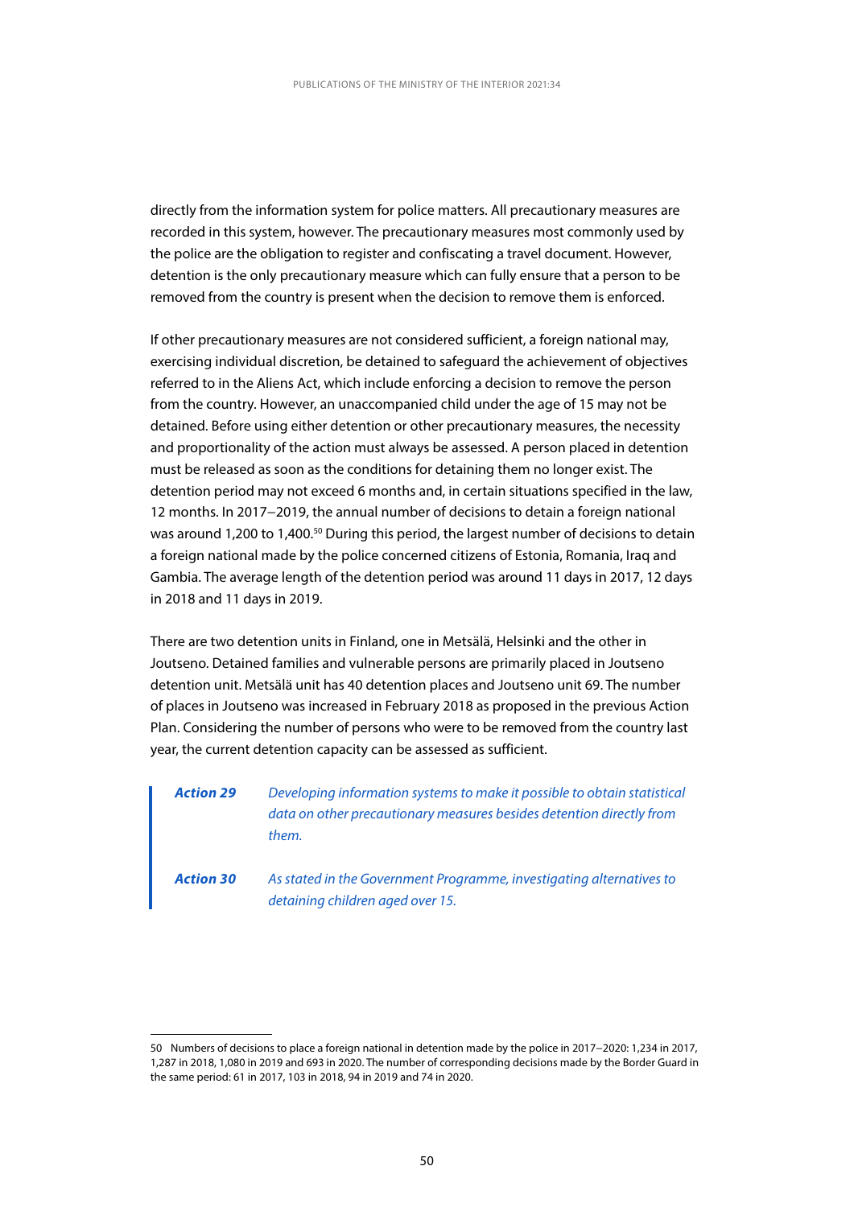directly from the information system for police matters. All precautionary measures are recorded in this system, however. The precautionary measures most commonly used by the police are the obligation to register and confiscating a travel document. However, detention is the only precautionary measure which can fully ensure that a person to be removed from the country is present when the decision to remove them is enforced.

If other precautionary measures are not considered sufficient, a foreign national may, exercising individual discretion, be detained to safeguard the achievement of objectives referred to in the Aliens Act, which include enforcing a decision to remove the person from the country. However, an unaccompanied child under the age of 15 may not be detained. Before using either detention or other precautionary measures, the necessity and proportionality of the action must always be assessed. A person placed in detention must be released as soon as the conditions for detaining them no longer exist. The detention period may not exceed 6 months and, in certain situations specified in the law, 12 months. In 2017−2019, the annual number of decisions to detain a foreign national was around 1,200 to 1,400.[50] During this period, the largest number of decisions to detain a foreign national made by the police concerned citizens of Estonia, Romania, Iraq and Gambia. The average length of the detention period was around 11 days in 2017, 12 days in 2018 and 11 days in 2019.

There are two detention units in Finland, one in Metsälä, Helsinki and the other in Joutseno. Detained families and vulnerable persons are primarily placed in Joutseno detention unit. Metsälä unit has 40 detention places and Joutseno unit 69. The number of places in Joutseno was increased in February 2018 as proposed in the previous Action Plan. Considering the number of persons who were to be removed from the country last year, the current detention capacity can be assessed as sufficient.

> ***Action 29*** *Developing information systems to make it possible to obtain statistical data on other precautionary measures besides detention directly from them.*
>
> ***Action 30*** *As stated in the Government Programme, investigating alternatives to detaining children aged over 15.*

---

50 Numbers of decisions to place a foreign national in detention made by the police in 2017−2020: 1,234 in 2017, 1,287 in 2018, 1,080 in 2019 and 693 in 2020. The number of corresponding decisions made by the Border Guard in the same period: 61 in 2017, 103 in 2018, 94 in 2019 and 74 in 2020.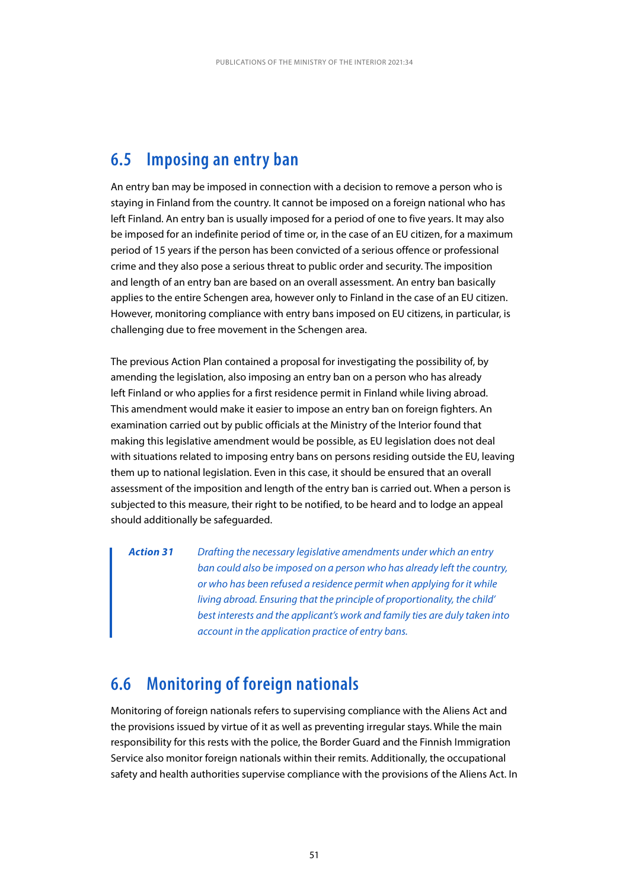## 6.5 Imposing an entry ban

An entry ban may be imposed in connection with a decision to remove a person who is staying in Finland from the country. It cannot be imposed on a foreign national who has left Finland. An entry ban is usually imposed for a period of one to five years. It may also be imposed for an indefinite period of time or, in the case of an EU citizen, for a maximum period of 15 years if the person has been convicted of a serious offence or professional crime and they also pose a serious threat to public order and security. The imposition and length of an entry ban are based on an overall assessment. An entry ban basically applies to the entire Schengen area, however only to Finland in the case of an EU citizen. However, monitoring compliance with entry bans imposed on EU citizens, in particular, is challenging due to free movement in the Schengen area.

The previous Action Plan contained a proposal for investigating the possibility of, by amending the legislation, also imposing an entry ban on a person who has already left Finland or who applies for a first residence permit in Finland while living abroad. This amendment would make it easier to impose an entry ban on foreign fighters. An examination carried out by public officials at the Ministry of the Interior found that making this legislative amendment would be possible, as EU legislation does not deal with situations related to imposing entry bans on persons residing outside the EU, leaving them up to national legislation. Even in this case, it should be ensured that an overall assessment of the imposition and length of the entry ban is carried out. When a person is subjected to this measure, their right to be notified, to be heard and to lodge an appeal should additionally be safeguarded.

> ***Action 31*** *Drafting the necessary legislative amendments under which an entry ban could also be imposed on a person who has already left the country, or who has been refused a residence permit when applying for it while living abroad. Ensuring that the principle of proportionality, the child' best interests and the applicant's work and family ties are duly taken into account in the application practice of entry bans.*

## 6.6 Monitoring of foreign nationals

Monitoring of foreign nationals refers to supervising compliance with the Aliens Act and the provisions issued by virtue of it as well as preventing irregular stays. While the main responsibility for this rests with the police, the Border Guard and the Finnish Immigration Service also monitor foreign nationals within their remits. Additionally, the occupational safety and health authorities supervise compliance with the provisions of the Aliens Act. In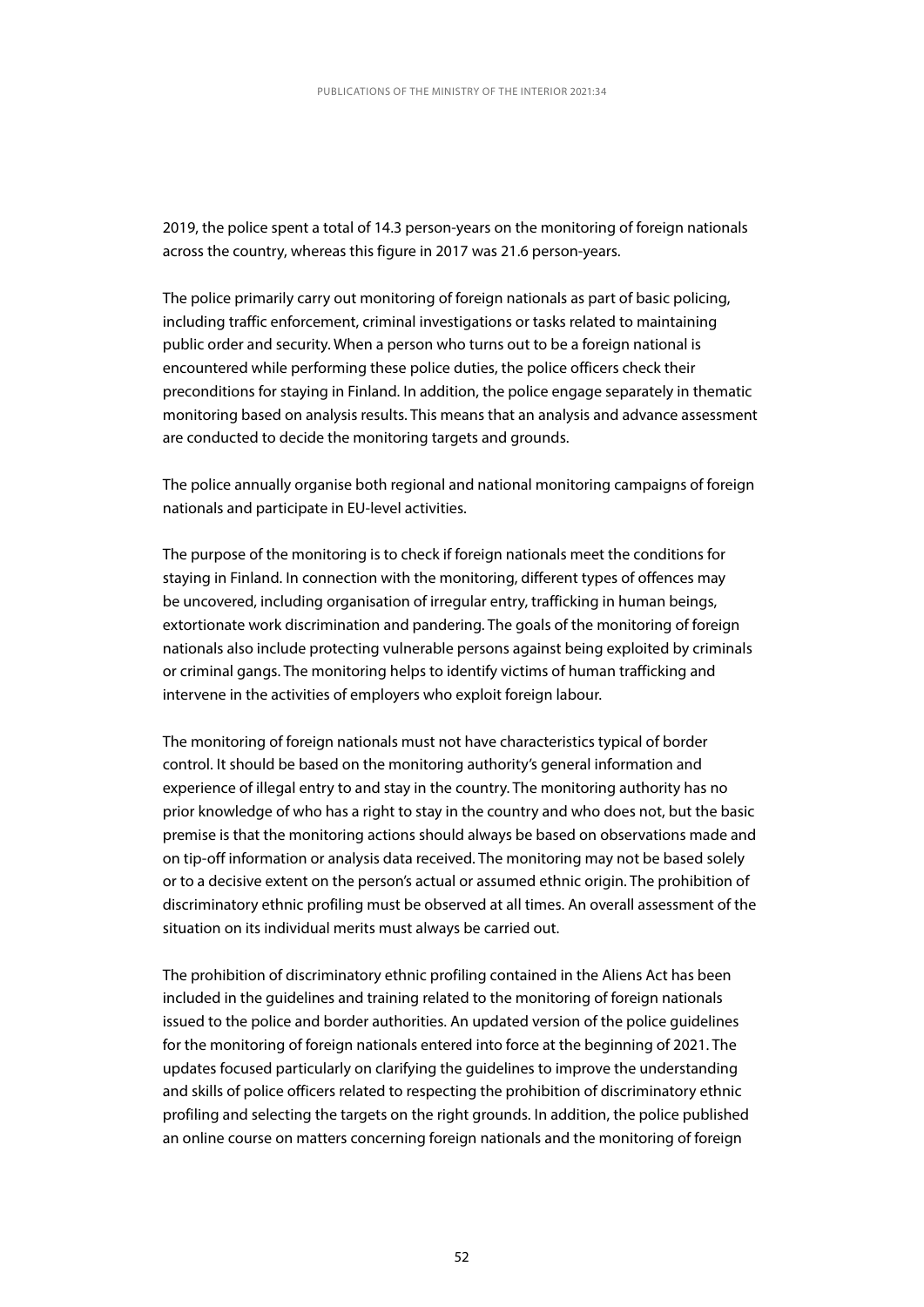2019, the police spent a total of 14.3 person-years on the monitoring of foreign nationals across the country, whereas this figure in 2017 was 21.6 person-years.

The police primarily carry out monitoring of foreign nationals as part of basic policing, including traffic enforcement, criminal investigations or tasks related to maintaining public order and security. When a person who turns out to be a foreign national is encountered while performing these police duties, the police officers check their preconditions for staying in Finland. In addition, the police engage separately in thematic monitoring based on analysis results. This means that an analysis and advance assessment are conducted to decide the monitoring targets and grounds.

The police annually organise both regional and national monitoring campaigns of foreign nationals and participate in EU-level activities.

The purpose of the monitoring is to check if foreign nationals meet the conditions for staying in Finland. In connection with the monitoring, different types of offences may be uncovered, including organisation of irregular entry, trafficking in human beings, extortionate work discrimination and pandering. The goals of the monitoring of foreign nationals also include protecting vulnerable persons against being exploited by criminals or criminal gangs. The monitoring helps to identify victims of human trafficking and intervene in the activities of employers who exploit foreign labour.

The monitoring of foreign nationals must not have characteristics typical of border control. It should be based on the monitoring authority's general information and experience of illegal entry to and stay in the country. The monitoring authority has no prior knowledge of who has a right to stay in the country and who does not, but the basic premise is that the monitoring actions should always be based on observations made and on tip-off information or analysis data received. The monitoring may not be based solely or to a decisive extent on the person's actual or assumed ethnic origin. The prohibition of discriminatory ethnic profiling must be observed at all times. An overall assessment of the situation on its individual merits must always be carried out.

The prohibition of discriminatory ethnic profiling contained in the Aliens Act has been included in the guidelines and training related to the monitoring of foreign nationals issued to the police and border authorities. An updated version of the police guidelines for the monitoring of foreign nationals entered into force at the beginning of 2021. The updates focused particularly on clarifying the guidelines to improve the understanding and skills of police officers related to respecting the prohibition of discriminatory ethnic profiling and selecting the targets on the right grounds. In addition, the police published an online course on matters concerning foreign nationals and the monitoring of foreign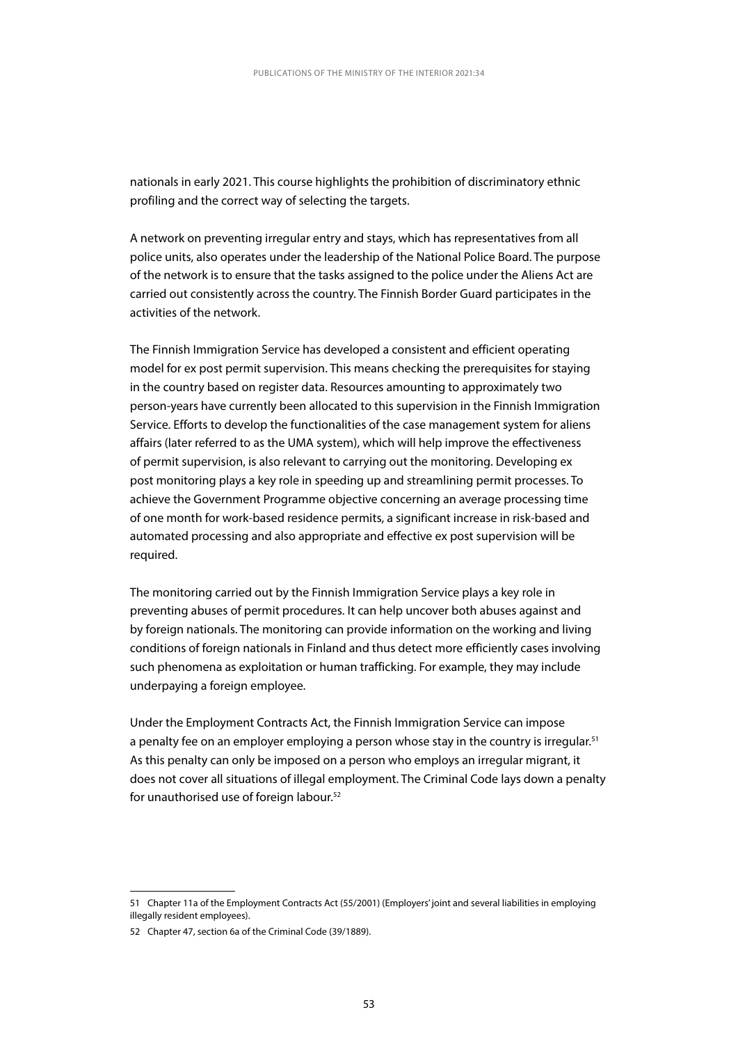nationals in early 2021. This course highlights the prohibition of discriminatory ethnic profiling and the correct way of selecting the targets.

A network on preventing irregular entry and stays, which has representatives from all police units, also operates under the leadership of the National Police Board. The purpose of the network is to ensure that the tasks assigned to the police under the Aliens Act are carried out consistently across the country. The Finnish Border Guard participates in the activities of the network.

The Finnish Immigration Service has developed a consistent and efficient operating model for ex post permit supervision. This means checking the prerequisites for staying in the country based on register data. Resources amounting to approximately two person-years have currently been allocated to this supervision in the Finnish Immigration Service. Efforts to develop the functionalities of the case management system for aliens affairs (later referred to as the UMA system), which will help improve the effectiveness of permit supervision, is also relevant to carrying out the monitoring. Developing ex post monitoring plays a key role in speeding up and streamlining permit processes. To achieve the Government Programme objective concerning an average processing time of one month for work-based residence permits, a significant increase in risk-based and automated processing and also appropriate and effective ex post supervision will be required.

The monitoring carried out by the Finnish Immigration Service plays a key role in preventing abuses of permit procedures. It can help uncover both abuses against and by foreign nationals. The monitoring can provide information on the working and living conditions of foreign nationals in Finland and thus detect more efficiently cases involving such phenomena as exploitation or human trafficking. For example, they may include underpaying a foreign employee.

Under the Employment Contracts Act, the Finnish Immigration Service can impose a penalty fee on an employer employing a person whose stay in the country is irregular.[51] As this penalty can only be imposed on a person who employs an irregular migrant, it does not cover all situations of illegal employment. The Criminal Code lays down a penalty for unauthorised use of foreign labour.[52]

---

51 Chapter 11a of the Employment Contracts Act (55/2001) (Employers' joint and several liabilities in employing illegally resident employees).

52 Chapter 47, section 6a of the Criminal Code (39/1889).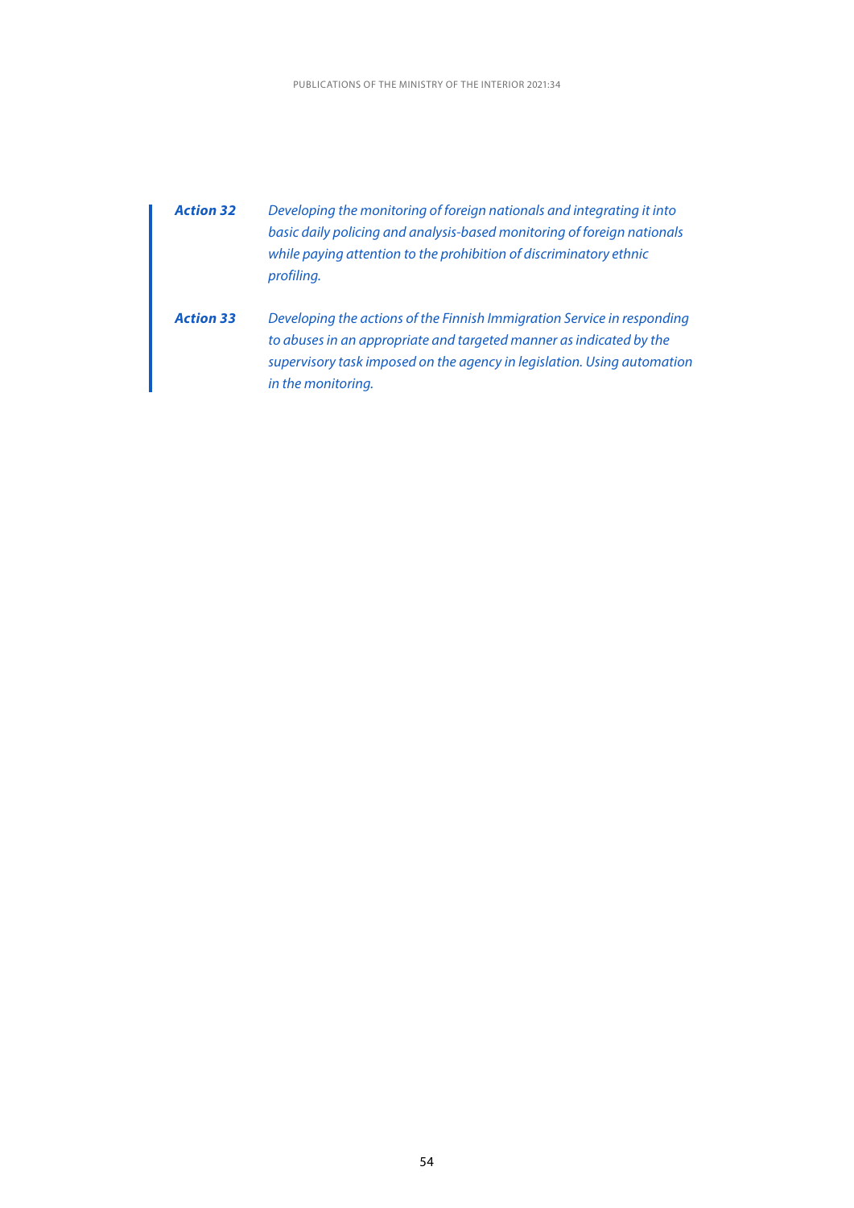***Action 32*** *Developing the monitoring of foreign nationals and integrating it into basic daily policing and analysis-based monitoring of foreign nationals while paying attention to the prohibition of discriminatory ethnic profiling.*

***Action 33*** *Developing the actions of the Finnish Immigration Service in responding to abuses in an appropriate and targeted manner as indicated by the supervisory task imposed on the agency in legislation. Using automation in the monitoring.*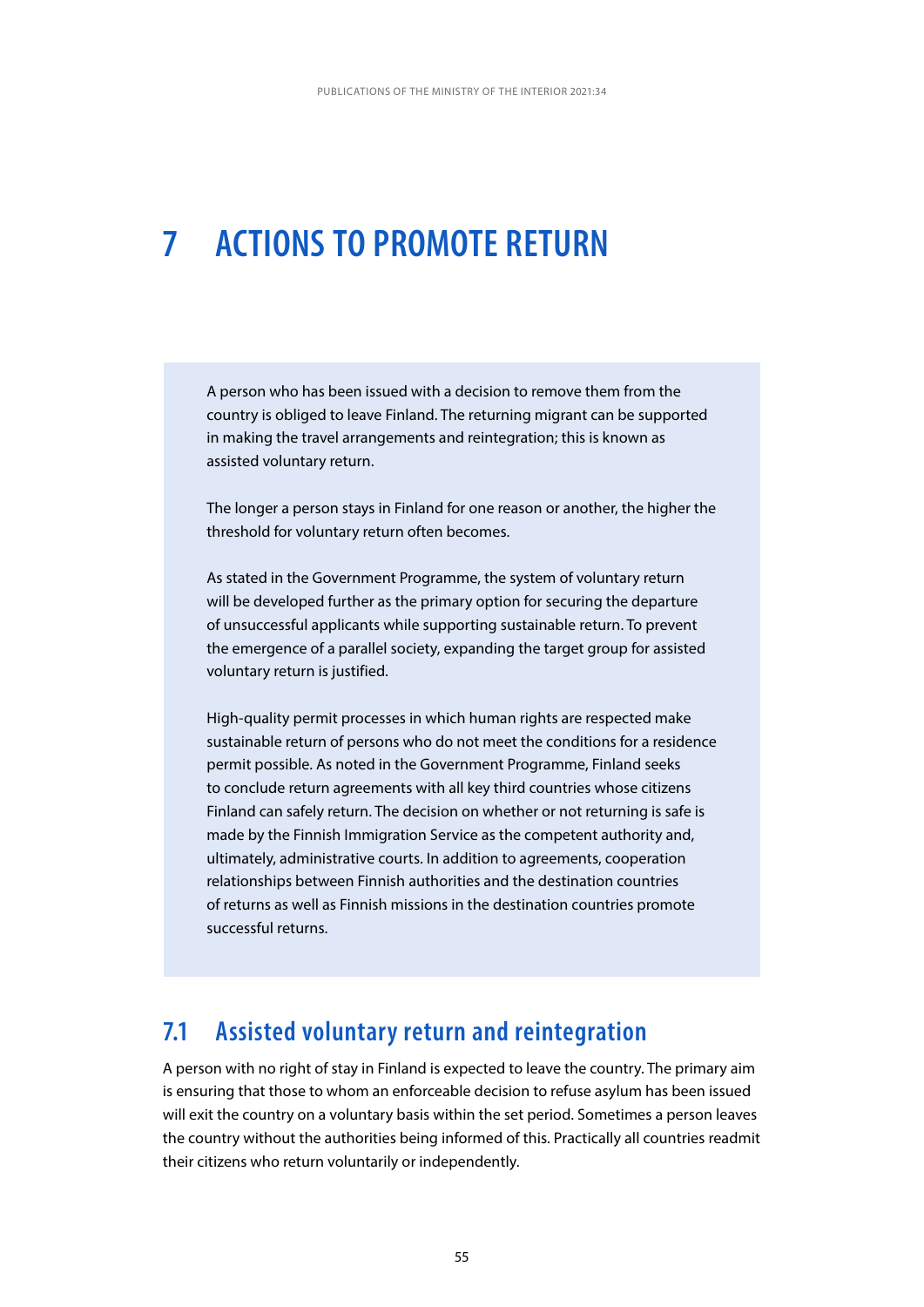# 7 ACTIONS TO PROMOTE RETURN

A person who has been issued with a decision to remove them from the country is obliged to leave Finland. The returning migrant can be supported in making the travel arrangements and reintegration; this is known as assisted voluntary return.

The longer a person stays in Finland for one reason or another, the higher the threshold for voluntary return often becomes.

As stated in the Government Programme, the system of voluntary return will be developed further as the primary option for securing the departure of unsuccessful applicants while supporting sustainable return. To prevent the emergence of a parallel society, expanding the target group for assisted voluntary return is justified.

High-quality permit processes in which human rights are respected make sustainable return of persons who do not meet the conditions for a residence permit possible. As noted in the Government Programme, Finland seeks to conclude return agreements with all key third countries whose citizens Finland can safely return. The decision on whether or not returning is safe is made by the Finnish Immigration Service as the competent authority and, ultimately, administrative courts. In addition to agreements, cooperation relationships between Finnish authorities and the destination countries of returns as well as Finnish missions in the destination countries promote successful returns.

## 7.1 Assisted voluntary return and reintegration

A person with no right of stay in Finland is expected to leave the country. The primary aim is ensuring that those to whom an enforceable decision to refuse asylum has been issued will exit the country on a voluntary basis within the set period. Sometimes a person leaves the country without the authorities being informed of this. Practically all countries readmit their citizens who return voluntarily or independently.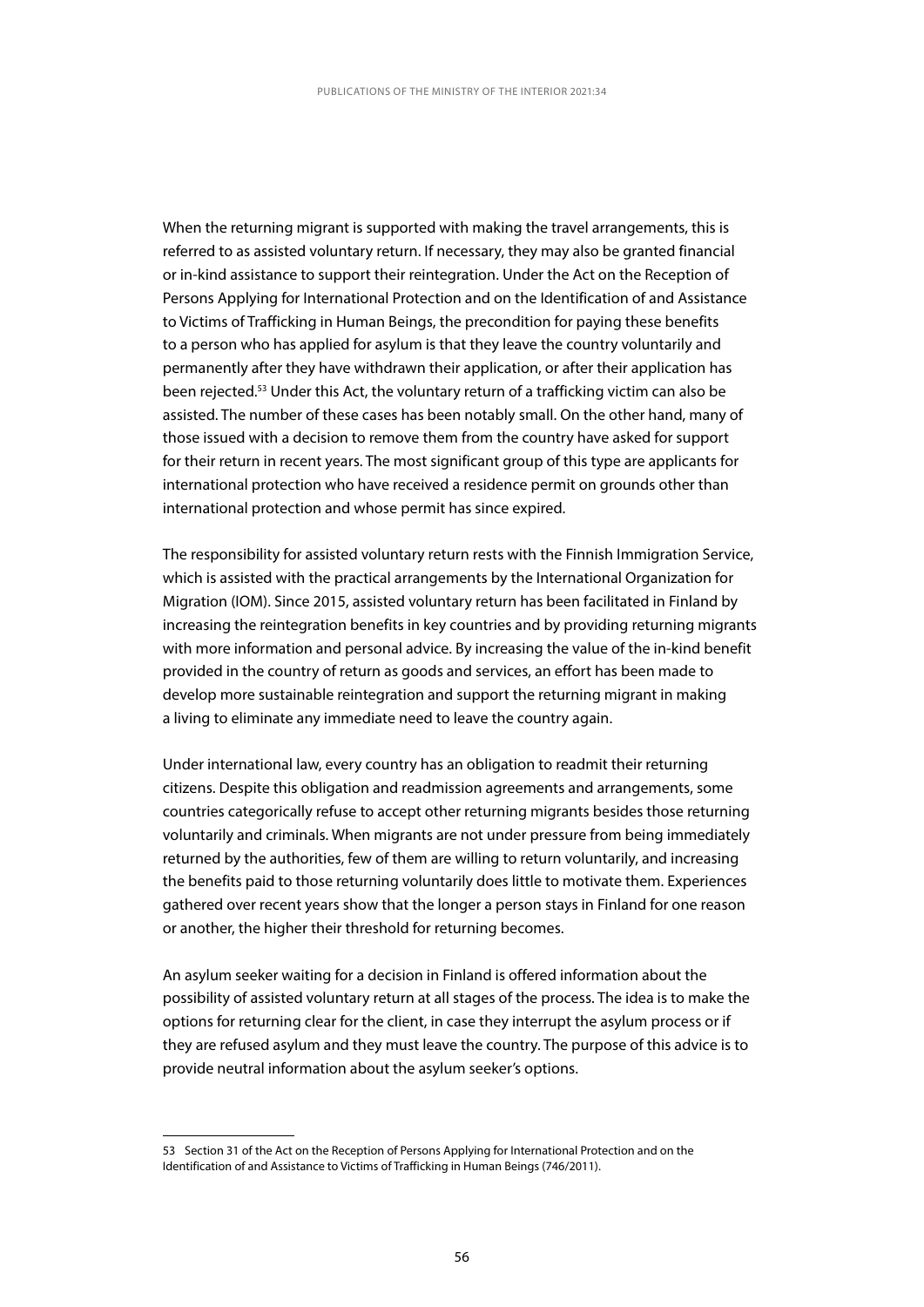When the returning migrant is supported with making the travel arrangements, this is referred to as assisted voluntary return. If necessary, they may also be granted financial or in-kind assistance to support their reintegration. Under the Act on the Reception of Persons Applying for International Protection and on the Identification of and Assistance to Victims of Trafficking in Human Beings, the precondition for paying these benefits to a person who has applied for asylum is that they leave the country voluntarily and permanently after they have withdrawn their application, or after their application has been rejected.[53] Under this Act, the voluntary return of a trafficking victim can also be assisted. The number of these cases has been notably small. On the other hand, many of those issued with a decision to remove them from the country have asked for support for their return in recent years. The most significant group of this type are applicants for international protection who have received a residence permit on grounds other than international protection and whose permit has since expired.

The responsibility for assisted voluntary return rests with the Finnish Immigration Service, which is assisted with the practical arrangements by the International Organization for Migration (IOM). Since 2015, assisted voluntary return has been facilitated in Finland by increasing the reintegration benefits in key countries and by providing returning migrants with more information and personal advice. By increasing the value of the in-kind benefit provided in the country of return as goods and services, an effort has been made to develop more sustainable reintegration and support the returning migrant in making a living to eliminate any immediate need to leave the country again.

Under international law, every country has an obligation to readmit their returning citizens. Despite this obligation and readmission agreements and arrangements, some countries categorically refuse to accept other returning migrants besides those returning voluntarily and criminals. When migrants are not under pressure from being immediately returned by the authorities, few of them are willing to return voluntarily, and increasing the benefits paid to those returning voluntarily does little to motivate them. Experiences gathered over recent years show that the longer a person stays in Finland for one reason or another, the higher their threshold for returning becomes.

An asylum seeker waiting for a decision in Finland is offered information about the possibility of assisted voluntary return at all stages of the process. The idea is to make the options for returning clear for the client, in case they interrupt the asylum process or if they are refused asylum and they must leave the country. The purpose of this advice is to provide neutral information about the asylum seeker's options.

---

53 Section 31 of the Act on the Reception of Persons Applying for International Protection and on the Identification of and Assistance to Victims of Trafficking in Human Beings (746/2011).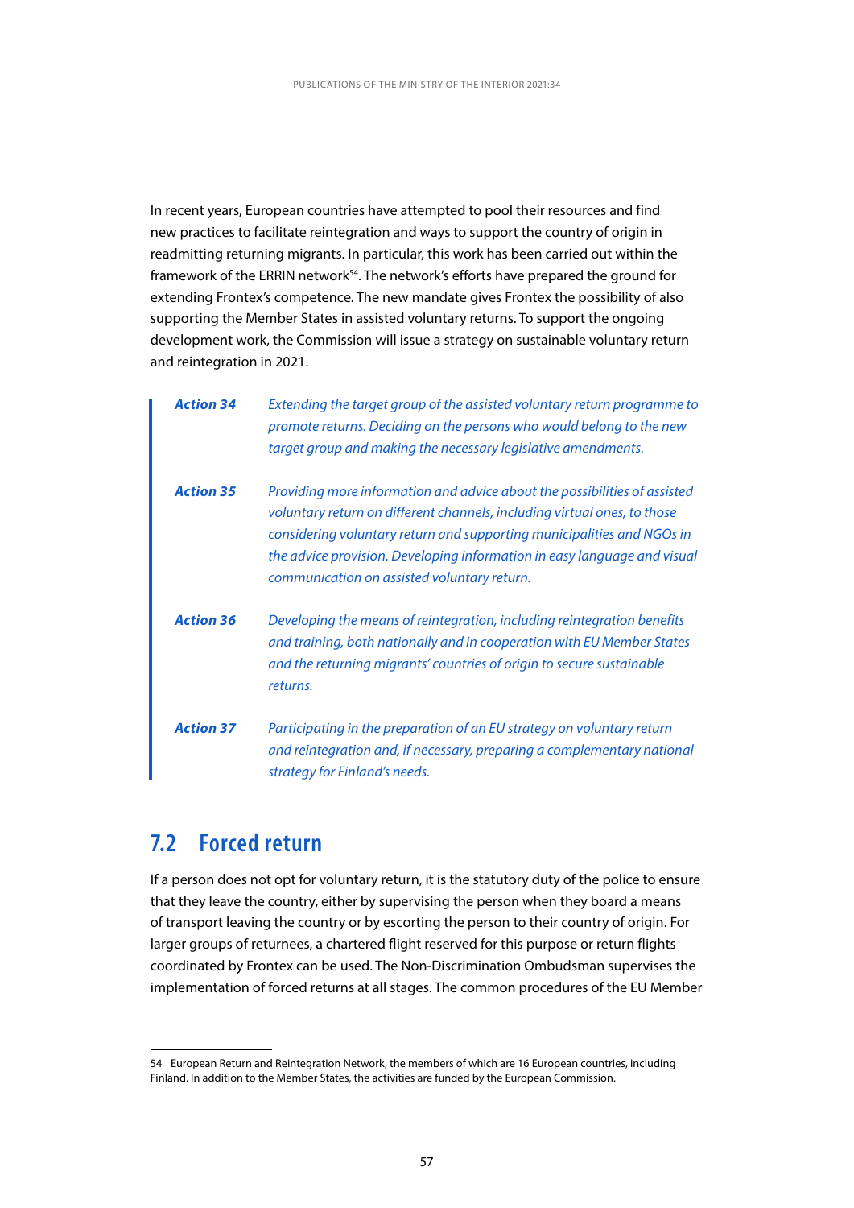In recent years, European countries have attempted to pool their resources and find new practices to facilitate reintegration and ways to support the country of origin in readmitting returning migrants. In particular, this work has been carried out within the framework of the ERRIN network[54]. The network's efforts have prepared the ground for extending Frontex's competence. The new mandate gives Frontex the possibility of also supporting the Member States in assisted voluntary returns. To support the ongoing development work, the Commission will issue a strategy on sustainable voluntary return and reintegration in 2021.

| | |
|---|---|
| ***Action 34*** | *Extending the target group of the assisted voluntary return programme to promote returns. Deciding on the persons who would belong to the new target group and making the necessary legislative amendments.* |
| ***Action 35*** | *Providing more information and advice about the possibilities of assisted voluntary return on different channels, including virtual ones, to those considering voluntary return and supporting municipalities and NGOs in the advice provision. Developing information in easy language and visual communication on assisted voluntary return.* |
| ***Action 36*** | *Developing the means of reintegration, including reintegration benefits and training, both nationally and in cooperation with EU Member States and the returning migrants' countries of origin to secure sustainable returns.* |
| ***Action 37*** | *Participating in the preparation of an EU strategy on voluntary return and reintegration and, if necessary, preparing a complementary national strategy for Finland's needs.* |

## 7.2 Forced return

If a person does not opt for voluntary return, it is the statutory duty of the police to ensure that they leave the country, either by supervising the person when they board a means of transport leaving the country or by escorting the person to their country of origin. For larger groups of returnees, a chartered flight reserved for this purpose or return flights coordinated by Frontex can be used. The Non-Discrimination Ombudsman supervises the implementation of forced returns at all stages. The common procedures of the EU Member

---

54 European Return and Reintegration Network, the members of which are 16 European countries, including Finland. In addition to the Member States, the activities are funded by the European Commission.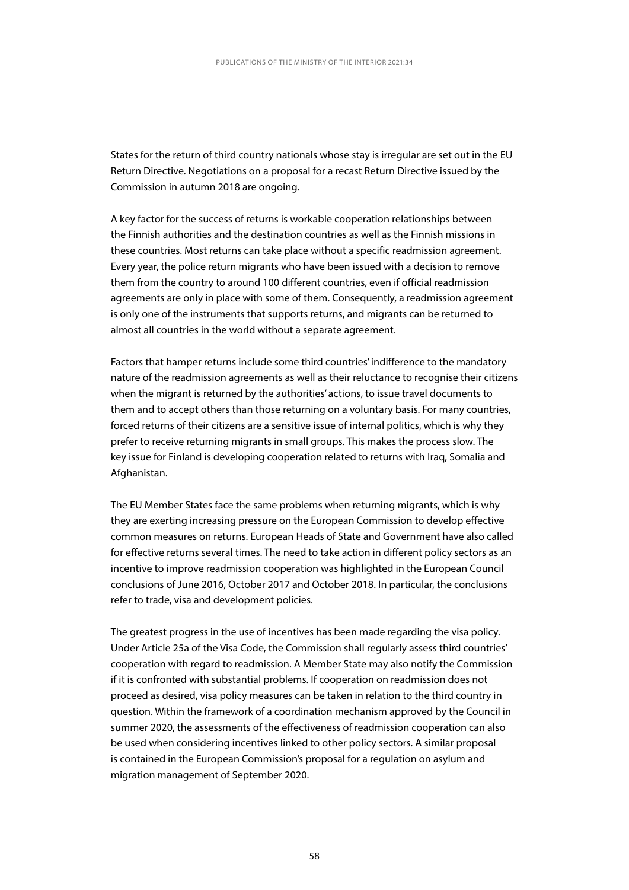States for the return of third country nationals whose stay is irregular are set out in the EU Return Directive. Negotiations on a proposal for a recast Return Directive issued by the Commission in autumn 2018 are ongoing.

A key factor for the success of returns is workable cooperation relationships between the Finnish authorities and the destination countries as well as the Finnish missions in these countries. Most returns can take place without a specific readmission agreement. Every year, the police return migrants who have been issued with a decision to remove them from the country to around 100 different countries, even if official readmission agreements are only in place with some of them. Consequently, a readmission agreement is only one of the instruments that supports returns, and migrants can be returned to almost all countries in the world without a separate agreement.

Factors that hamper returns include some third countries' indifference to the mandatory nature of the readmission agreements as well as their reluctance to recognise their citizens when the migrant is returned by the authorities' actions, to issue travel documents to them and to accept others than those returning on a voluntary basis. For many countries, forced returns of their citizens are a sensitive issue of internal politics, which is why they prefer to receive returning migrants in small groups. This makes the process slow. The key issue for Finland is developing cooperation related to returns with Iraq, Somalia and Afghanistan.

The EU Member States face the same problems when returning migrants, which is why they are exerting increasing pressure on the European Commission to develop effective common measures on returns. European Heads of State and Government have also called for effective returns several times. The need to take action in different policy sectors as an incentive to improve readmission cooperation was highlighted in the European Council conclusions of June 2016, October 2017 and October 2018. In particular, the conclusions refer to trade, visa and development policies.

The greatest progress in the use of incentives has been made regarding the visa policy. Under Article 25a of the Visa Code, the Commission shall regularly assess third countries' cooperation with regard to readmission. A Member State may also notify the Commission if it is confronted with substantial problems. If cooperation on readmission does not proceed as desired, visa policy measures can be taken in relation to the third country in question. Within the framework of a coordination mechanism approved by the Council in summer 2020, the assessments of the effectiveness of readmission cooperation can also be used when considering incentives linked to other policy sectors. A similar proposal is contained in the European Commission's proposal for a regulation on asylum and migration management of September 2020.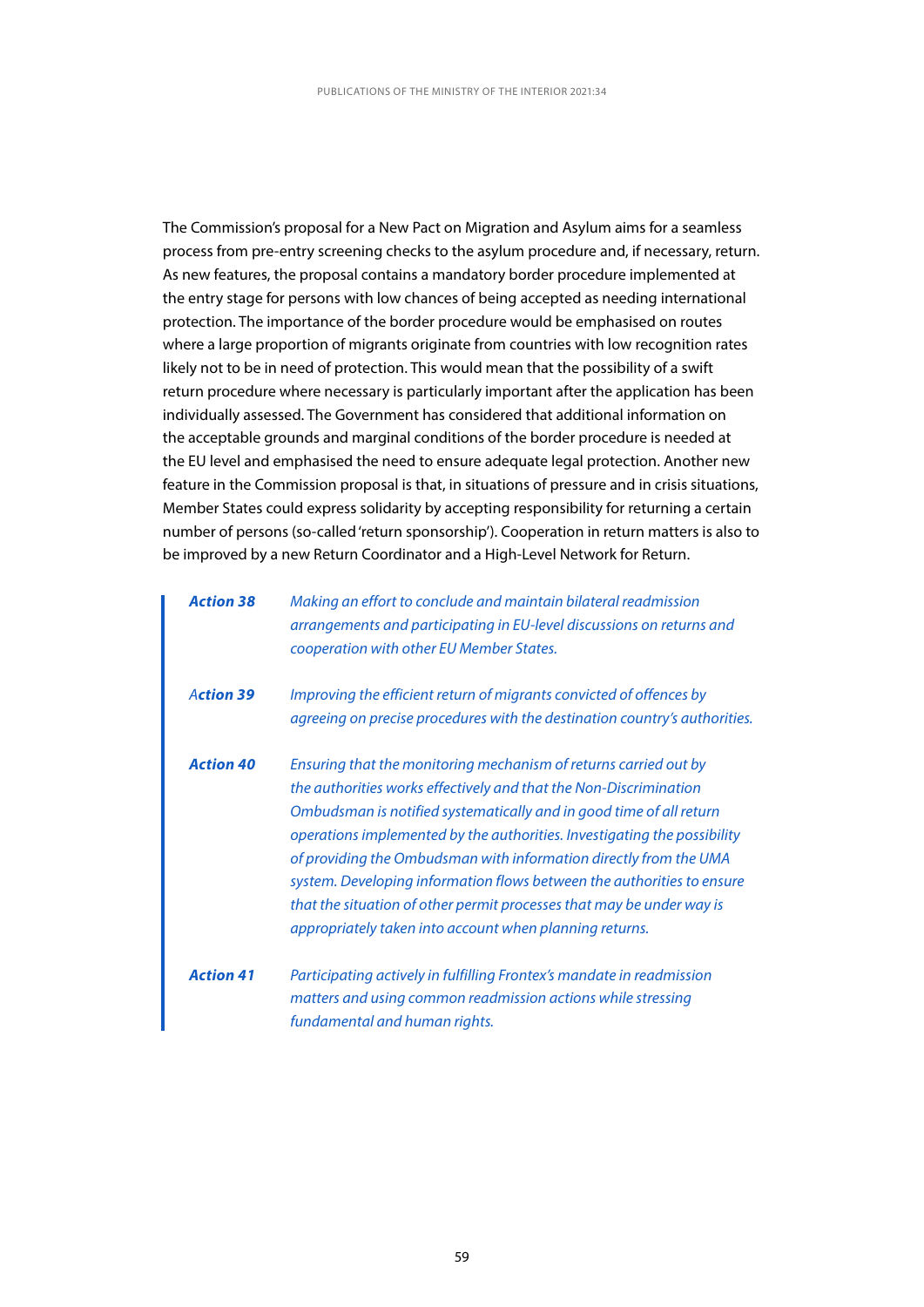The Commission's proposal for a New Pact on Migration and Asylum aims for a seamless process from pre-entry screening checks to the asylum procedure and, if necessary, return. As new features, the proposal contains a mandatory border procedure implemented at the entry stage for persons with low chances of being accepted as needing international protection. The importance of the border procedure would be emphasised on routes where a large proportion of migrants originate from countries with low recognition rates likely not to be in need of protection. This would mean that the possibility of a swift return procedure where necessary is particularly important after the application has been individually assessed. The Government has considered that additional information on the acceptable grounds and marginal conditions of the border procedure is needed at the EU level and emphasised the need to ensure adequate legal protection. Another new feature in the Commission proposal is that, in situations of pressure and in crisis situations, Member States could express solidarity by accepting responsibility for returning a certain number of persons (so-called 'return sponsorship'). Cooperation in return matters is also to be improved by a new Return Coordinator and a High-Level Network for Return.

***Action 38*** *Making an effort to conclude and maintain bilateral readmission arrangements and participating in EU-level discussions on returns and cooperation with other EU Member States.*

***Action 39*** *Improving the efficient return of migrants convicted of offences by agreeing on precise procedures with the destination country's authorities.*

***Action 40*** *Ensuring that the monitoring mechanism of returns carried out by the authorities works effectively and that the Non-Discrimination Ombudsman is notified systematically and in good time of all return operations implemented by the authorities. Investigating the possibility of providing the Ombudsman with information directly from the UMA system. Developing information flows between the authorities to ensure that the situation of other permit processes that may be under way is appropriately taken into account when planning returns.*

***Action 41*** *Participating actively in fulfilling Frontex's mandate in readmission matters and using common readmission actions while stressing fundamental and human rights.*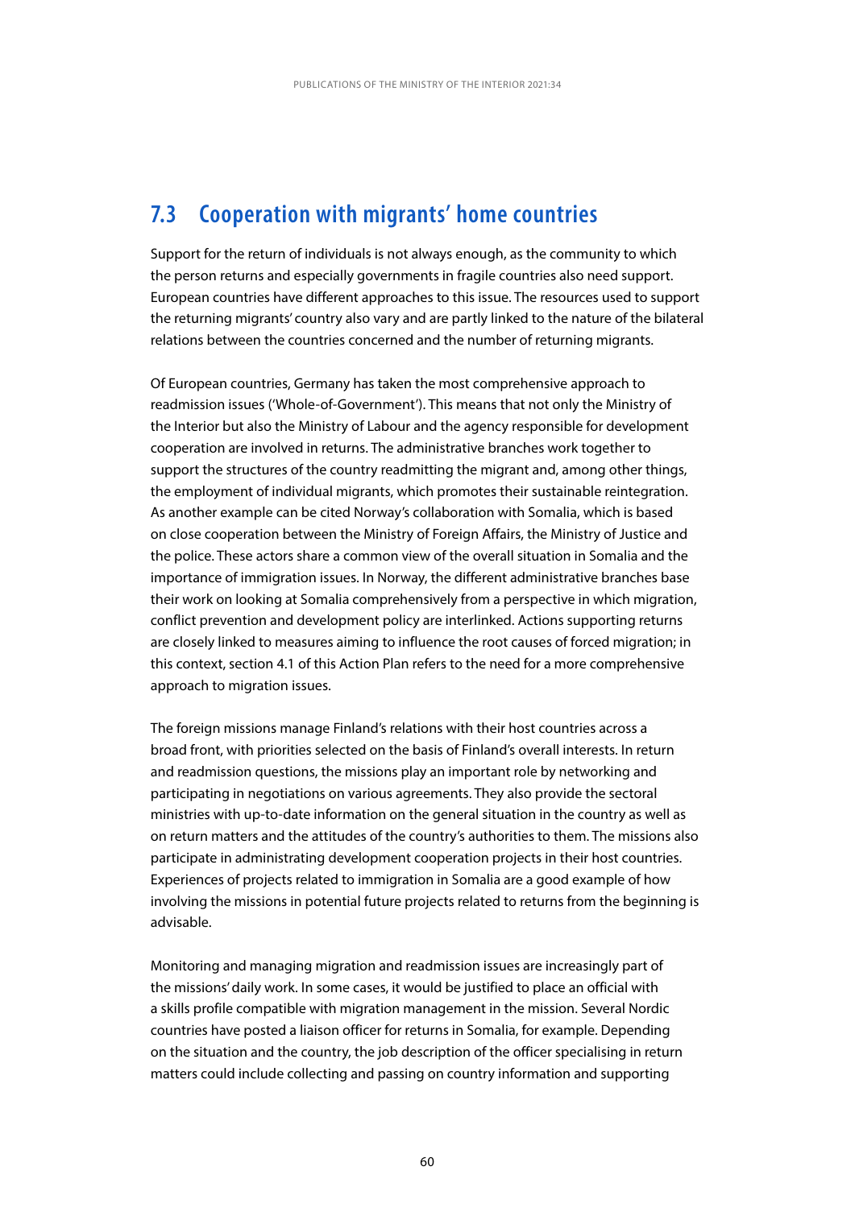## 7.3 Cooperation with migrants' home countries

Support for the return of individuals is not always enough, as the community to which the person returns and especially governments in fragile countries also need support. European countries have different approaches to this issue. The resources used to support the returning migrants' country also vary and are partly linked to the nature of the bilateral relations between the countries concerned and the number of returning migrants.

Of European countries, Germany has taken the most comprehensive approach to readmission issues ('Whole-of-Government'). This means that not only the Ministry of the Interior but also the Ministry of Labour and the agency responsible for development cooperation are involved in returns. The administrative branches work together to support the structures of the country readmitting the migrant and, among other things, the employment of individual migrants, which promotes their sustainable reintegration. As another example can be cited Norway's collaboration with Somalia, which is based on close cooperation between the Ministry of Foreign Affairs, the Ministry of Justice and the police. These actors share a common view of the overall situation in Somalia and the importance of immigration issues. In Norway, the different administrative branches base their work on looking at Somalia comprehensively from a perspective in which migration, conflict prevention and development policy are interlinked. Actions supporting returns are closely linked to measures aiming to influence the root causes of forced migration; in this context, section 4.1 of this Action Plan refers to the need for a more comprehensive approach to migration issues.

The foreign missions manage Finland's relations with their host countries across a broad front, with priorities selected on the basis of Finland's overall interests. In return and readmission questions, the missions play an important role by networking and participating in negotiations on various agreements. They also provide the sectoral ministries with up-to-date information on the general situation in the country as well as on return matters and the attitudes of the country's authorities to them. The missions also participate in administrating development cooperation projects in their host countries. Experiences of projects related to immigration in Somalia are a good example of how involving the missions in potential future projects related to returns from the beginning is advisable.

Monitoring and managing migration and readmission issues are increasingly part of the missions' daily work. In some cases, it would be justified to place an official with a skills profile compatible with migration management in the mission. Several Nordic countries have posted a liaison officer for returns in Somalia, for example. Depending on the situation and the country, the job description of the officer specialising in return matters could include collecting and passing on country information and supporting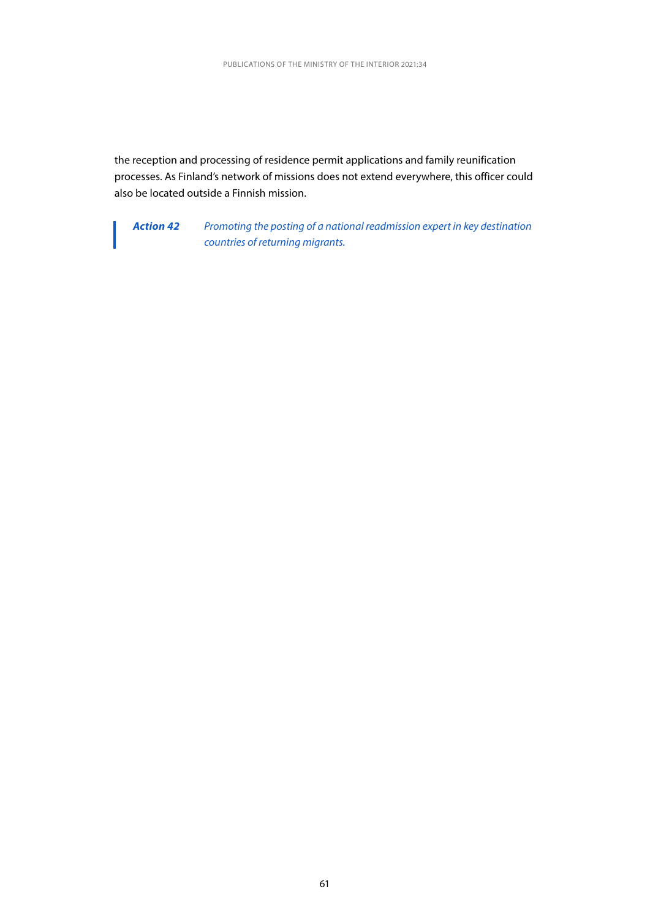the reception and processing of residence permit applications and family reunification processes. As Finland's network of missions does not extend everywhere, this officer could also be located outside a Finnish mission.

> ***Action 42*** *Promoting the posting of a national readmission expert in key destination countries of returning migrants.*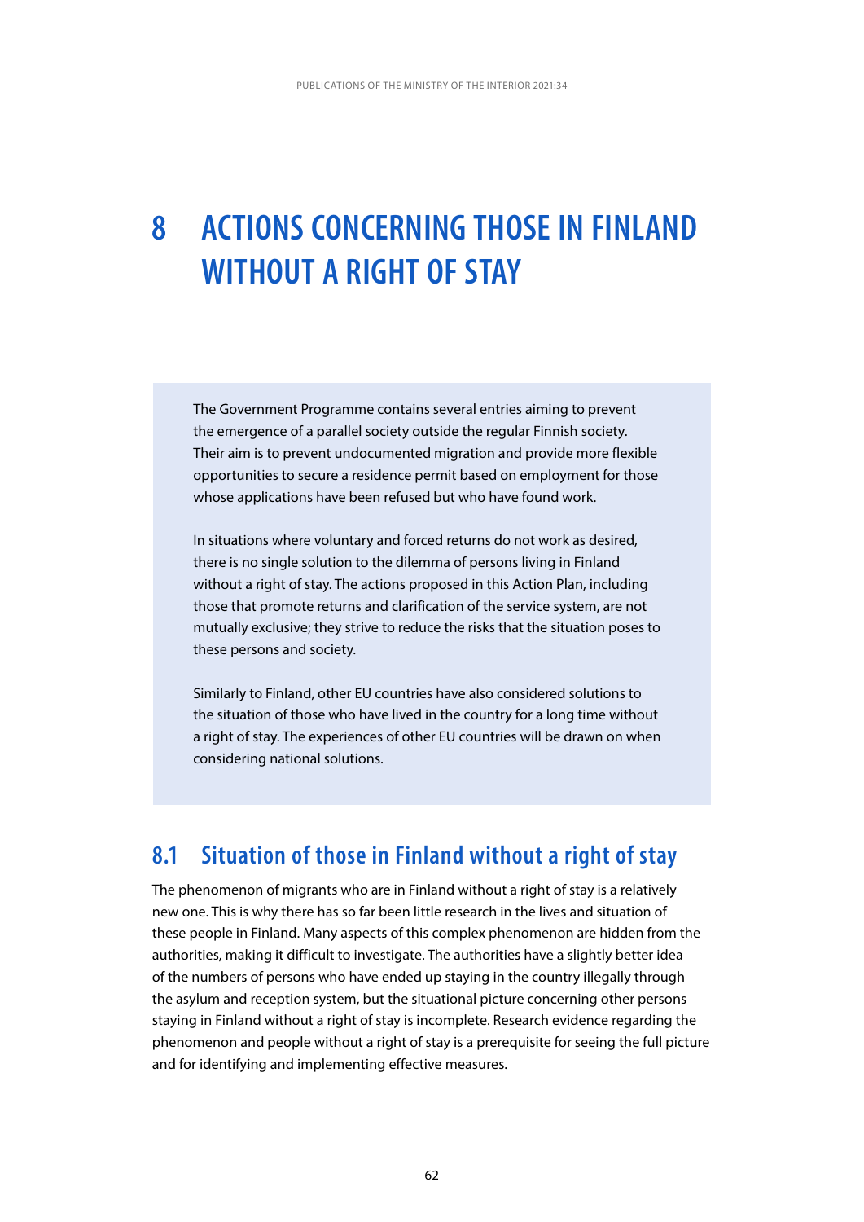# 8 ACTIONS CONCERNING THOSE IN FINLAND WITHOUT A RIGHT OF STAY

The Government Programme contains several entries aiming to prevent the emergence of a parallel society outside the regular Finnish society. Their aim is to prevent undocumented migration and provide more flexible opportunities to secure a residence permit based on employment for those whose applications have been refused but who have found work.

In situations where voluntary and forced returns do not work as desired, there is no single solution to the dilemma of persons living in Finland without a right of stay. The actions proposed in this Action Plan, including those that promote returns and clarification of the service system, are not mutually exclusive; they strive to reduce the risks that the situation poses to these persons and society.

Similarly to Finland, other EU countries have also considered solutions to the situation of those who have lived in the country for a long time without a right of stay. The experiences of other EU countries will be drawn on when considering national solutions.

## 8.1 Situation of those in Finland without a right of stay

The phenomenon of migrants who are in Finland without a right of stay is a relatively new one. This is why there has so far been little research in the lives and situation of these people in Finland. Many aspects of this complex phenomenon are hidden from the authorities, making it difficult to investigate. The authorities have a slightly better idea of the numbers of persons who have ended up staying in the country illegally through the asylum and reception system, but the situational picture concerning other persons staying in Finland without a right of stay is incomplete. Research evidence regarding the phenomenon and people without a right of stay is a prerequisite for seeing the full picture and for identifying and implementing effective measures.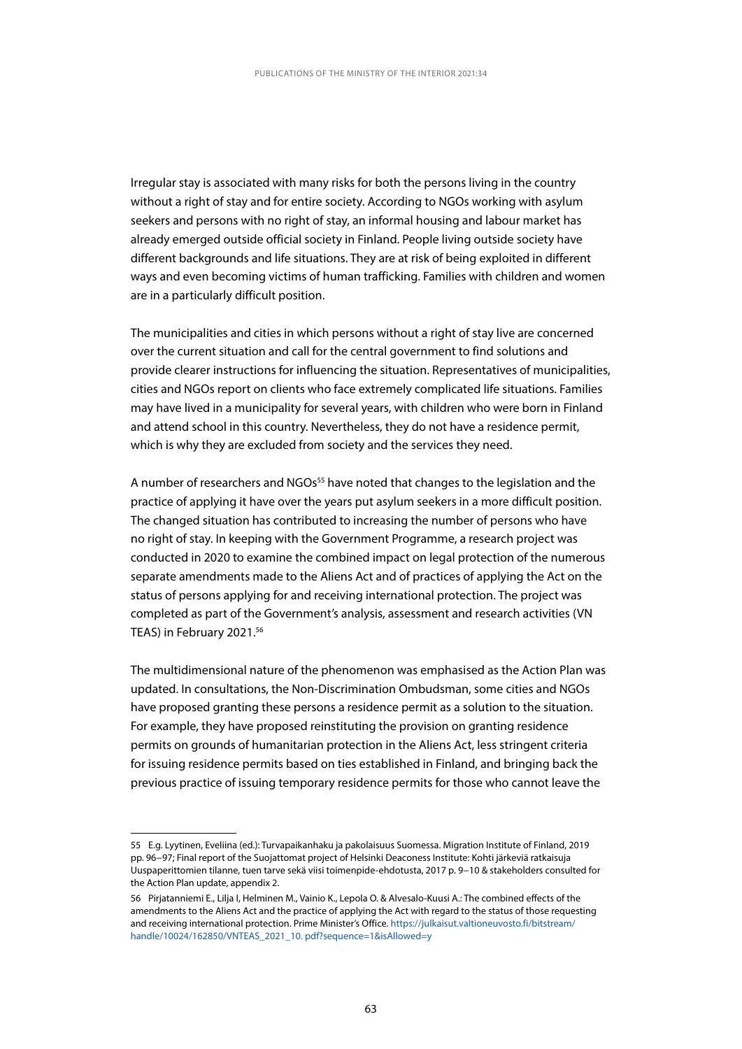Irregular stay is associated with many risks for both the persons living in the country without a right of stay and for entire society. According to NGOs working with asylum seekers and persons with no right of stay, an informal housing and labour market has already emerged outside official society in Finland. People living outside society have different backgrounds and life situations. They are at risk of being exploited in different ways and even becoming victims of human trafficking. Families with children and women are in a particularly difficult position.

The municipalities and cities in which persons without a right of stay live are concerned over the current situation and call for the central government to find solutions and provide clearer instructions for influencing the situation. Representatives of municipalities, cities and NGOs report on clients who face extremely complicated life situations. Families may have lived in a municipality for several years, with children who were born in Finland and attend school in this country. Nevertheless, they do not have a residence permit, which is why they are excluded from society and the services they need.

A number of researchers and NGOs[55] have noted that changes to the legislation and the practice of applying it have over the years put asylum seekers in a more difficult position. The changed situation has contributed to increasing the number of persons who have no right of stay. In keeping with the Government Programme, a research project was conducted in 2020 to examine the combined impact on legal protection of the numerous separate amendments made to the Aliens Act and of practices of applying the Act on the status of persons applying for and receiving international protection. The project was completed as part of the Government's analysis, assessment and research activities (VN TEAS) in February 2021.[56]

The multidimensional nature of the phenomenon was emphasised as the Action Plan was updated. In consultations, the Non-Discrimination Ombudsman, some cities and NGOs have proposed granting these persons a residence permit as a solution to the situation. For example, they have proposed reinstituting the provision on granting residence permits on grounds of humanitarian protection in the Aliens Act, less stringent criteria for issuing residence permits based on ties established in Finland, and bringing back the previous practice of issuing temporary residence permits for those who cannot leave the

---

55 E.g. Lyytinen, Eveliina (ed.): Turvapaikanhaku ja pakolaisuus Suomessa. Migration Institute of Finland, 2019 pp. 96–97; Final report of the Suojattomat project of Helsinki Deaconess Institute: Kohti järkeviä ratkaisuja Uuspaperittomien tilanne, tuen tarve sekä viisi toimenpide-ehdotusta, 2017 p. 9–10 & stakeholders consulted for the Action Plan update, appendix 2.

56 Pirjatanniemi E., Lilja I, Helminen M., Vainio K., Lepola O. & Alvesalo-Kuusi A.: The combined effects of the amendments to the Aliens Act and the practice of applying the Act with regard to the status of those requesting and receiving international protection. Prime Minister's Office. https://julkaisut.valtioneuvosto.fi/bitstream/handle/10024/162850/VNTEAS_2021_10. pdf?sequence=1&isAllowed=y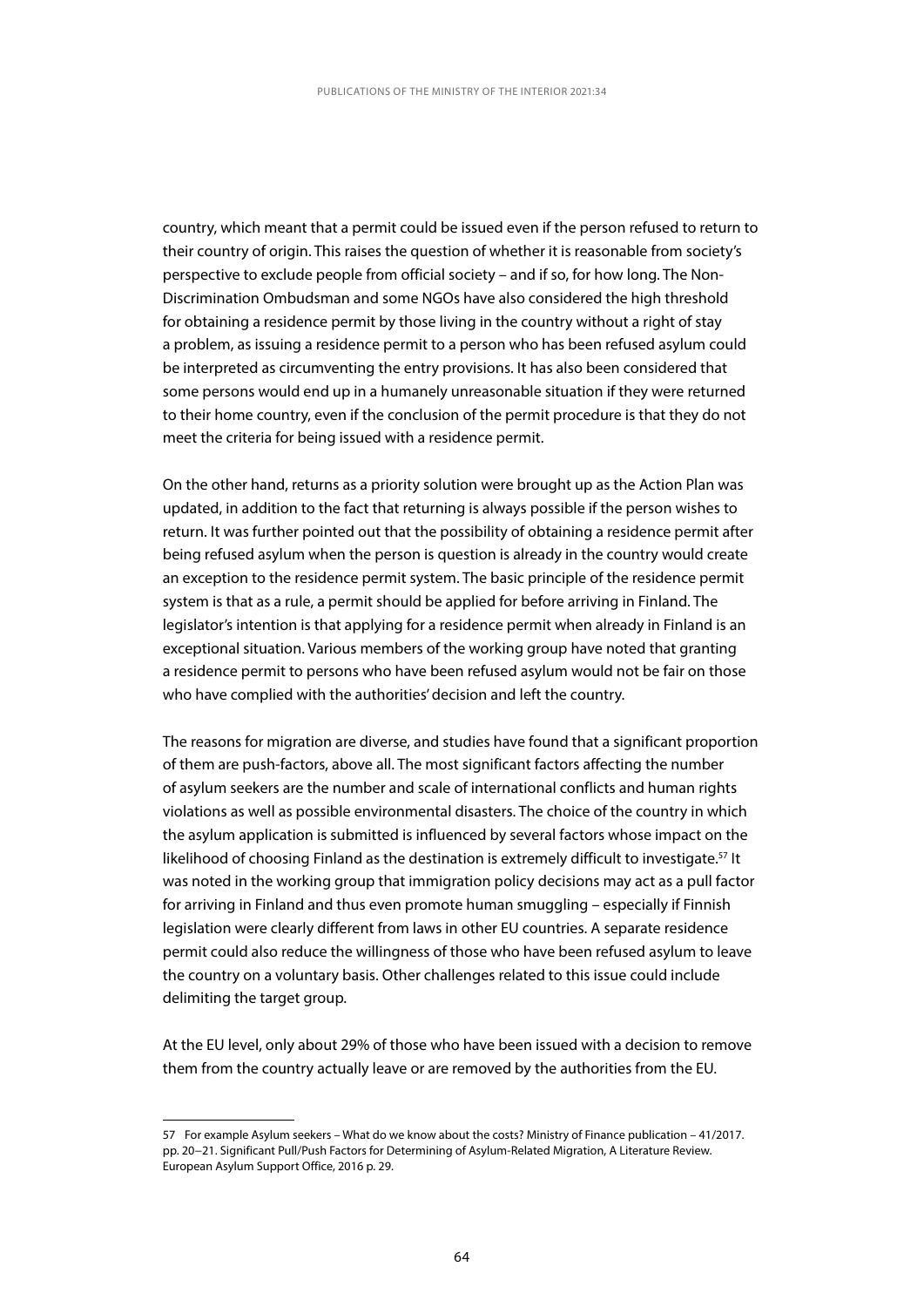country, which meant that a permit could be issued even if the person refused to return to their country of origin. This raises the question of whether it is reasonable from society's perspective to exclude people from official society – and if so, for how long. The Non-Discrimination Ombudsman and some NGOs have also considered the high threshold for obtaining a residence permit by those living in the country without a right of stay a problem, as issuing a residence permit to a person who has been refused asylum could be interpreted as circumventing the entry provisions. It has also been considered that some persons would end up in a humanely unreasonable situation if they were returned to their home country, even if the conclusion of the permit procedure is that they do not meet the criteria for being issued with a residence permit.

On the other hand, returns as a priority solution were brought up as the Action Plan was updated, in addition to the fact that returning is always possible if the person wishes to return. It was further pointed out that the possibility of obtaining a residence permit after being refused asylum when the person is question is already in the country would create an exception to the residence permit system. The basic principle of the residence permit system is that as a rule, a permit should be applied for before arriving in Finland. The legislator's intention is that applying for a residence permit when already in Finland is an exceptional situation. Various members of the working group have noted that granting a residence permit to persons who have been refused asylum would not be fair on those who have complied with the authorities' decision and left the country.

The reasons for migration are diverse, and studies have found that a significant proportion of them are push-factors, above all. The most significant factors affecting the number of asylum seekers are the number and scale of international conflicts and human rights violations as well as possible environmental disasters. The choice of the country in which the asylum application is submitted is influenced by several factors whose impact on the likelihood of choosing Finland as the destination is extremely difficult to investigate.[57] It was noted in the working group that immigration policy decisions may act as a pull factor for arriving in Finland and thus even promote human smuggling – especially if Finnish legislation were clearly different from laws in other EU countries. A separate residence permit could also reduce the willingness of those who have been refused asylum to leave the country on a voluntary basis. Other challenges related to this issue could include delimiting the target group.

At the EU level, only about 29% of those who have been issued with a decision to remove them from the country actually leave or are removed by the authorities from the EU.

---

57 For example Asylum seekers – What do we know about the costs? Ministry of Finance publication – 41/2017. pp. 20–21. Significant Pull/Push Factors for Determining of Asylum-Related Migration, A Literature Review. European Asylum Support Office, 2016 p. 29.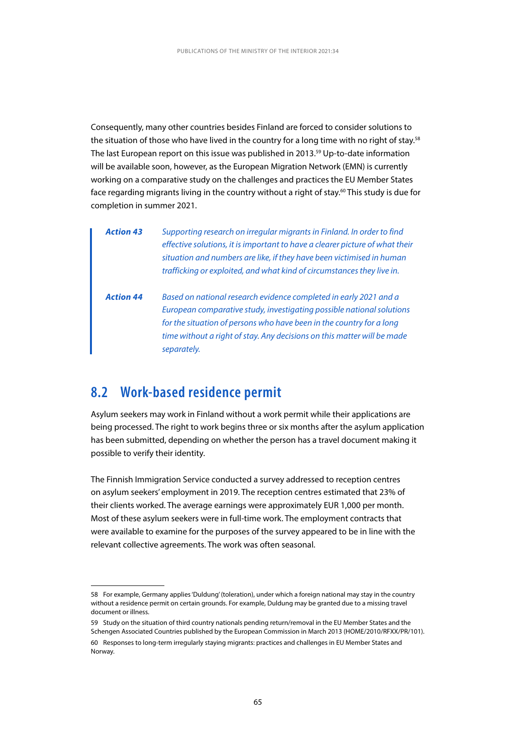Consequently, many other countries besides Finland are forced to consider solutions to the situation of those who have lived in the country for a long time with no right of stay.[58] The last European report on this issue was published in 2013.[59] Up-to-date information will be available soon, however, as the European Migration Network (EMN) is currently working on a comparative study on the challenges and practices the EU Member States face regarding migrants living in the country without a right of stay.[60] This study is due for completion in summer 2021.

> ***Action 43*** *Supporting research on irregular migrants in Finland. In order to find effective solutions, it is important to have a clearer picture of what their situation and numbers are like, if they have been victimised in human trafficking or exploited, and what kind of circumstances they live in.*
>
> ***Action 44*** *Based on national research evidence completed in early 2021 and a European comparative study, investigating possible national solutions for the situation of persons who have been in the country for a long time without a right of stay. Any decisions on this matter will be made separately.*

## 8.2 Work-based residence permit

Asylum seekers may work in Finland without a work permit while their applications are being processed. The right to work begins three or six months after the asylum application has been submitted, depending on whether the person has a travel document making it possible to verify their identity.

The Finnish Immigration Service conducted a survey addressed to reception centres on asylum seekers' employment in 2019. The reception centres estimated that 23% of their clients worked. The average earnings were approximately EUR 1,000 per month. Most of these asylum seekers were in full-time work. The employment contracts that were available to examine for the purposes of the survey appeared to be in line with the relevant collective agreements. The work was often seasonal.

---

58 For example, Germany applies 'Duldung' (toleration), under which a foreign national may stay in the country without a residence permit on certain grounds. For example, Duldung may be granted due to a missing travel document or illness.

59 Study on the situation of third country nationals pending return/removal in the EU Member States and the Schengen Associated Countries published by the European Commission in March 2013 (HOME/2010/RFXX/PR/101).

60 Responses to long-term irregularly staying migrants: practices and challenges in EU Member States and Norway.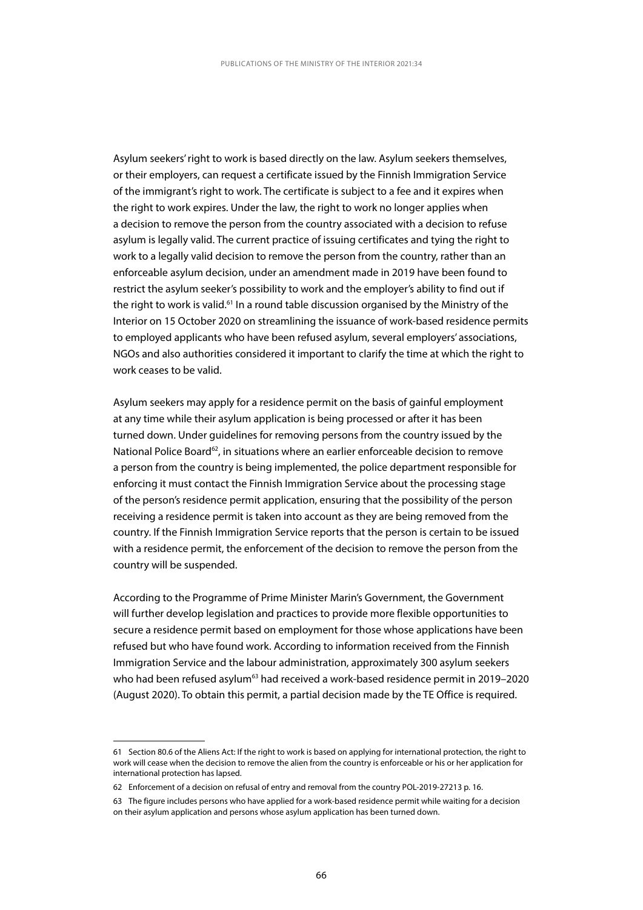Asylum seekers' right to work is based directly on the law. Asylum seekers themselves, or their employers, can request a certificate issued by the Finnish Immigration Service of the immigrant's right to work. The certificate is subject to a fee and it expires when the right to work expires. Under the law, the right to work no longer applies when a decision to remove the person from the country associated with a decision to refuse asylum is legally valid. The current practice of issuing certificates and tying the right to work to a legally valid decision to remove the person from the country, rather than an enforceable asylum decision, under an amendment made in 2019 have been found to restrict the asylum seeker's possibility to work and the employer's ability to find out if the right to work is valid.[61] In a round table discussion organised by the Ministry of the Interior on 15 October 2020 on streamlining the issuance of work-based residence permits to employed applicants who have been refused asylum, several employers' associations, NGOs and also authorities considered it important to clarify the time at which the right to work ceases to be valid.

Asylum seekers may apply for a residence permit on the basis of gainful employment at any time while their asylum application is being processed or after it has been turned down. Under guidelines for removing persons from the country issued by the National Police Board[62], in situations where an earlier enforceable decision to remove a person from the country is being implemented, the police department responsible for enforcing it must contact the Finnish Immigration Service about the processing stage of the person's residence permit application, ensuring that the possibility of the person receiving a residence permit is taken into account as they are being removed from the country. If the Finnish Immigration Service reports that the person is certain to be issued with a residence permit, the enforcement of the decision to remove the person from the country will be suspended.

According to the Programme of Prime Minister Marin's Government, the Government will further develop legislation and practices to provide more flexible opportunities to secure a residence permit based on employment for those whose applications have been refused but who have found work. According to information received from the Finnish Immigration Service and the labour administration, approximately 300 asylum seekers who had been refused asylum[63] had received a work-based residence permit in 2019–2020 (August 2020). To obtain this permit, a partial decision made by the TE Office is required.

---

61 Section 80.6 of the Aliens Act: If the right to work is based on applying for international protection, the right to work will cease when the decision to remove the alien from the country is enforceable or his or her application for international protection has lapsed.

62 Enforcement of a decision on refusal of entry and removal from the country POL-2019-27213 p. 16.

63 The figure includes persons who have applied for a work-based residence permit while waiting for a decision on their asylum application and persons whose asylum application has been turned down.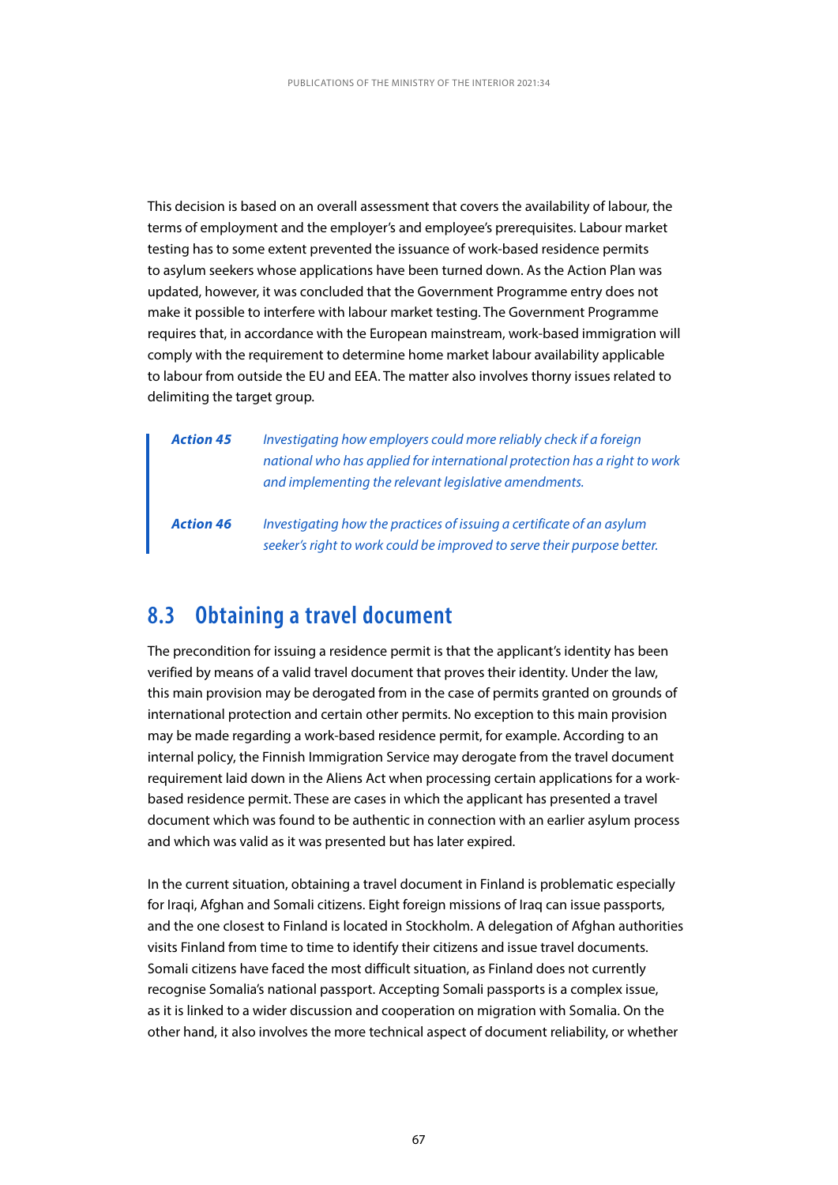This decision is based on an overall assessment that covers the availability of labour, the terms of employment and the employer's and employee's prerequisites. Labour market testing has to some extent prevented the issuance of work-based residence permits to asylum seekers whose applications have been turned down. As the Action Plan was updated, however, it was concluded that the Government Programme entry does not make it possible to interfere with labour market testing. The Government Programme requires that, in accordance with the European mainstream, work-based immigration will comply with the requirement to determine home market labour availability applicable to labour from outside the EU and EEA. The matter also involves thorny issues related to delimiting the target group.

> ***Action 45*** *Investigating how employers could more reliably check if a foreign national who has applied for international protection has a right to work and implementing the relevant legislative amendments.*
>
> ***Action 46*** *Investigating how the practices of issuing a certificate of an asylum seeker's right to work could be improved to serve their purpose better.*

## 8.3 Obtaining a travel document

The precondition for issuing a residence permit is that the applicant's identity has been verified by means of a valid travel document that proves their identity. Under the law, this main provision may be derogated from in the case of permits granted on grounds of international protection and certain other permits. No exception to this main provision may be made regarding a work-based residence permit, for example. According to an internal policy, the Finnish Immigration Service may derogate from the travel document requirement laid down in the Aliens Act when processing certain applications for a work-based residence permit. These are cases in which the applicant has presented a travel document which was found to be authentic in connection with an earlier asylum process and which was valid as it was presented but has later expired.

In the current situation, obtaining a travel document in Finland is problematic especially for Iraqi, Afghan and Somali citizens. Eight foreign missions of Iraq can issue passports, and the one closest to Finland is located in Stockholm. A delegation of Afghan authorities visits Finland from time to time to identify their citizens and issue travel documents. Somali citizens have faced the most difficult situation, as Finland does not currently recognise Somalia's national passport. Accepting Somali passports is a complex issue, as it is linked to a wider discussion and cooperation on migration with Somalia. On the other hand, it also involves the more technical aspect of document reliability, or whether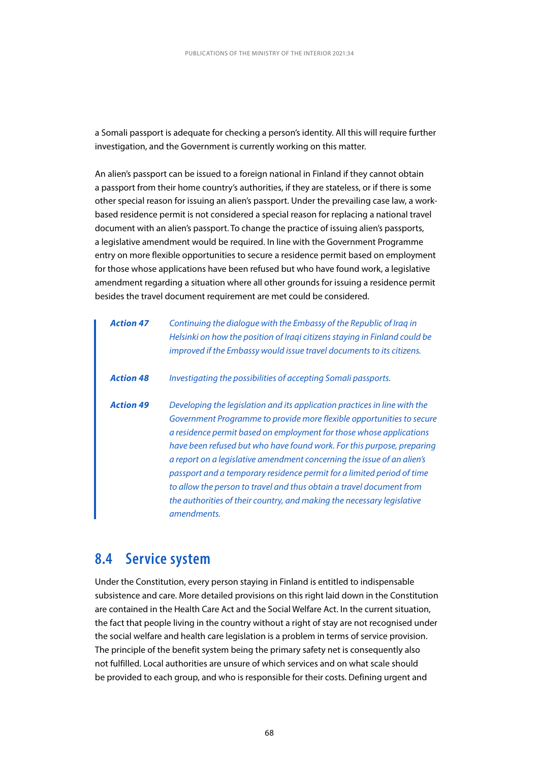a Somali passport is adequate for checking a person's identity. All this will require further investigation, and the Government is currently working on this matter.

An alien's passport can be issued to a foreign national in Finland if they cannot obtain a passport from their home country's authorities, if they are stateless, or if there is some other special reason for issuing an alien's passport. Under the prevailing case law, a work-based residence permit is not considered a special reason for replacing a national travel document with an alien's passport. To change the practice of issuing alien's passports, a legislative amendment would be required. In line with the Government Programme entry on more flexible opportunities to secure a residence permit based on employment for those whose applications have been refused but who have found work, a legislative amendment regarding a situation where all other grounds for issuing a residence permit besides the travel document requirement are met could be considered.

> ***Action 47*** *Continuing the dialogue with the Embassy of the Republic of Iraq in Helsinki on how the position of Iraqi citizens staying in Finland could be improved if the Embassy would issue travel documents to its citizens.*
>
> ***Action 48*** *Investigating the possibilities of accepting Somali passports.*
>
> ***Action 49*** *Developing the legislation and its application practices in line with the Government Programme to provide more flexible opportunities to secure a residence permit based on employment for those whose applications have been refused but who have found work. For this purpose, preparing a report on a legislative amendment concerning the issue of an alien's passport and a temporary residence permit for a limited period of time to allow the person to travel and thus obtain a travel document from the authorities of their country, and making the necessary legislative amendments.*

## 8.4 Service system

Under the Constitution, every person staying in Finland is entitled to indispensable subsistence and care. More detailed provisions on this right laid down in the Constitution are contained in the Health Care Act and the Social Welfare Act. In the current situation, the fact that people living in the country without a right of stay are not recognised under the social welfare and health care legislation is a problem in terms of service provision. The principle of the benefit system being the primary safety net is consequently also not fulfilled. Local authorities are unsure of which services and on what scale should be provided to each group, and who is responsible for their costs. Defining urgent and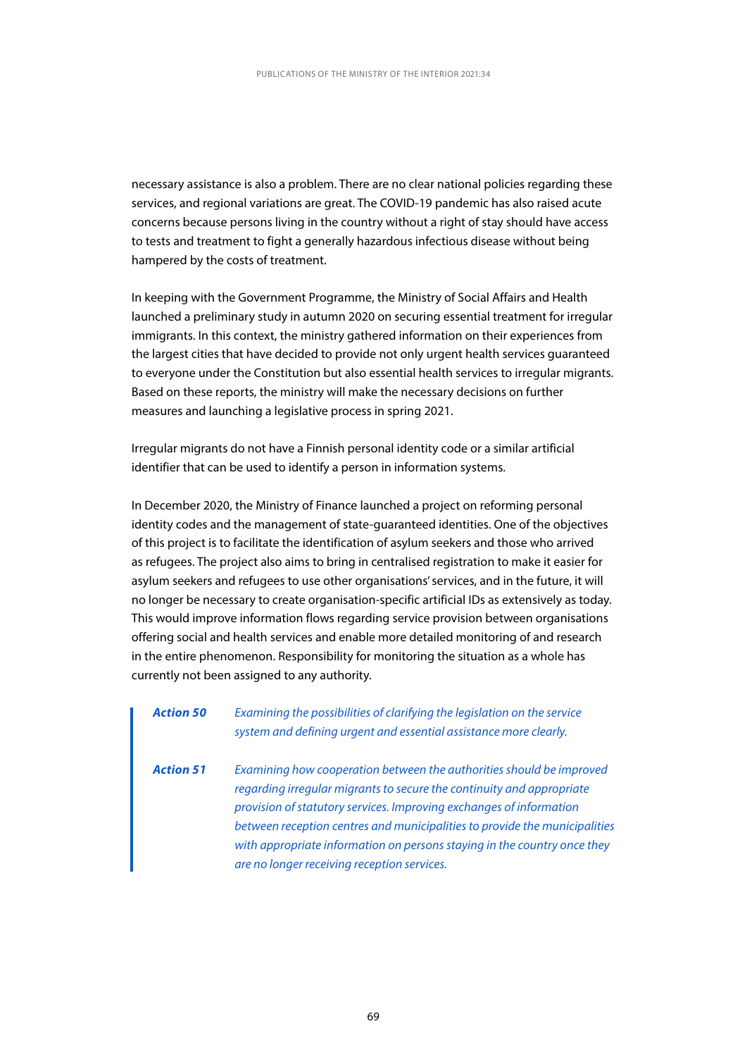necessary assistance is also a problem. There are no clear national policies regarding these services, and regional variations are great. The COVID-19 pandemic has also raised acute concerns because persons living in the country without a right of stay should have access to tests and treatment to fight a generally hazardous infectious disease without being hampered by the costs of treatment.

In keeping with the Government Programme, the Ministry of Social Affairs and Health launched a preliminary study in autumn 2020 on securing essential treatment for irregular immigrants. In this context, the ministry gathered information on their experiences from the largest cities that have decided to provide not only urgent health services guaranteed to everyone under the Constitution but also essential health services to irregular migrants. Based on these reports, the ministry will make the necessary decisions on further measures and launching a legislative process in spring 2021.

Irregular migrants do not have a Finnish personal identity code or a similar artificial identifier that can be used to identify a person in information systems.

In December 2020, the Ministry of Finance launched a project on reforming personal identity codes and the management of state-guaranteed identities. One of the objectives of this project is to facilitate the identification of asylum seekers and those who arrived as refugees. The project also aims to bring in centralised registration to make it easier for asylum seekers and refugees to use other organisations' services, and in the future, it will no longer be necessary to create organisation-specific artificial IDs as extensively as today. This would improve information flows regarding service provision between organisations offering social and health services and enable more detailed monitoring of and research in the entire phenomenon. Responsibility for monitoring the situation as a whole has currently not been assigned to any authority.

> ***Action 50*** *Examining the possibilities of clarifying the legislation on the service system and defining urgent and essential assistance more clearly.*
>
> ***Action 51*** *Examining how cooperation between the authorities should be improved regarding irregular migrants to secure the continuity and appropriate provision of statutory services. Improving exchanges of information between reception centres and municipalities to provide the municipalities with appropriate information on persons staying in the country once they are no longer receiving reception services.*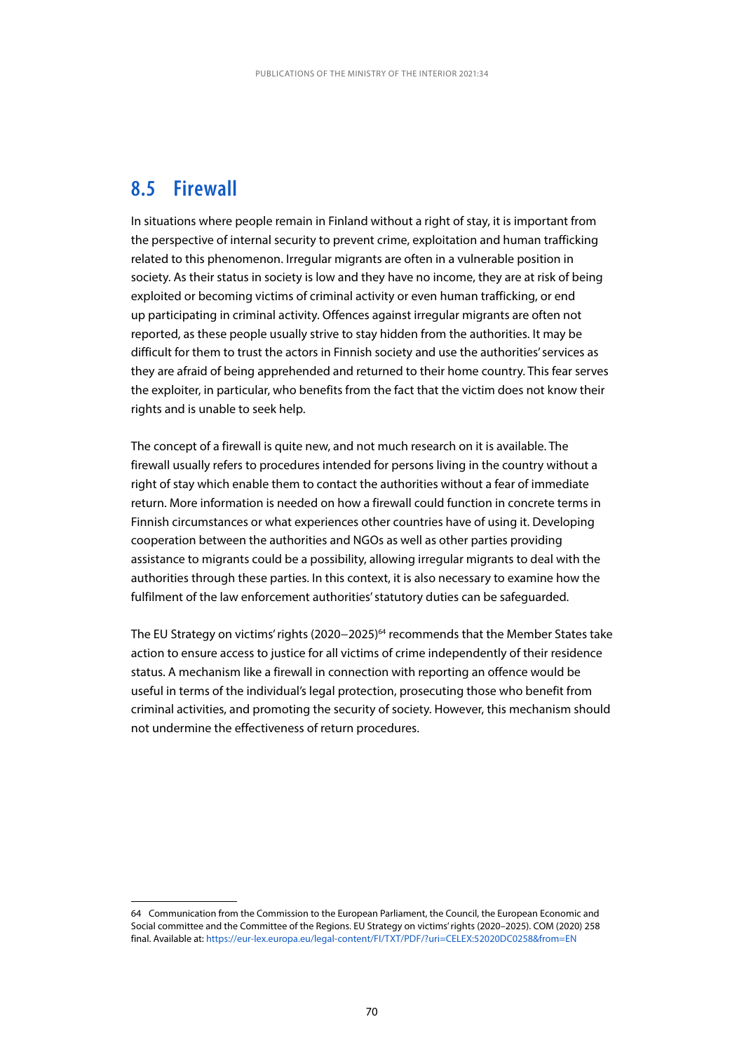## 8.5 Firewall

In situations where people remain in Finland without a right of stay, it is important from the perspective of internal security to prevent crime, exploitation and human trafficking related to this phenomenon. Irregular migrants are often in a vulnerable position in society. As their status in society is low and they have no income, they are at risk of being exploited or becoming victims of criminal activity or even human trafficking, or end up participating in criminal activity. Offences against irregular migrants are often not reported, as these people usually strive to stay hidden from the authorities. It may be difficult for them to trust the actors in Finnish society and use the authorities' services as they are afraid of being apprehended and returned to their home country. This fear serves the exploiter, in particular, who benefits from the fact that the victim does not know their rights and is unable to seek help.

The concept of a firewall is quite new, and not much research on it is available. The firewall usually refers to procedures intended for persons living in the country without a right of stay which enable them to contact the authorities without a fear of immediate return. More information is needed on how a firewall could function in concrete terms in Finnish circumstances or what experiences other countries have of using it. Developing cooperation between the authorities and NGOs as well as other parties providing assistance to migrants could be a possibility, allowing irregular migrants to deal with the authorities through these parties. In this context, it is also necessary to examine how the fulfilment of the law enforcement authorities' statutory duties can be safeguarded.

The EU Strategy on victims' rights (2020−2025)[64] recommends that the Member States take action to ensure access to justice for all victims of crime independently of their residence status. A mechanism like a firewall in connection with reporting an offence would be useful in terms of the individual's legal protection, prosecuting those who benefit from criminal activities, and promoting the security of society. However, this mechanism should not undermine the effectiveness of return procedures.

---

64 Communication from the Commission to the European Parliament, the Council, the European Economic and Social committee and the Committee of the Regions. EU Strategy on victims' rights (2020–2025). COM (2020) 258 final. Available at: https://eur-lex.europa.eu/legal-content/FI/TXT/PDF/?uri=CELEX:52020DC0258&from=EN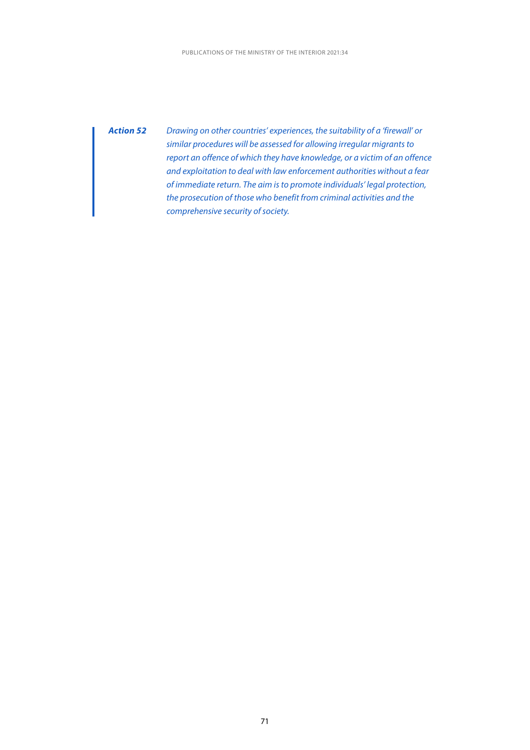***Action 52*** *Drawing on other countries' experiences, the suitability of a 'firewall' or similar procedures will be assessed for allowing irregular migrants to report an offence of which they have knowledge, or a victim of an offence and exploitation to deal with law enforcement authorities without a fear of immediate return. The aim is to promote individuals' legal protection, the prosecution of those who benefit from criminal activities and the comprehensive security of society.*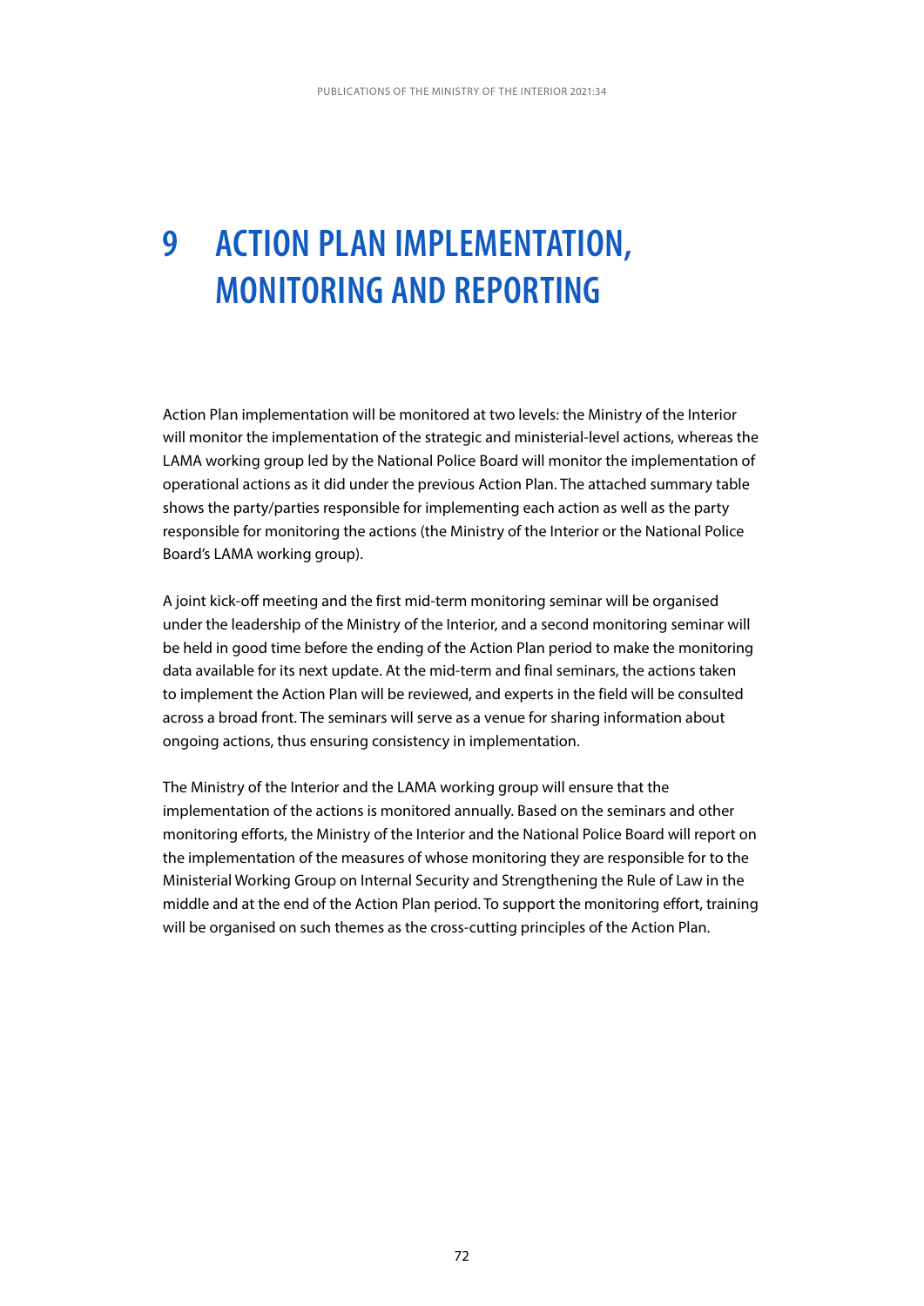# 9 ACTION PLAN IMPLEMENTATION, MONITORING AND REPORTING

Action Plan implementation will be monitored at two levels: the Ministry of the Interior will monitor the implementation of the strategic and ministerial-level actions, whereas the LAMA working group led by the National Police Board will monitor the implementation of operational actions as it did under the previous Action Plan. The attached summary table shows the party/parties responsible for implementing each action as well as the party responsible for monitoring the actions (the Ministry of the Interior or the National Police Board's LAMA working group).

A joint kick-off meeting and the first mid-term monitoring seminar will be organised under the leadership of the Ministry of the Interior, and a second monitoring seminar will be held in good time before the ending of the Action Plan period to make the monitoring data available for its next update. At the mid-term and final seminars, the actions taken to implement the Action Plan will be reviewed, and experts in the field will be consulted across a broad front. The seminars will serve as a venue for sharing information about ongoing actions, thus ensuring consistency in implementation.

The Ministry of the Interior and the LAMA working group will ensure that the implementation of the actions is monitored annually. Based on the seminars and other monitoring efforts, the Ministry of the Interior and the National Police Board will report on the implementation of the measures of whose monitoring they are responsible for to the Ministerial Working Group on Internal Security and Strengthening the Rule of Law in the middle and at the end of the Action Plan period. To support the monitoring effort, training will be organised on such themes as the cross-cutting principles of the Action Plan.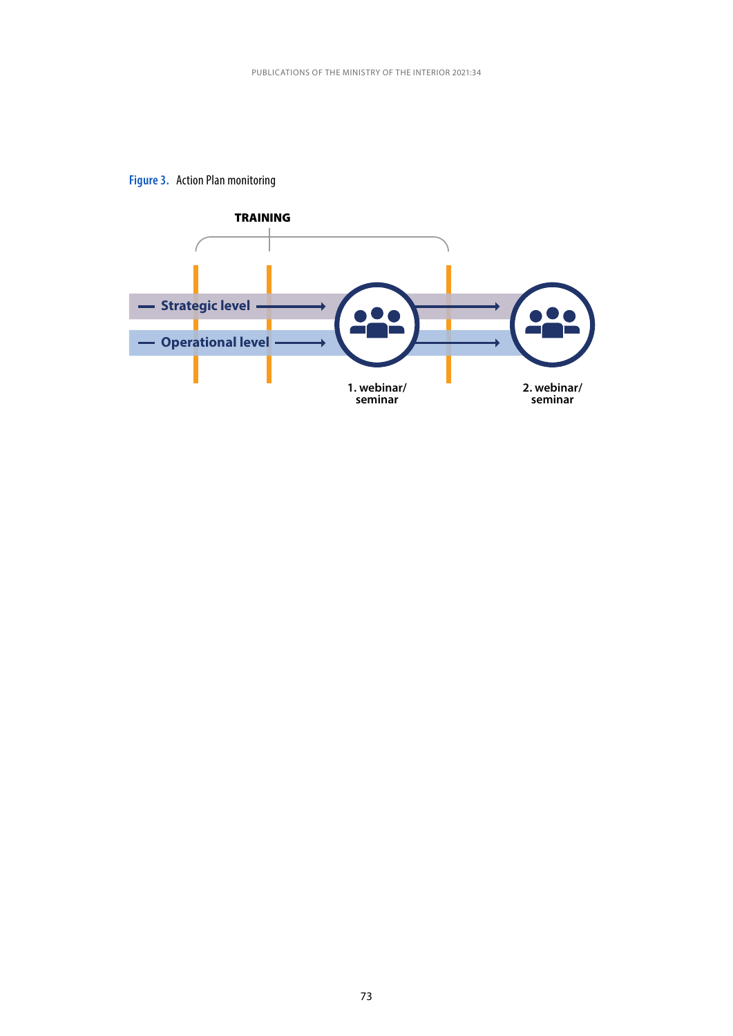**Figure 3.** Action Plan monitoring

TRAINING

Strategic level

Operational level

1. webinar/ seminar

2. webinar/ seminar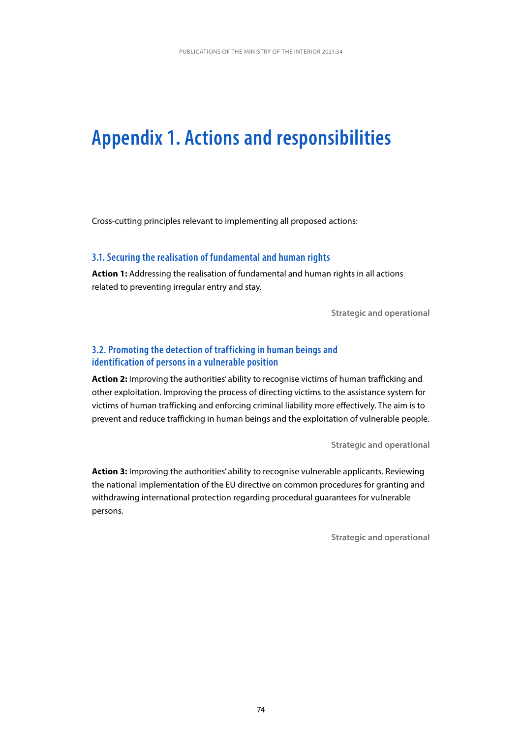# Appendix 1. Actions and responsibilities

Cross-cutting principles relevant to implementing all proposed actions:

### 3.1. Securing the realisation of fundamental and human rights

**Action 1:** Addressing the realisation of fundamental and human rights in all actions related to preventing irregular entry and stay.

**Strategic and operational**

### 3.2. Promoting the detection of trafficking in human beings and identification of persons in a vulnerable position

**Action 2:** Improving the authorities' ability to recognise victims of human trafficking and other exploitation. Improving the process of directing victims to the assistance system for victims of human trafficking and enforcing criminal liability more effectively. The aim is to prevent and reduce trafficking in human beings and the exploitation of vulnerable people.

**Strategic and operational**

**Action 3:** Improving the authorities' ability to recognise vulnerable applicants. Reviewing the national implementation of the EU directive on common procedures for granting and withdrawing international protection regarding procedural guarantees for vulnerable persons.

**Strategic and operational**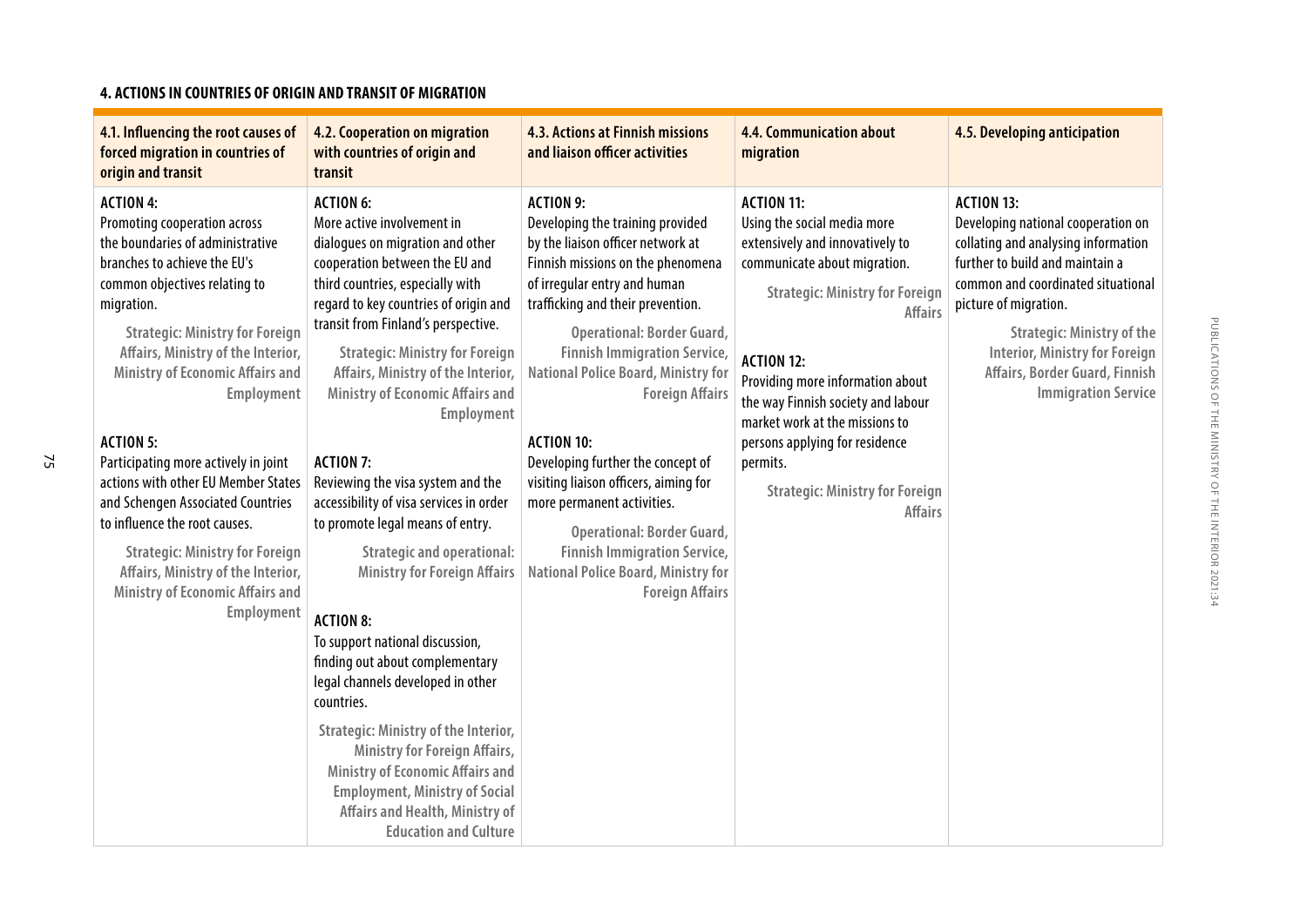**4. ACTIONS IN COUNTRIES OF ORIGIN AND TRANSIT OF MIGRATION**

| 4.1. Influencing the root causes of forced migration in countries of origin and transit | 4.2. Cooperation on migration with countries of origin and transit | 4.3. Actions at Finnish missions and liaison officer activities | 4.4. Communication about migration | 4.5. Developing anticipation |
|---|---|---|---|---|
| **ACTION 4:** Promoting cooperation across the boundaries of administrative branches to achieve the EU's common objectives relating to migration. **Strategic: Ministry for Foreign Affairs, Ministry of the Interior, Ministry of Economic Affairs and Employment** <br><br> **ACTION 5:** Participating more actively in joint actions with other EU Member States and Schengen Associated Countries to influence the root causes. **Strategic: Ministry for Foreign Affairs, Ministry of the Interior, Ministry of Economic Affairs and Employment** | **ACTION 6:** More active involvement in dialogues on migration and other cooperation between the EU and third countries, especially with regard to key countries of origin and transit from Finland's perspective. **Strategic: Ministry for Foreign Affairs, Ministry of the Interior, Ministry of Economic Affairs and Employment** <br><br> **ACTION 7:** Reviewing the visa system and the accessibility of visa services in order to promote legal means of entry. **Strategic and operational: Ministry for Foreign Affairs** <br><br> **ACTION 8:** To support national discussion, finding out about complementary legal channels developed in other countries. **Strategic: Ministry of the Interior, Ministry for Foreign Affairs, Ministry of Economic Affairs and Employment, Ministry of Social Affairs and Health, Ministry of Education and Culture** | **ACTION 9:** Developing the training provided by the liaison officer network at Finnish missions on the phenomena of irregular entry and human trafficking and their prevention. **Operational: Border Guard, Finnish Immigration Service, National Police Board, Ministry for Foreign Affairs** <br><br> **ACTION 10:** Developing further the concept of visiting liaison officers, aiming for more permanent activities. **Operational: Border Guard, Finnish Immigration Service, National Police Board, Ministry for Foreign Affairs** | **ACTION 11:** Using the social media more extensively and innovatively to communicate about migration. **Strategic: Ministry for Foreign Affairs** <br><br> **ACTION 12:** Providing more information about the way Finnish society and labour market work at the missions to persons applying for residence permits. **Strategic: Ministry for Foreign Affairs** | **ACTION 13:** Developing national cooperation on collating and analysing information further to build and maintain a common and coordinated situational picture of migration. **Strategic: Ministry of the Interior, Ministry for Foreign Affairs, Border Guard, Finnish Immigration Service** |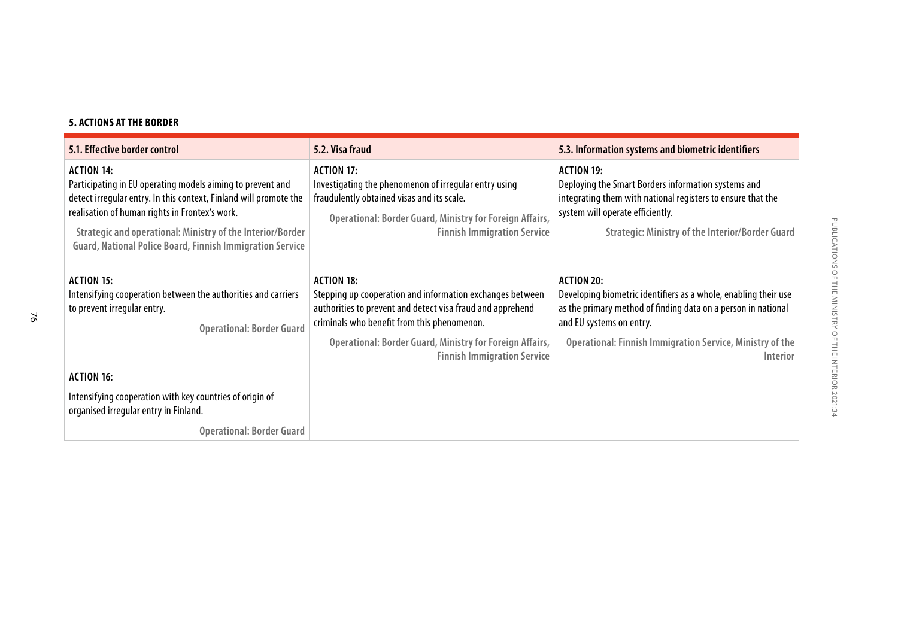**5. ACTIONS AT THE BORDER**

| 5.1. Effective border control | 5.2. Visa fraud | 5.3. Information systems and biometric identifiers |
|---|---|---|
| **ACTION 14:** Participating in EU operating models aiming to prevent and detect irregular entry. In this context, Finland will promote the realisation of human rights in Frontex's work. **Strategic and operational: Ministry of the Interior/Border Guard, National Police Board, Finnish Immigration Service** | **ACTION 17:** Investigating the phenomenon of irregular entry using fraudulently obtained visas and its scale. **Operational: Border Guard, Ministry for Foreign Affairs, Finnish Immigration Service** | **ACTION 19:** Deploying the Smart Borders information systems and integrating them with national registers to ensure that the system will operate efficiently. **Strategic: Ministry of the Interior/Border Guard** |
| **ACTION 15:** Intensifying cooperation between the authorities and carriers to prevent irregular entry. **Operational: Border Guard** | **ACTION 18:** Stepping up cooperation and information exchanges between authorities to prevent and detect visa fraud and apprehend criminals who benefit from this phenomenon. **Operational: Border Guard, Ministry for Foreign Affairs, Finnish Immigration Service** | **ACTION 20:** Developing biometric identifiers as a whole, enabling their use as the primary method of finding data on a person in national and EU systems on entry. **Operational: Finnish Immigration Service, Ministry of the Interior** |
| **ACTION 16:** Intensifying cooperation with key countries of origin of organised irregular entry in Finland. **Operational: Border Guard** | | |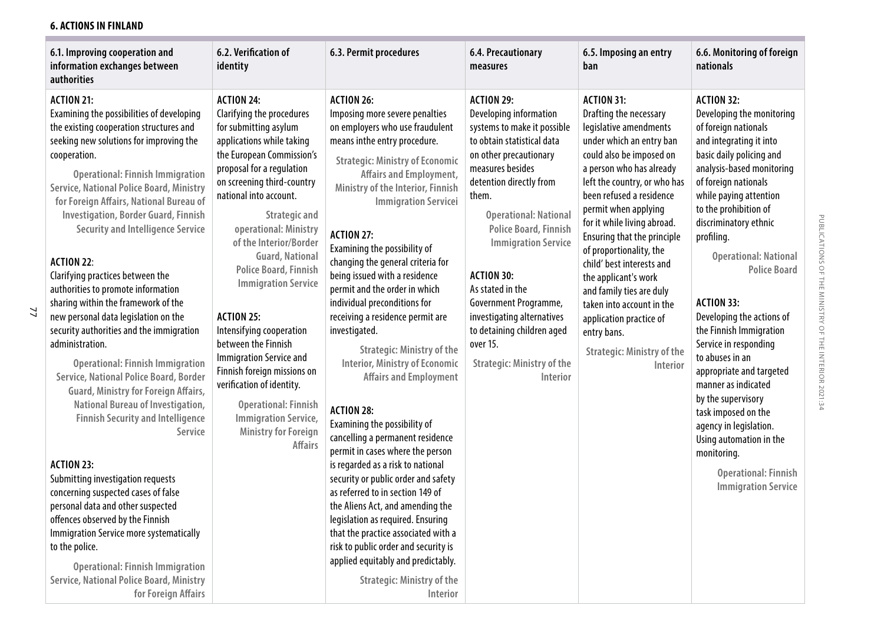## 6. ACTIONS IN FINLAND

| 6.1. Improving cooperation and information exchanges between authorities | 6.2. Verification of identity | 6.3. Permit procedures | 6.4. Precautionary measures | 6.5. Imposing an entry ban | 6.6. Monitoring of foreign nationals |
|---|---|---|---|---|---|
| **ACTION 21:** Examining the possibilities of developing the existing cooperation structures and seeking new solutions for improving the cooperation. **Operational: Finnish Immigration Service, National Police Board, Ministry for Foreign Affairs, National Bureau of Investigation, Border Guard, Finnish Security and Intelligence Service**<br><br>**ACTION 22**: Clarifying practices between the authorities to promote information sharing within the framework of the new personal data legislation on the security authorities and the immigration administration. **Operational: Finnish Immigration Service, National Police Board, Border Guard, Ministry for Foreign Affairs, National Bureau of Investigation, Finnish Security and Intelligence Service**<br><br>**ACTION 23:** Submitting investigation requests concerning suspected cases of false personal data and other suspected offences observed by the Finnish Immigration Service more systematically to the police. **Operational: Finnish Immigration Service, National Police Board, Ministry for Foreign Affairs** | **ACTION 24:** Clarifying the procedures for submitting asylum applications while taking the European Commission's proposal for a regulation on screening third-country national into account. **Strategic and operational: Ministry of the Interior/Border Guard, National Police Board, Finnish Immigration Service**<br><br>**ACTION 25:** Intensifying cooperation between the Finnish Immigration Service and Finnish foreign missions on verification of identity. **Operational: Finnish Immigration Service, Ministry for Foreign Affairs** | **ACTION 26:** Imposing more severe penalties on employers who use fraudulent means inthe entry procedure. **Strategic: Ministry of Economic Affairs and Employment, Ministry of the Interior, Finnish Immigration Servicei**<br><br>**ACTION 27:** Examining the possibility of changing the general criteria for being issued with a residence permit and the order in which individual preconditions for receiving a residence permit are investigated. **Strategic: Ministry of the Interior, Ministry of Economic Affairs and Employment**<br><br>**ACTION 28:** Examining the possibility of cancelling a permanent residence permit in cases where the person is regarded as a risk to national security or public order and safety as referred to in section 149 of the Aliens Act, and amending the legislation as required. Ensuring that the practice associated with a risk to public order and security is applied equitably and predictably. **Strategic: Ministry of the Interior** | **ACTION 29:** Developing information systems to make it possible to obtain statistical data on other precautionary measures besides detention directly from them. **Operational: National Police Board, Finnish Immigration Service**<br><br>**ACTION 30:** As stated in the Government Programme, investigating alternatives to detaining children aged over 15. **Strategic: Ministry of the Interior** | **ACTION 31:** Drafting the necessary legislative amendments under which an entry ban could also be imposed on a person who has already left the country, or who has been refused a residence permit when applying for it while living abroad. Ensuring that the principle of proportionality, the child' best interests and the applicant's work and family ties are duly taken into account in the application practice of entry bans. **Strategic: Ministry of the Interior** | **ACTION 32:** Developing the monitoring of foreign nationals and integrating it into basic daily policing and analysis-based monitoring of foreign nationals while paying attention to the prohibition of discriminatory ethnic profiling. **Operational: National Police Board**<br><br>**ACTION 33:** Developing the actions of the Finnish Immigration Service in responding to abuses in an appropriate and targeted manner as indicated by the supervisory task imposed on the agency in legislation. Using automation in the monitoring. **Operational: Finnish Immigration Service** |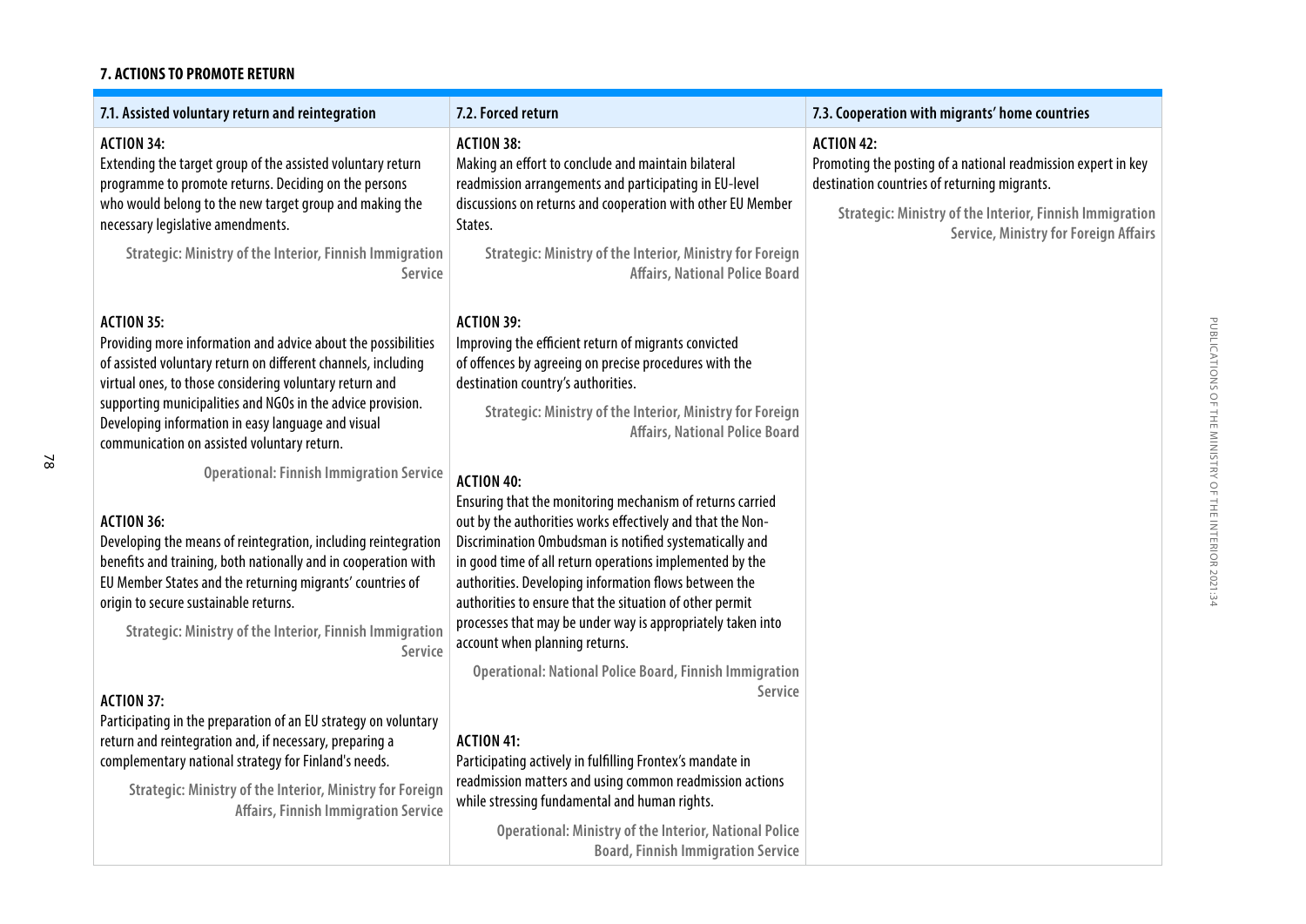### 7. ACTIONS TO PROMOTE RETURN

| 7.1. Assisted voluntary return and reintegration | 7.2. Forced return | 7.3. Cooperation with migrants' home countries |
|---|---|---|
| **ACTION 34:** Extending the target group of the assisted voluntary return programme to promote returns. Deciding on the persons who would belong to the new target group and making the necessary legislative amendments. **Strategic: Ministry of the Interior, Finnish Immigration Service** | **ACTION 38:** Making an effort to conclude and maintain bilateral readmission arrangements and participating in EU-level discussions on returns and cooperation with other EU Member States. **Strategic: Ministry of the Interior, Ministry for Foreign Affairs, National Police Board** | **ACTION 42:** Promoting the posting of a national readmission expert in key destination countries of returning migrants. **Strategic: Ministry of the Interior, Finnish Immigration Service, Ministry for Foreign Affairs** |
| **ACTION 35:** Providing more information and advice about the possibilities of assisted voluntary return on different channels, including virtual ones, to those considering voluntary return and supporting municipalities and NGOs in the advice provision. Developing information in easy language and visual communication on assisted voluntary return. **Operational: Finnish Immigration Service** | **ACTION 39:** Improving the efficient return of migrants convicted of offences by agreeing on precise procedures with the destination country's authorities. **Strategic: Ministry of the Interior, Ministry for Foreign Affairs, National Police Board** | |
| **ACTION 36:** Developing the means of reintegration, including reintegration benefits and training, both nationally and in cooperation with EU Member States and the returning migrants' countries of origin to secure sustainable returns. **Strategic: Ministry of the Interior, Finnish Immigration Service** | **ACTION 40:** Ensuring that the monitoring mechanism of returns carried out by the authorities works effectively and that the Non-Discrimination Ombudsman is notified systematically and in good time of all return operations implemented by the authorities. Developing information flows between the authorities to ensure that the situation of other permit processes that may be under way is appropriately taken into account when planning returns. **Operational: National Police Board, Finnish Immigration Service** | |
| **ACTION 37:** Participating in the preparation of an EU strategy on voluntary return and reintegration and, if necessary, preparing a complementary national strategy for Finland's needs. **Strategic: Ministry of the Interior, Ministry for Foreign Affairs, Finnish Immigration Service** | **ACTION 41:** Participating actively in fulfilling Frontex's mandate in readmission matters and using common readmission actions while stressing fundamental and human rights. **Operational: Ministry of the Interior, National Police Board, Finnish Immigration Service** | |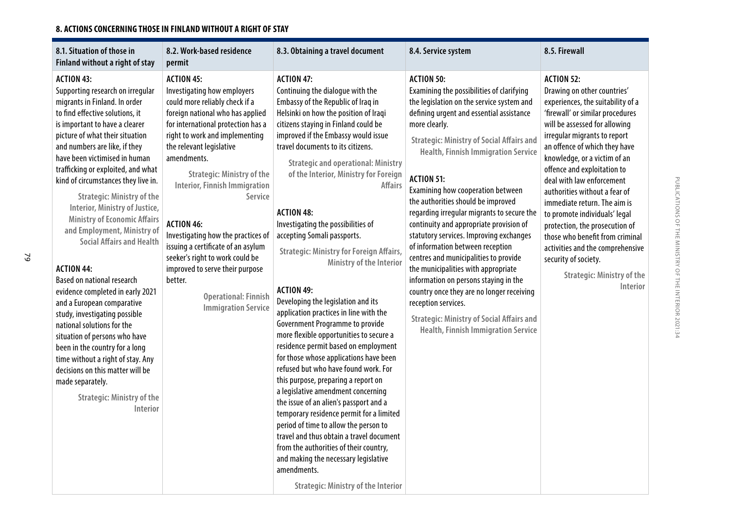**8. ACTIONS CONCERNING THOSE IN FINLAND WITHOUT A RIGHT OF STAY**

| 8.1. Situation of those in Finland without a right of stay | 8.2. Work-based residence permit | 8.3. Obtaining a travel document | 8.4. Service system | 8.5. Firewall |
|---|---|---|---|---|
| **ACTION 43:**<br>Supporting research on irregular migrants in Finland. In order to find effective solutions, it is important to have a clearer picture of what their situation and numbers are like, if they have been victimised in human trafficking or exploited, and what kind of circumstances they live in.<br>**Strategic: Ministry of the Interior, Ministry of Justice, Ministry of Economic Affairs and Employment, Ministry of Social Affairs and Health**<br><br>**ACTION 44:**<br>Based on national research evidence completed in early 2021 and a European comparative study, investigating possible national solutions for the situation of persons who have been in the country for a long time without a right of stay. Any decisions on this matter will be made separately.<br>**Strategic: Ministry of the Interior** | **ACTION 45:**<br>Investigating how employers could more reliably check if a foreign national who has applied for international protection has a right to work and implementing the relevant legislative amendments.<br>**Strategic: Ministry of the Interior, Finnish Immigration Service**<br><br>**ACTION 46:**<br>Investigating how the practices of issuing a certificate of an asylum seeker's right to work could be improved to serve their purpose better.<br>**Operational: Finnish Immigration Service** | **ACTION 47:**<br>Continuing the dialogue with the Embassy of the Republic of Iraq in Helsinki on how the position of Iraqi citizens staying in Finland could be improved if the Embassy would issue travel documents to its citizens.<br>**Strategic and operational: Ministry of the Interior, Ministry for Foreign Affairs**<br><br>**ACTION 48:**<br>Investigating the possibilities of accepting Somali passports.<br>**Strategic: Ministry for Foreign Affairs, Ministry of the Interior**<br><br>**ACTION 49:**<br>Developing the legislation and its application practices in line with the Government Programme to provide more flexible opportunities to secure a residence permit based on employment for those whose applications have been refused but who have found work. For this purpose, preparing a report on a legislative amendment concerning the issue of an alien's passport and a temporary residence permit for a limited period of time to allow the person to travel and thus obtain a travel document from the authorities of their country, and making the necessary legislative amendments.<br>**Strategic: Ministry of the Interior** | **ACTION 50:**<br>Examining the possibilities of clarifying the legislation on the service system and defining urgent and essential assistance more clearly.<br>**Strategic: Ministry of Social Affairs and Health, Finnish Immigration Service**<br><br>**ACTION 51:**<br>Examining how cooperation between the authorities should be improved regarding irregular migrants to secure the continuity and appropriate provision of statutory services. Improving exchanges of information between reception centres and municipalities to provide the municipalities with appropriate information on persons staying in the country once they are no longer receiving reception services.<br>**Strategic: Ministry of Social Affairs and Health, Finnish Immigration Service** | **ACTION 52:**<br>Drawing on other countries' experiences, the suitability of a 'firewall' or similar procedures will be assessed for allowing irregular migrants to report an offence of which they have knowledge, or a victim of an offence and exploitation to deal with law enforcement authorities without a fear of immediate return. The aim is to promote individuals' legal protection, the prosecution of those who benefit from criminal activities and the comprehensive security of society.<br>**Strategic: Ministry of the Interior** |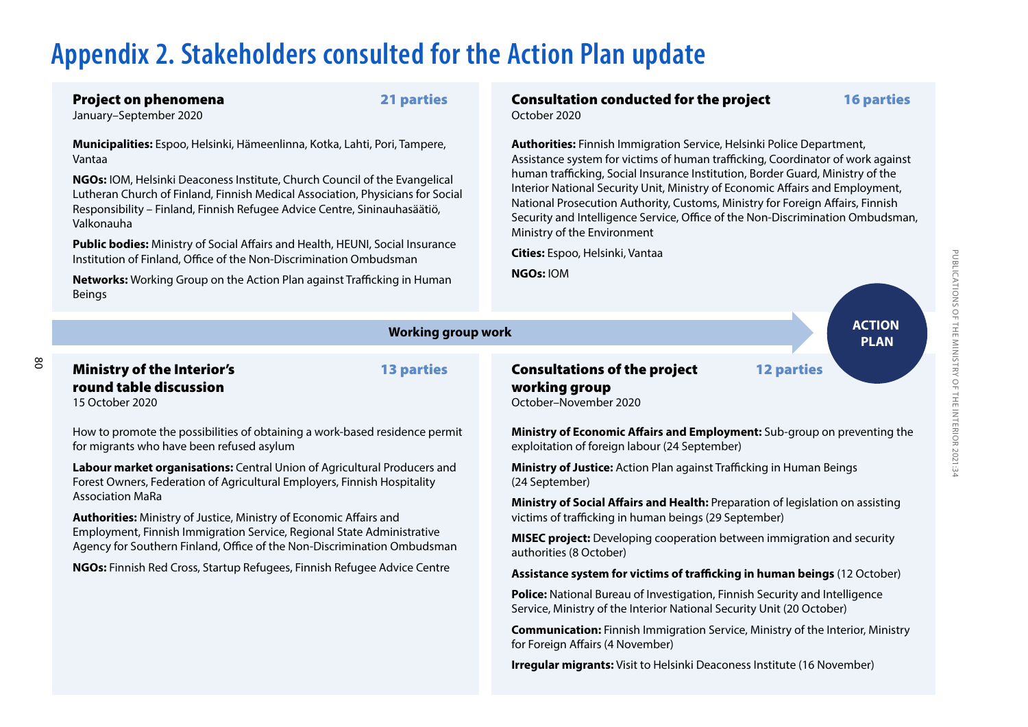# Appendix 2. Stakeholders consulted for the Action Plan update

### Project on phenomena

**21 parties**

January–September 2020

**Municipalities:** Espoo, Helsinki, Hämeenlinna, Kotka, Lahti, Pori, Tampere, Vantaa

**NGOs:** IOM, Helsinki Deaconess Institute, Church Council of the Evangelical Lutheran Church of Finland, Finnish Medical Association, Physicians for Social Responsibility – Finland, Finnish Refugee Advice Centre, Sininauhasäätiö, Valkonauha

**Public bodies:** Ministry of Social Affairs and Health, HEUNI, Social Insurance Institution of Finland, Office of the Non-Discrimination Ombudsman

**Networks:** Working Group on the Action Plan against Trafficking in Human Beings

### Consultation conducted for the project

**16 parties**

October 2020

**Authorities:** Finnish Immigration Service, Helsinki Police Department, Assistance system for victims of human trafficking, Coordinator of work against human trafficking, Social Insurance Institution, Border Guard, Ministry of the Interior National Security Unit, Ministry of Economic Affairs and Employment, National Prosecution Authority, Customs, Ministry for Foreign Affairs, Finnish Security and Intelligence Service, Office of the Non-Discrimination Ombudsman, Ministry of the Environment

**Cities:** Espoo, Helsinki, Vantaa

**NGOs:** IOM

**Working group work** → **ACTION PLAN**

### Ministry of the Interior's round table discussion

**13 parties**

15 October 2020

How to promote the possibilities of obtaining a work-based residence permit for migrants who have been refused asylum

**Labour market organisations:** Central Union of Agricultural Producers and Forest Owners, Federation of Agricultural Employers, Finnish Hospitality Association MaRa

**Authorities:** Ministry of Justice, Ministry of Economic Affairs and Employment, Finnish Immigration Service, Regional State Administrative Agency for Southern Finland, Office of the Non-Discrimination Ombudsman

**NGOs:** Finnish Red Cross, Startup Refugees, Finnish Refugee Advice Centre

### Consultations of the project working group

**12 parties**

October–November 2020

**Ministry of Economic Affairs and Employment:** Sub-group on preventing the exploitation of foreign labour (24 September)

**Ministry of Justice:** Action Plan against Trafficking in Human Beings (24 September)

**Ministry of Social Affairs and Health:** Preparation of legislation on assisting victims of trafficking in human beings (29 September)

**MISEC project:** Developing cooperation between immigration and security authorities (8 October)

**Assistance system for victims of trafficking in human beings** (12 October)

**Police:** National Bureau of Investigation, Finnish Security and Intelligence Service, Ministry of the Interior National Security Unit (20 October)

**Communication:** Finnish Immigration Service, Ministry of the Interior, Ministry for Foreign Affairs (4 November)

**Irregular migrants:** Visit to Helsinki Deaconess Institute (16 November)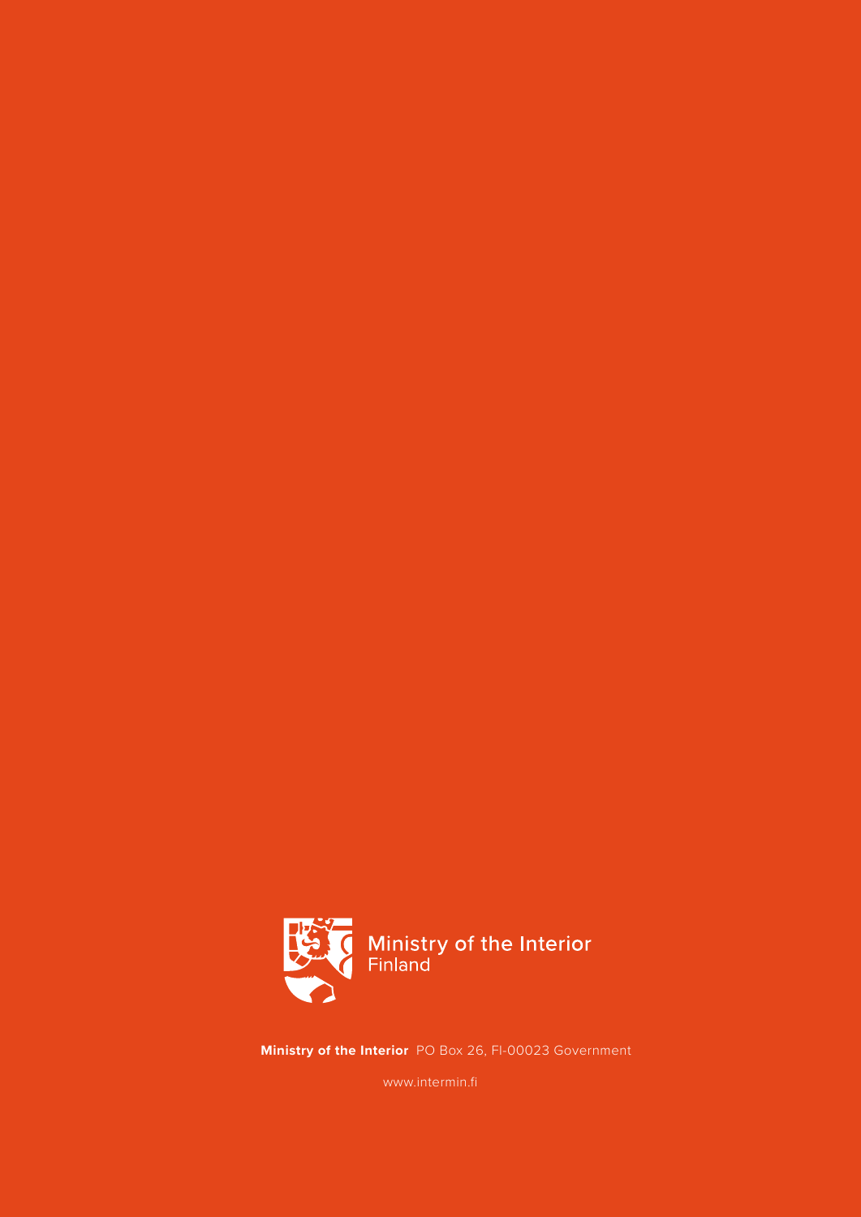Ministry of the Interior
Finland

**Ministry of the Interior** PO Box 26, FI-00023 Government

www.intermin.fi